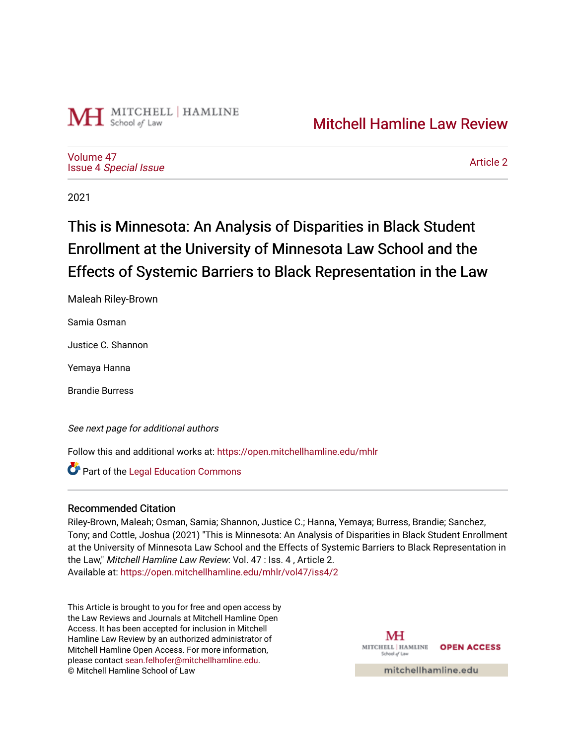Mitchell Hamline Law Review

Volume 47
Issue 4 *Special Issue*

Article 2

2021

# This is Minnesota: An Analysis of Disparities in Black Student Enrollment at the University of Minnesota Law School and the Effects of Systemic Barriers to Black Representation in the Law

Maleah Riley-Brown

Samia Osman

Justice C. Shannon

Yemaya Hanna

Brandie Burress

*See next page for additional authors*

Follow this and additional works at: https://open.mitchellhamline.edu/mhlr

Part of the Legal Education Commons

## Recommended Citation

Riley-Brown, Maleah; Osman, Samia; Shannon, Justice C.; Hanna, Yemaya; Burress, Brandie; Sanchez, Tony; and Cottle, Joshua (2021) "This is Minnesota: An Analysis of Disparities in Black Student Enrollment at the University of Minnesota Law School and the Effects of Systemic Barriers to Black Representation in the Law," *Mitchell Hamline Law Review*: Vol. 47 : Iss. 4 , Article 2.
Available at: https://open.mitchellhamline.edu/mhlr/vol47/iss4/2

This Article is brought to you for free and open access by the Law Reviews and Journals at Mitchell Hamline Open Access. It has been accepted for inclusion in Mitchell Hamline Law Review by an authorized administrator of Mitchell Hamline Open Access. For more information, please contact sean.felhofer@mitchellhamline.edu.
© Mitchell Hamline School of Law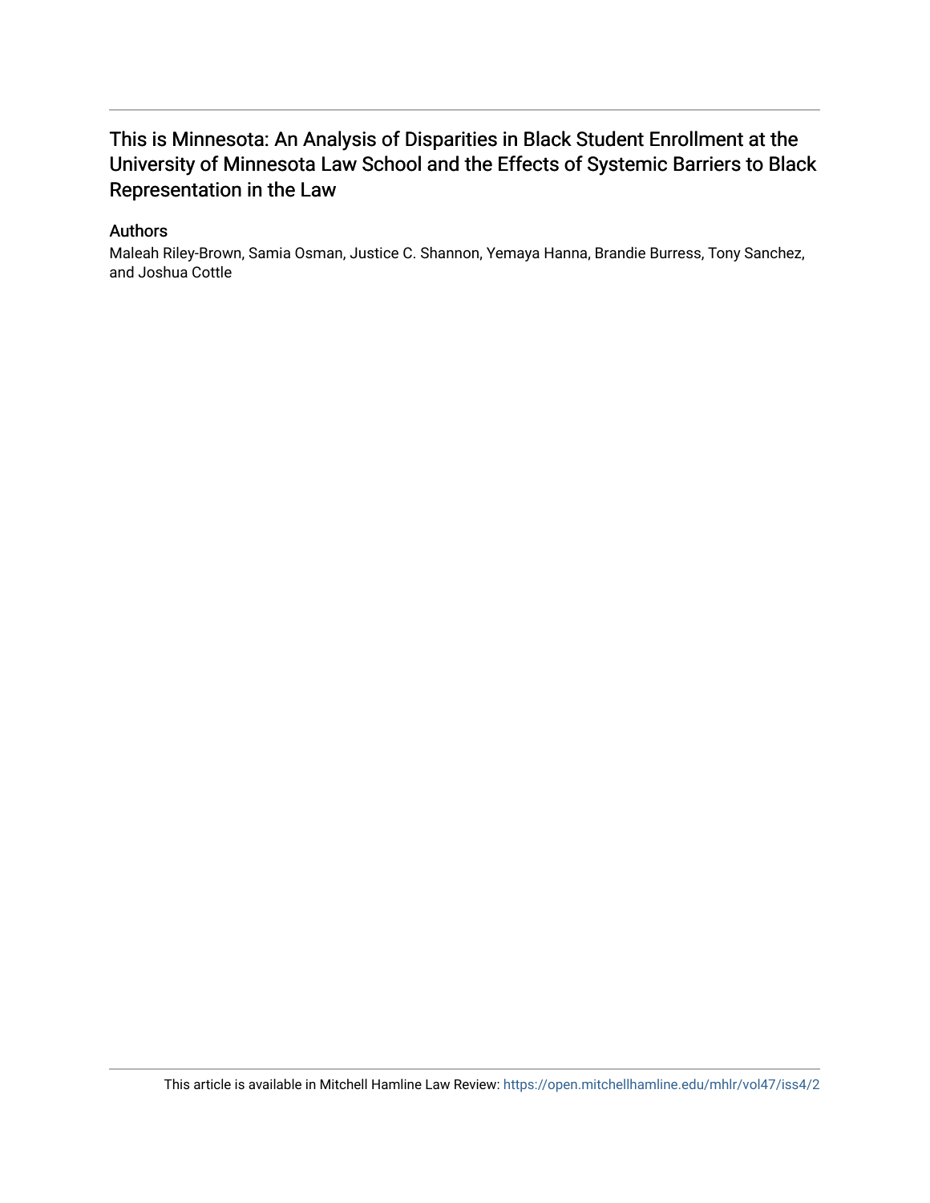# This is Minnesota: An Analysis of Disparities in Black Student Enrollment at the University of Minnesota Law School and the Effects of Systemic Barriers to Black Representation in the Law

## Authors

Maleah Riley-Brown, Samia Osman, Justice C. Shannon, Yemaya Hanna, Brandie Burress, Tony Sanchez, and Joshua Cottle

This article is available in Mitchell Hamline Law Review: https://open.mitchellhamline.edu/mhlr/vol47/iss4/2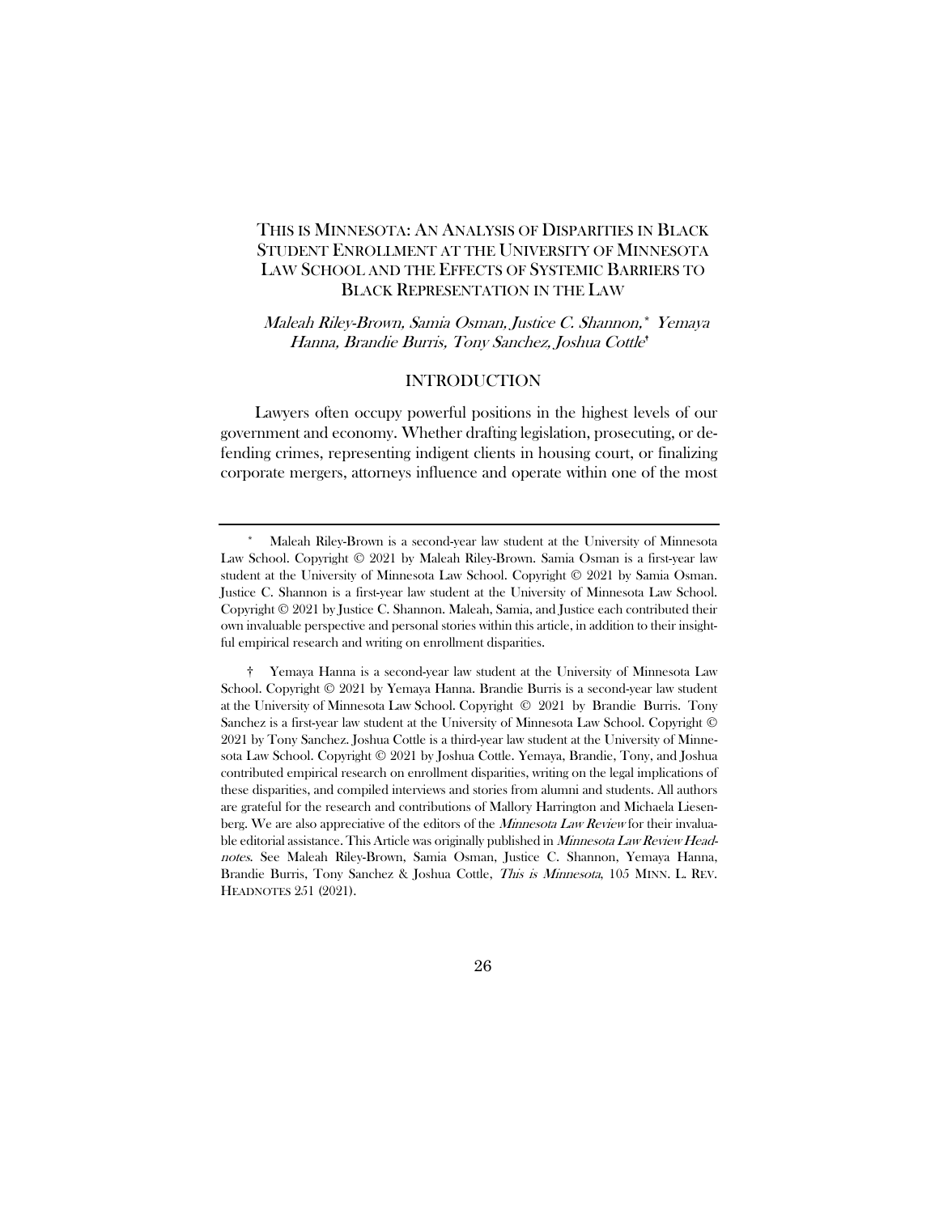# THIS IS MINNESOTA: AN ANALYSIS OF DISPARITIES IN BLACK STUDENT ENROLLMENT AT THE UNIVERSITY OF MINNESOTA LAW SCHOOL AND THE EFFECTS OF SYSTEMIC BARRIERS TO BLACK REPRESENTATION IN THE LAW

*Maleah Riley-Brown, Samia Osman, Justice C. Shannon,\* Yemaya Hanna, Brandie Burris, Tony Sanchez, Joshua Cottle†*

## INTRODUCTION

Lawyers often occupy powerful positions in the highest levels of our government and economy. Whether drafting legislation, prosecuting, or defending crimes, representing indigent clients in housing court, or finalizing corporate mergers, attorneys influence and operate within one of the most

---

\* Maleah Riley-Brown is a second-year law student at the University of Minnesota Law School. Copyright © 2021 by Maleah Riley-Brown. Samia Osman is a first-year law student at the University of Minnesota Law School. Copyright © 2021 by Samia Osman. Justice C. Shannon is a first-year law student at the University of Minnesota Law School. Copyright © 2021 by Justice C. Shannon. Maleah, Samia, and Justice each contributed their own invaluable perspective and personal stories within this article, in addition to their insightful empirical research and writing on enrollment disparities.

† Yemaya Hanna is a second-year law student at the University of Minnesota Law School. Copyright © 2021 by Yemaya Hanna. Brandie Burris is a second-year law student at the University of Minnesota Law School. Copyright © 2021 by Brandie Burris. Tony Sanchez is a first-year law student at the University of Minnesota Law School. Copyright © 2021 by Tony Sanchez. Joshua Cottle is a third-year law student at the University of Minnesota Law School. Copyright © 2021 by Joshua Cottle. Yemaya, Brandie, Tony, and Joshua contributed empirical research on enrollment disparities, writing on the legal implications of these disparities, and compiled interviews and stories from alumni and students. All authors are grateful for the research and contributions of Mallory Harrington and Michaela Liesenberg. We are also appreciative of the editors of the *Minnesota Law Review* for their invaluable editorial assistance. This Article was originally published in *Minnesota Law Review Headnotes*. See Maleah Riley-Brown, Samia Osman, Justice C. Shannon, Yemaya Hanna, Brandie Burris, Tony Sanchez & Joshua Cottle, *This is Minnesota*, 105 MINN. L. REV. HEADNOTES 251 (2021).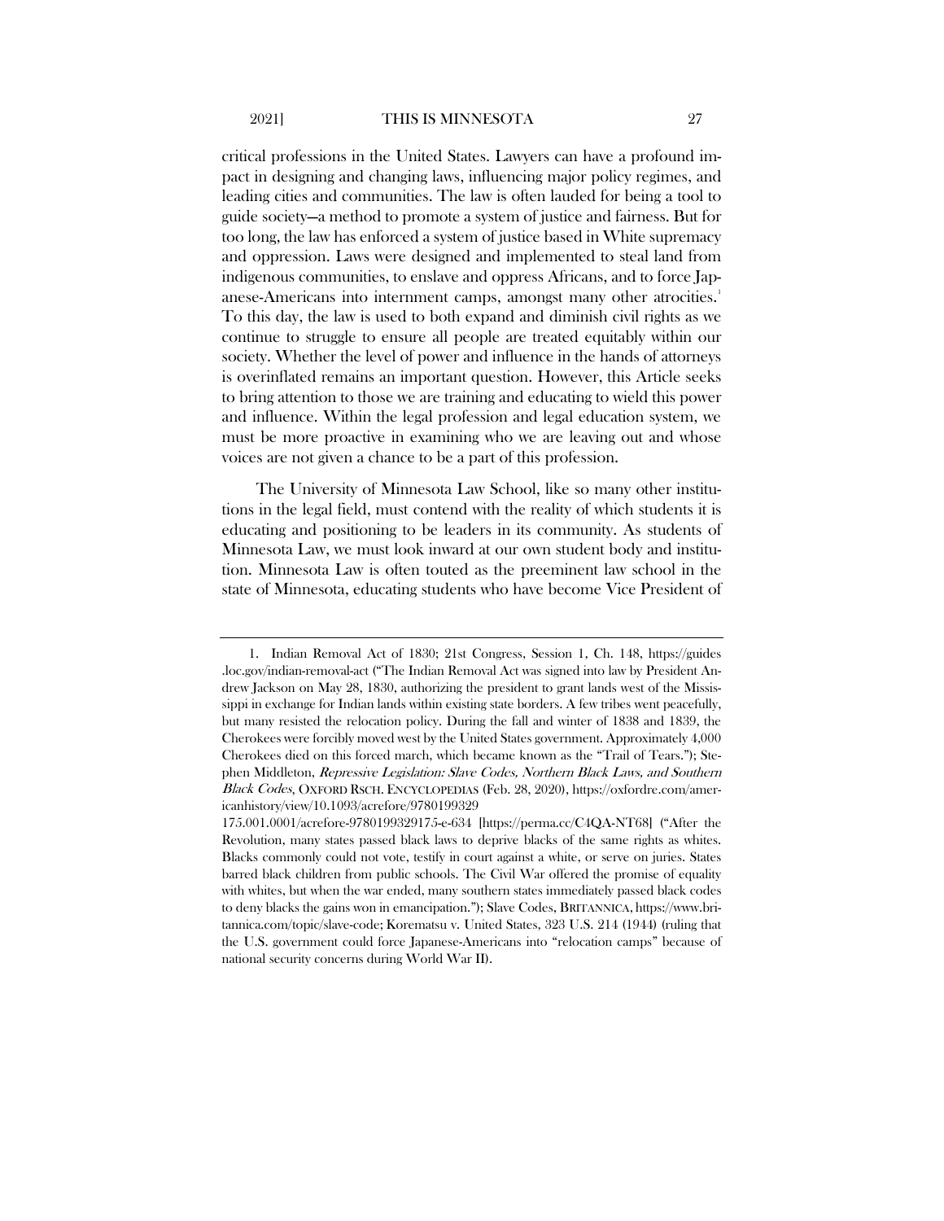critical professions in the United States. Lawyers can have a profound impact in designing and changing laws, influencing major policy regimes, and leading cities and communities. The law is often lauded for being a tool to guide society—a method to promote a system of justice and fairness. But for too long, the law has enforced a system of justice based in White supremacy and oppression. Laws were designed and implemented to steal land from indigenous communities, to enslave and oppress Africans, and to force Japanese-Americans into internment camps, amongst many other atrocities.[1] To this day, the law is used to both expand and diminish civil rights as we continue to struggle to ensure all people are treated equitably within our society. Whether the level of power and influence in the hands of attorneys is overinflated remains an important question. However, this Article seeks to bring attention to those we are training and educating to wield this power and influence. Within the legal profession and legal education system, we must be more proactive in examining who we are leaving out and whose voices are not given a chance to be a part of this profession.

The University of Minnesota Law School, like so many other institutions in the legal field, must contend with the reality of which students it is educating and positioning to be leaders in its community. As students of Minnesota Law, we must look inward at our own student body and institution. Minnesota Law is often touted as the preeminent law school in the state of Minnesota, educating students who have become Vice President of

---

1. Indian Removal Act of 1830; 21st Congress, Session 1, Ch. 148, https://guides.loc.gov/indian-removal-act ("The Indian Removal Act was signed into law by President Andrew Jackson on May 28, 1830, authorizing the president to grant lands west of the Mississippi in exchange for Indian lands within existing state borders. A few tribes went peacefully, but many resisted the relocation policy. During the fall and winter of 1838 and 1839, the Cherokees were forcibly moved west by the United States government. Approximately 4,000 Cherokees died on this forced march, which became known as the "Trail of Tears."); Stephen Middleton, *Repressive Legislation: Slave Codes, Northern Black Laws, and Southern Black Codes*, OXFORD RSCH. ENCYCLOPEDIAS (Feb. 28, 2020), https://oxfordre.com/americanhistory/view/10.1093/acrefore/9780199329175.001.0001/acrefore-9780199329175-e-634 [https://perma.cc/C4QA-NT68] ("After the Revolution, many states passed black laws to deprive blacks of the same rights as whites. Blacks commonly could not vote, testify in court against a white, or serve on juries. States barred black children from public schools. The Civil War offered the promise of equality with whites, but when the war ended, many southern states immediately passed black codes to deny blacks the gains won in emancipation."); Slave Codes, BRITANNICA, https://www.britannica.com/topic/slave-code; Korematsu v. United States, 323 U.S. 214 (1944) (ruling that the U.S. government could force Japanese-Americans into "relocation camps" because of national security concerns during World War II).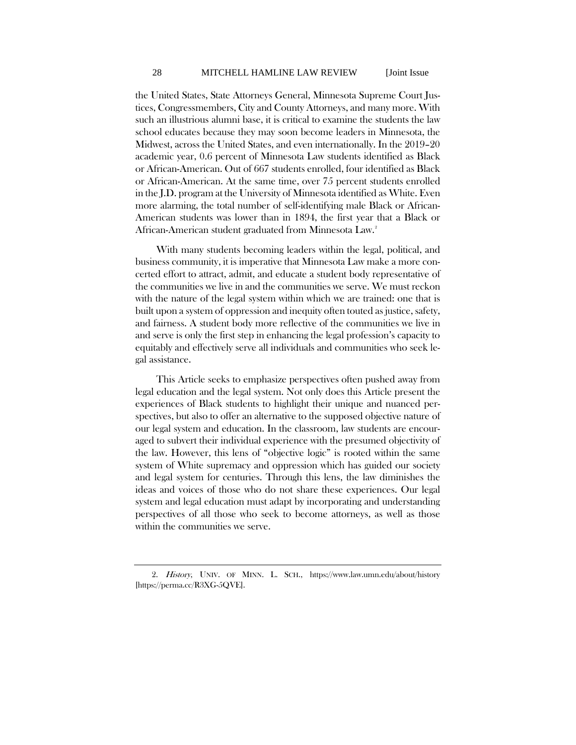the United States, State Attorneys General, Minnesota Supreme Court Justices, Congressmembers, City and County Attorneys, and many more. With such an illustrious alumni base, it is critical to examine the students the law school educates because they may soon become leaders in Minnesota, the Midwest, across the United States, and even internationally. In the 2019–20 academic year, 0.6 percent of Minnesota Law students identified as Black or African-American. Out of 667 students enrolled, four identified as Black or African-American. At the same time, over 75 percent students enrolled in the J.D. program at the University of Minnesota identified as White. Even more alarming, the total number of self-identifying male Black or African-American students was lower than in 1894, the first year that a Black or African-American student graduated from Minnesota Law.[2]

With many students becoming leaders within the legal, political, and business community, it is imperative that Minnesota Law make a more concerted effort to attract, admit, and educate a student body representative of the communities we live in and the communities we serve. We must reckon with the nature of the legal system within which we are trained: one that is built upon a system of oppression and inequity often touted as justice, safety, and fairness. A student body more reflective of the communities we live in and serve is only the first step in enhancing the legal profession's capacity to equitably and effectively serve all individuals and communities who seek legal assistance.

This Article seeks to emphasize perspectives often pushed away from legal education and the legal system. Not only does this Article present the experiences of Black students to highlight their unique and nuanced perspectives, but also to offer an alternative to the supposed objective nature of our legal system and education. In the classroom, law students are encouraged to subvert their individual experience with the presumed objectivity of the law. However, this lens of "objective logic" is rooted within the same system of White supremacy and oppression which has guided our society and legal system for centuries. Through this lens, the law diminishes the ideas and voices of those who do not share these experiences. Our legal system and legal education must adapt by incorporating and understanding perspectives of all those who seek to become attorneys, as well as those within the communities we serve.

---

2. *History*, UNIV. OF MINN. L. SCH., https://www.law.umn.edu/about/history [https://perma.cc/R3XG-5QVE].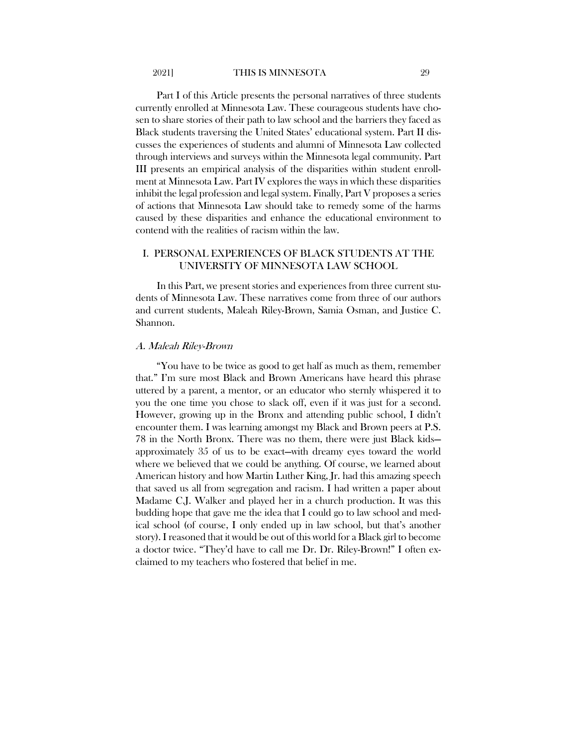Part I of this Article presents the personal narratives of three students currently enrolled at Minnesota Law. These courageous students have chosen to share stories of their path to law school and the barriers they faced as Black students traversing the United States' educational system. Part II discusses the experiences of students and alumni of Minnesota Law collected through interviews and surveys within the Minnesota legal community. Part III presents an empirical analysis of the disparities within student enrollment at Minnesota Law. Part IV explores the ways in which these disparities inhibit the legal profession and legal system. Finally, Part V proposes a series of actions that Minnesota Law should take to remedy some of the harms caused by these disparities and enhance the educational environment to contend with the realities of racism within the law.

## I. PERSONAL EXPERIENCES OF BLACK STUDENTS AT THE UNIVERSITY OF MINNESOTA LAW SCHOOL

In this Part, we present stories and experiences from three current students of Minnesota Law. These narratives come from three of our authors and current students, Maleah Riley-Brown, Samia Osman, and Justice C. Shannon.

### *A. Maleah Riley-Brown*

"You have to be twice as good to get half as much as them, remember that." I'm sure most Black and Brown Americans have heard this phrase uttered by a parent, a mentor, or an educator who sternly whispered it to you the one time you chose to slack off, even if it was just for a second. However, growing up in the Bronx and attending public school, I didn't encounter them. I was learning amongst my Black and Brown peers at P.S. 78 in the North Bronx. There was no them, there were just Black kids—approximately 35 of us to be exact—with dreamy eyes toward the world where we believed that we could be anything. Of course, we learned about American history and how Martin Luther King, Jr. had this amazing speech that saved us all from segregation and racism. I had written a paper about Madame C.J. Walker and played her in a church production. It was this budding hope that gave me the idea that I could go to law school and medical school (of course, I only ended up in law school, but that's another story). I reasoned that it would be out of this world for a Black girl to become a doctor twice. "They'd have to call me Dr. Dr. Riley-Brown!" I often exclaimed to my teachers who fostered that belief in me.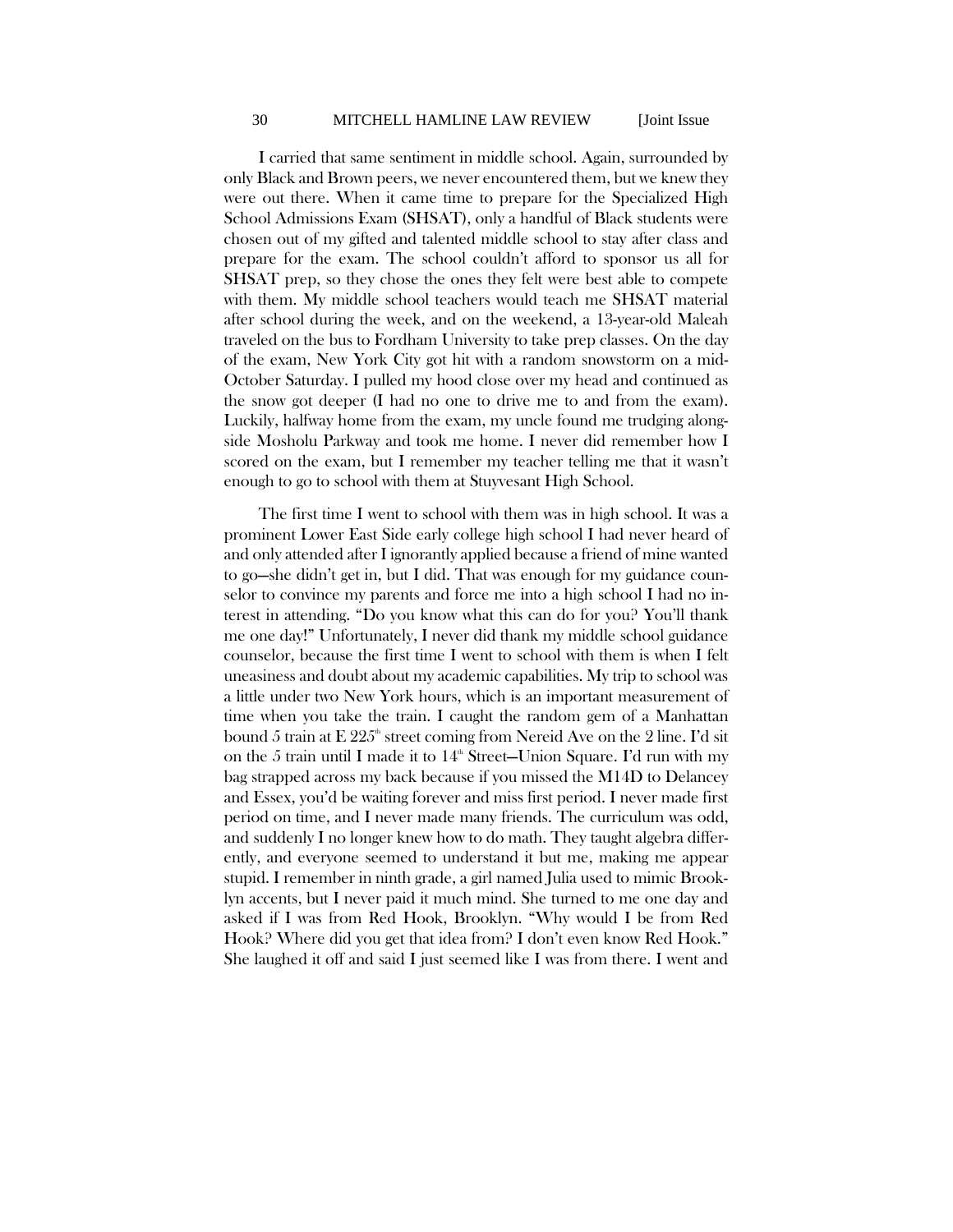I carried that same sentiment in middle school. Again, surrounded by only Black and Brown peers, we never encountered them, but we knew they were out there. When it came time to prepare for the Specialized High School Admissions Exam (SHSAT), only a handful of Black students were chosen out of my gifted and talented middle school to stay after class and prepare for the exam. The school couldn't afford to sponsor us all for SHSAT prep, so they chose the ones they felt were best able to compete with them. My middle school teachers would teach me SHSAT material after school during the week, and on the weekend, a 13-year-old Maleah traveled on the bus to Fordham University to take prep classes. On the day of the exam, New York City got hit with a random snowstorm on a mid-October Saturday. I pulled my hood close over my head and continued as the snow got deeper (I had no one to drive me to and from the exam). Luckily, halfway home from the exam, my uncle found me trudging alongside Mosholu Parkway and took me home. I never did remember how I scored on the exam, but I remember my teacher telling me that it wasn't enough to go to school with them at Stuyvesant High School.

The first time I went to school with them was in high school. It was a prominent Lower East Side early college high school I had never heard of and only attended after I ignorantly applied because a friend of mine wanted to go—she didn't get in, but I did. That was enough for my guidance counselor to convince my parents and force me into a high school I had no interest in attending. "Do you know what this can do for you? You'll thank me one day!" Unfortunately, I never did thank my middle school guidance counselor, because the first time I went to school with them is when I felt uneasiness and doubt about my academic capabilities. My trip to school was a little under two New York hours, which is an important measurement of time when you take the train. I caught the random gem of a Manhattan bound 5 train at E 225th street coming from Nereid Ave on the 2 line. I'd sit on the 5 train until I made it to 14th Street—Union Square. I'd run with my bag strapped across my back because if you missed the M14D to Delancey and Essex, you'd be waiting forever and miss first period. I never made first period on time, and I never made many friends. The curriculum was odd, and suddenly I no longer knew how to do math. They taught algebra differently, and everyone seemed to understand it but me, making me appear stupid. I remember in ninth grade, a girl named Julia used to mimic Brooklyn accents, but I never paid it much mind. She turned to me one day and asked if I was from Red Hook, Brooklyn. "Why would I be from Red Hook? Where did you get that idea from? I don't even know Red Hook." She laughed it off and said I just seemed like I was from there. I went and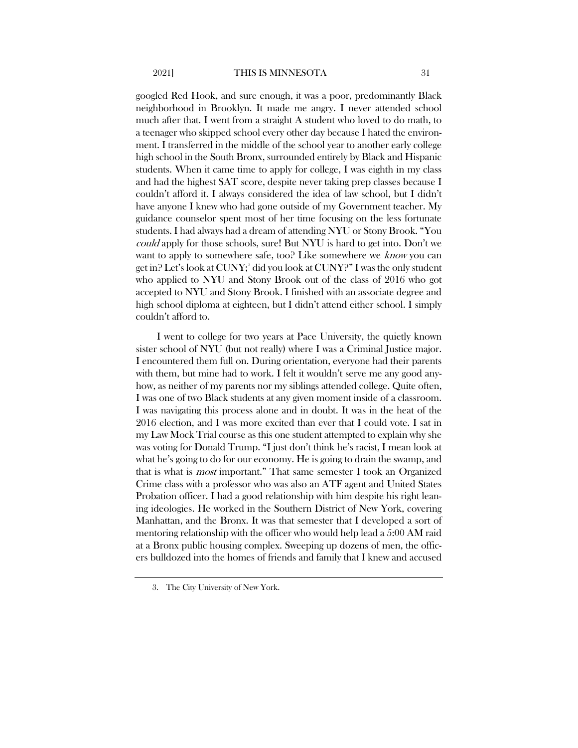googled Red Hook, and sure enough, it was a poor, predominantly Black neighborhood in Brooklyn. It made me angry. I never attended school much after that. I went from a straight A student who loved to do math, to a teenager who skipped school every other day because I hated the environment. I transferred in the middle of the school year to another early college high school in the South Bronx, surrounded entirely by Black and Hispanic students. When it came time to apply for college, I was eighth in my class and had the highest SAT score, despite never taking prep classes because I couldn't afford it. I always considered the idea of law school, but I didn't have anyone I knew who had gone outside of my Government teacher. My guidance counselor spent most of her time focusing on the less fortunate students. I had always had a dream of attending NYU or Stony Brook. "You *could* apply for those schools, sure! But NYU is hard to get into. Don't we want to apply to somewhere safe, too? Like somewhere we *know* you can get in? Let's look at CUNY;[3] did you look at CUNY?" I was the only student who applied to NYU and Stony Brook out of the class of 2016 who got accepted to NYU and Stony Brook. I finished with an associate degree and high school diploma at eighteen, but I didn't attend either school. I simply couldn't afford to.

I went to college for two years at Pace University, the quietly known sister school of NYU (but not really) where I was a Criminal Justice major. I encountered them full on. During orientation, everyone had their parents with them, but mine had to work. I felt it wouldn't serve me any good anyhow, as neither of my parents nor my siblings attended college. Quite often, I was one of two Black students at any given moment inside of a classroom. I was navigating this process alone and in doubt. It was in the heat of the 2016 election, and I was more excited than ever that I could vote. I sat in my Law Mock Trial course as this one student attempted to explain why she was voting for Donald Trump. "I just don't think he's racist, I mean look at what he's going to do for our economy. He is going to drain the swamp, and that is what is *most* important." That same semester I took an Organized Crime class with a professor who was also an ATF agent and United States Probation officer. I had a good relationship with him despite his right leaning ideologies. He worked in the Southern District of New York, covering Manhattan, and the Bronx. It was that semester that I developed a sort of mentoring relationship with the officer who would help lead a 5:00 AM raid at a Bronx public housing complex. Sweeping up dozens of men, the officers bulldozed into the homes of friends and family that I knew and accused

3. The City University of New York.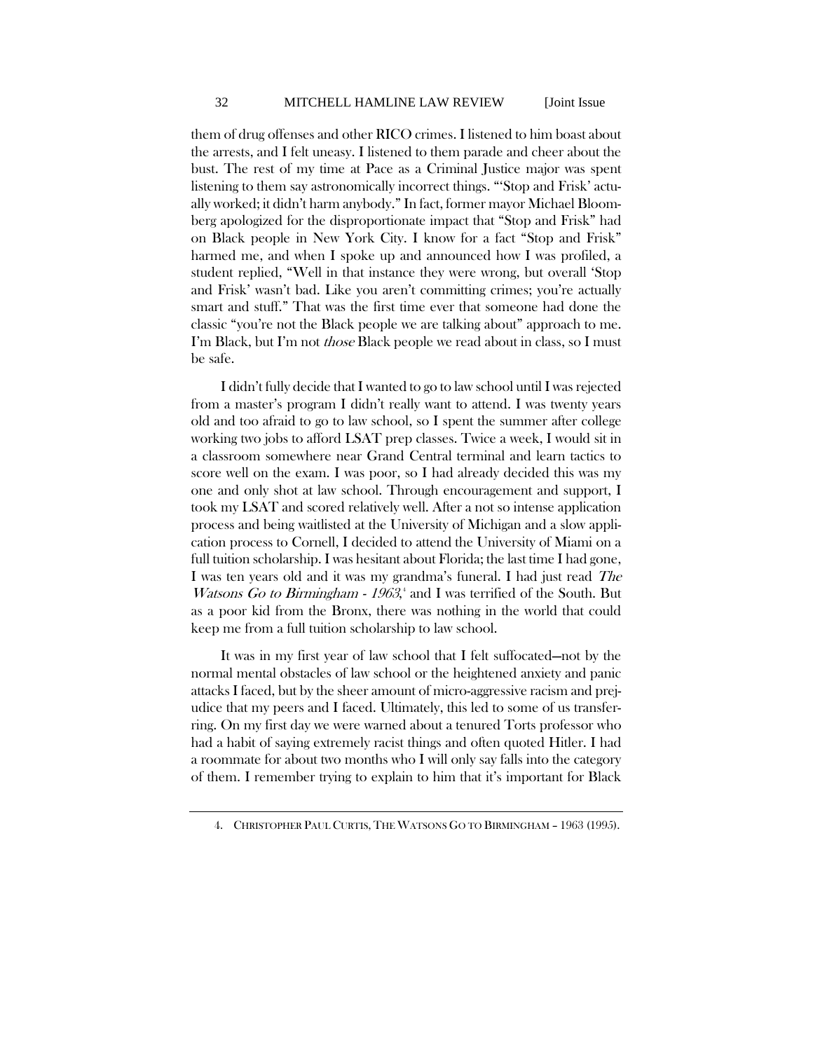them of drug offenses and other RICO crimes. I listened to him boast about the arrests, and I felt uneasy. I listened to them parade and cheer about the bust. The rest of my time at Pace as a Criminal Justice major was spent listening to them say astronomically incorrect things. "'Stop and Frisk' actually worked; it didn't harm anybody." In fact, former mayor Michael Bloomberg apologized for the disproportionate impact that "Stop and Frisk" had on Black people in New York City. I know for a fact "Stop and Frisk" harmed me, and when I spoke up and announced how I was profiled, a student replied, "Well in that instance they were wrong, but overall 'Stop and Frisk' wasn't bad. Like you aren't committing crimes; you're actually smart and stuff." That was the first time ever that someone had done the classic "you're not the Black people we are talking about" approach to me. I'm Black, but I'm not *those* Black people we read about in class, so I must be safe.

I didn't fully decide that I wanted to go to law school until I was rejected from a master's program I didn't really want to attend. I was twenty years old and too afraid to go to law school, so I spent the summer after college working two jobs to afford LSAT prep classes. Twice a week, I would sit in a classroom somewhere near Grand Central terminal and learn tactics to score well on the exam. I was poor, so I had already decided this was my one and only shot at law school. Through encouragement and support, I took my LSAT and scored relatively well. After a not so intense application process and being waitlisted at the University of Michigan and a slow application process to Cornell, I decided to attend the University of Miami on a full tuition scholarship. I was hesitant about Florida; the last time I had gone, I was ten years old and it was my grandma's funeral. I had just read *The Watsons Go to Birmingham - 1963*,[4] and I was terrified of the South. But as a poor kid from the Bronx, there was nothing in the world that could keep me from a full tuition scholarship to law school.

It was in my first year of law school that I felt suffocated—not by the normal mental obstacles of law school or the heightened anxiety and panic attacks I faced, but by the sheer amount of micro-aggressive racism and prejudice that my peers and I faced. Ultimately, this led to some of us transferring. On my first day we were warned about a tenured Torts professor who had a habit of saying extremely racist things and often quoted Hitler. I had a roommate for about two months who I will only say falls into the category of them. I remember trying to explain to him that it's important for Black

---

4. CHRISTOPHER PAUL CURTIS, THE WATSONS GO TO BIRMINGHAM – 1963 (1995).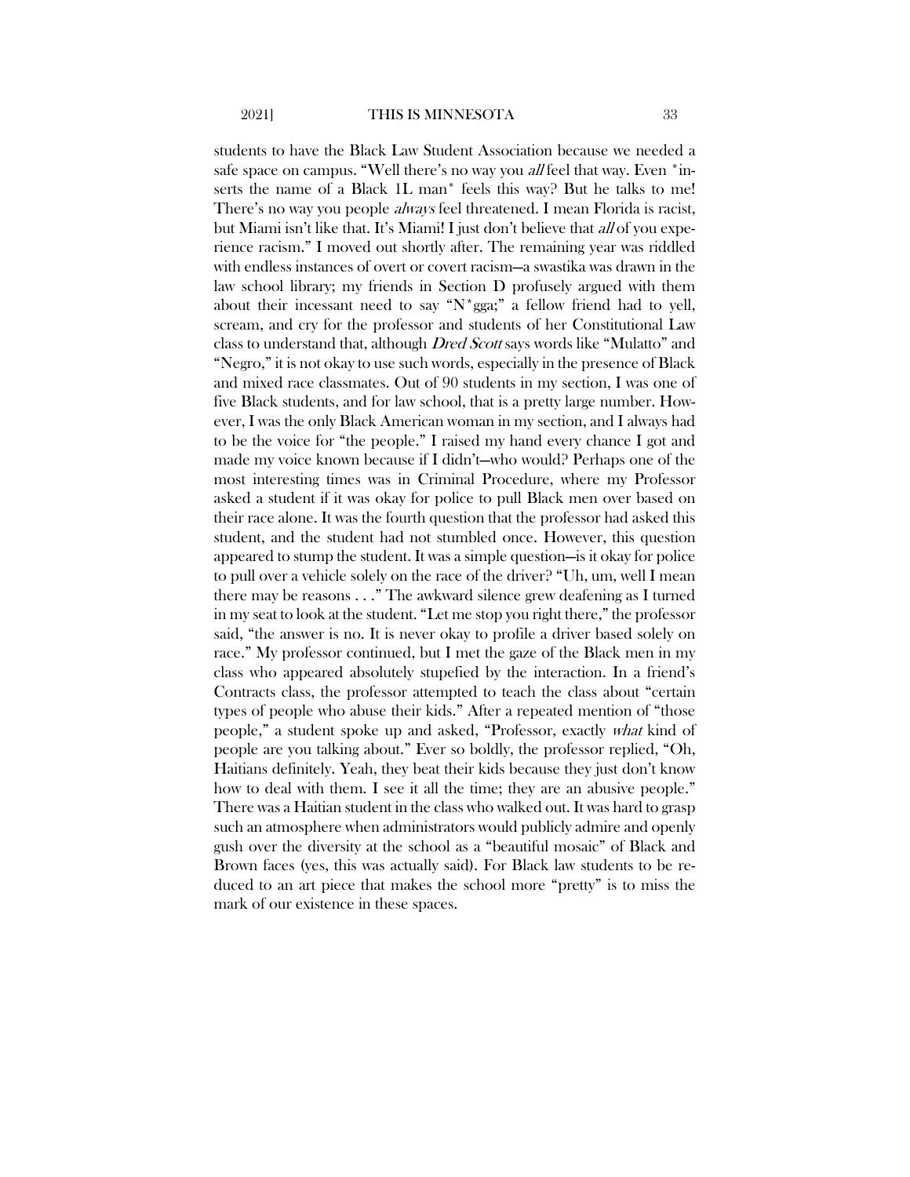students to have the Black Law Student Association because we needed a safe space on campus. "Well there's no way you *all* feel that way. Even *inserts the name of a Black 1L man* feels this way? But he talks to me! There's no way you people *always* feel threatened. I mean Florida is racist, but Miami isn't like that. It's Miami! I just don't believe that *all* of you experience racism." I moved out shortly after. The remaining year was riddled with endless instances of overt or covert racism—a swastika was drawn in the law school library; my friends in Section D profusely argued with them about their incessant need to say "N*gga;" a fellow friend had to yell, scream, and cry for the professor and students of her Constitutional Law class to understand that, although *Dred Scott* says words like "Mulatto" and "Negro," it is not okay to use such words, especially in the presence of Black and mixed race classmates. Out of 90 students in my section, I was one of five Black students, and for law school, that is a pretty large number. However, I was the only Black American woman in my section, and I always had to be the voice for "the people." I raised my hand every chance I got and made my voice known because if I didn't—who would? Perhaps one of the most interesting times was in Criminal Procedure, where my Professor asked a student if it was okay for police to pull Black men over based on their race alone. It was the fourth question that the professor had asked this student, and the student had not stumbled once. However, this question appeared to stump the student. It was a simple question—is it okay for police to pull over a vehicle solely on the race of the driver? "Uh, um, well I mean there may be reasons . . ." The awkward silence grew deafening as I turned in my seat to look at the student. "Let me stop you right there," the professor said, "the answer is no. It is never okay to profile a driver based solely on race." My professor continued, but I met the gaze of the Black men in my class who appeared absolutely stupefied by the interaction. In a friend's Contracts class, the professor attempted to teach the class about "certain types of people who abuse their kids." After a repeated mention of "those people," a student spoke up and asked, "Professor, exactly *what* kind of people are you talking about." Ever so boldly, the professor replied, "Oh, Haitians definitely. Yeah, they beat their kids because they just don't know how to deal with them. I see it all the time; they are an abusive people." There was a Haitian student in the class who walked out. It was hard to grasp such an atmosphere when administrators would publicly admire and openly gush over the diversity at the school as a "beautiful mosaic" of Black and Brown faces (yes, this was actually said). For Black law students to be reduced to an art piece that makes the school more "pretty" is to miss the mark of our existence in these spaces.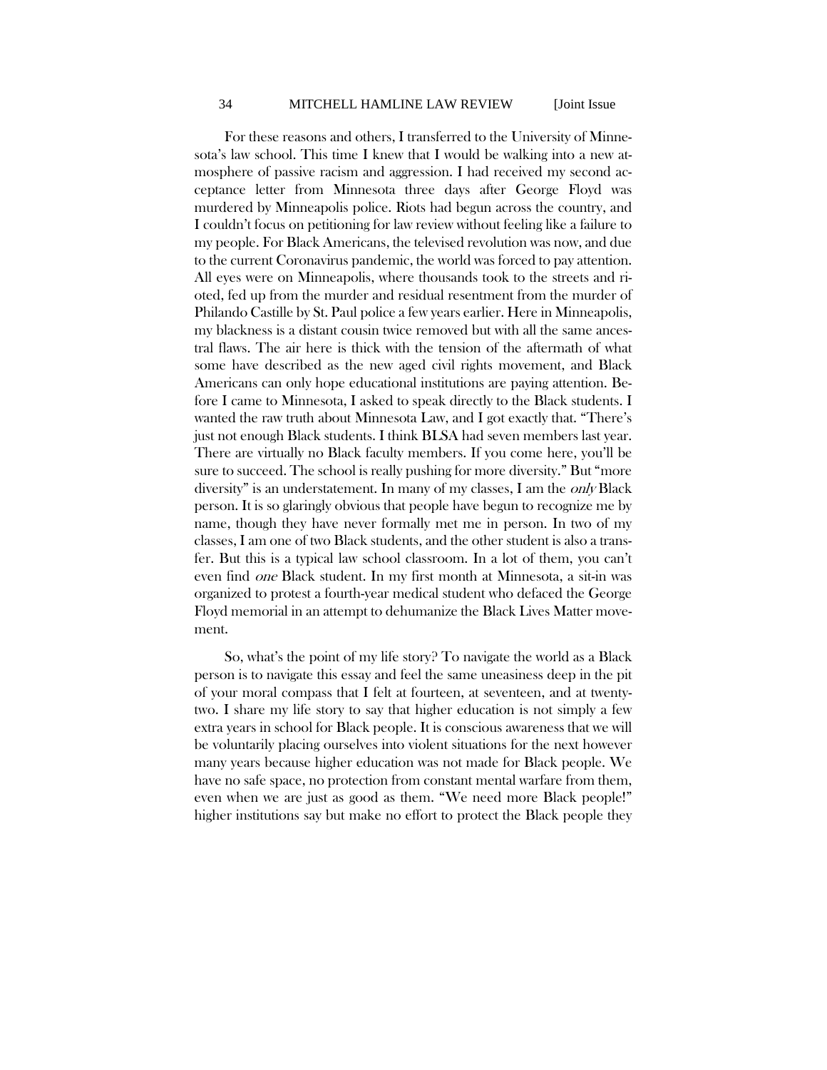For these reasons and others, I transferred to the University of Minnesota's law school. This time I knew that I would be walking into a new atmosphere of passive racism and aggression. I had received my second acceptance letter from Minnesota three days after George Floyd was murdered by Minneapolis police. Riots had begun across the country, and I couldn't focus on petitioning for law review without feeling like a failure to my people. For Black Americans, the televised revolution was now, and due to the current Coronavirus pandemic, the world was forced to pay attention. All eyes were on Minneapolis, where thousands took to the streets and rioted, fed up from the murder and residual resentment from the murder of Philando Castille by St. Paul police a few years earlier. Here in Minneapolis, my blackness is a distant cousin twice removed but with all the same ancestral flaws. The air here is thick with the tension of the aftermath of what some have described as the new aged civil rights movement, and Black Americans can only hope educational institutions are paying attention. Before I came to Minnesota, I asked to speak directly to the Black students. I wanted the raw truth about Minnesota Law, and I got exactly that. "There's just not enough Black students. I think BLSA had seven members last year. There are virtually no Black faculty members. If you come here, you'll be sure to succeed. The school is really pushing for more diversity." But "more diversity" is an understatement. In many of my classes, I am the *only* Black person. It is so glaringly obvious that people have begun to recognize me by name, though they have never formally met me in person. In two of my classes, I am one of two Black students, and the other student is also a transfer. But this is a typical law school classroom. In a lot of them, you can't even find *one* Black student. In my first month at Minnesota, a sit-in was organized to protest a fourth-year medical student who defaced the George Floyd memorial in an attempt to dehumanize the Black Lives Matter movement.

So, what's the point of my life story? To navigate the world as a Black person is to navigate this essay and feel the same uneasiness deep in the pit of your moral compass that I felt at fourteen, at seventeen, and at twenty-two. I share my life story to say that higher education is not simply a few extra years in school for Black people. It is conscious awareness that we will be voluntarily placing ourselves into violent situations for the next however many years because higher education was not made for Black people. We have no safe space, no protection from constant mental warfare from them, even when we are just as good as them. "We need more Black people!" higher institutions say but make no effort to protect the Black people they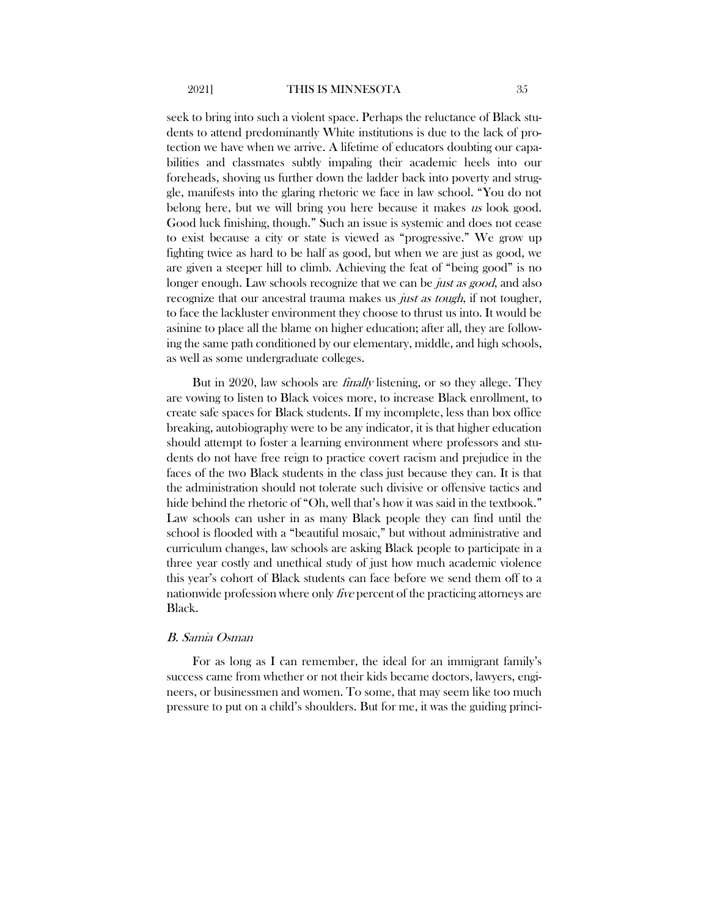seek to bring into such a violent space. Perhaps the reluctance of Black students to attend predominantly White institutions is due to the lack of protection we have when we arrive. A lifetime of educators doubting our capabilities and classmates subtly impaling their academic heels into our foreheads, shoving us further down the ladder back into poverty and struggle, manifests into the glaring rhetoric we face in law school. "You do not belong here, but we will bring you here because it makes *us* look good. Good luck finishing, though." Such an issue is systemic and does not cease to exist because a city or state is viewed as "progressive." We grow up fighting twice as hard to be half as good, but when we are just as good, we are given a steeper hill to climb. Achieving the feat of "being good" is no longer enough. Law schools recognize that we can be *just as good*, and also recognize that our ancestral trauma makes us *just as tough*, if not tougher, to face the lackluster environment they choose to thrust us into. It would be asinine to place all the blame on higher education; after all, they are following the same path conditioned by our elementary, middle, and high schools, as well as some undergraduate colleges.

But in 2020, law schools are *finally* listening, or so they allege. They are vowing to listen to Black voices more, to increase Black enrollment, to create safe spaces for Black students. If my incomplete, less than box office breaking, autobiography were to be any indicator, it is that higher education should attempt to foster a learning environment where professors and students do not have free reign to practice covert racism and prejudice in the faces of the two Black students in the class just because they can. It is that the administration should not tolerate such divisive or offensive tactics and hide behind the rhetoric of "Oh, well that's how it was said in the textbook." Law schools can usher in as many Black people they can find until the school is flooded with a "beautiful mosaic," but without administrative and curriculum changes, law schools are asking Black people to participate in a three year costly and unethical study of just how much academic violence this year's cohort of Black students can face before we send them off to a nationwide profession where only *five* percent of the practicing attorneys are Black.

### *B. Samia Osman*

For as long as I can remember, the ideal for an immigrant family's success came from whether or not their kids became doctors, lawyers, engineers, or businessmen and women. To some, that may seem like too much pressure to put on a child's shoulders. But for me, it was the guiding princi-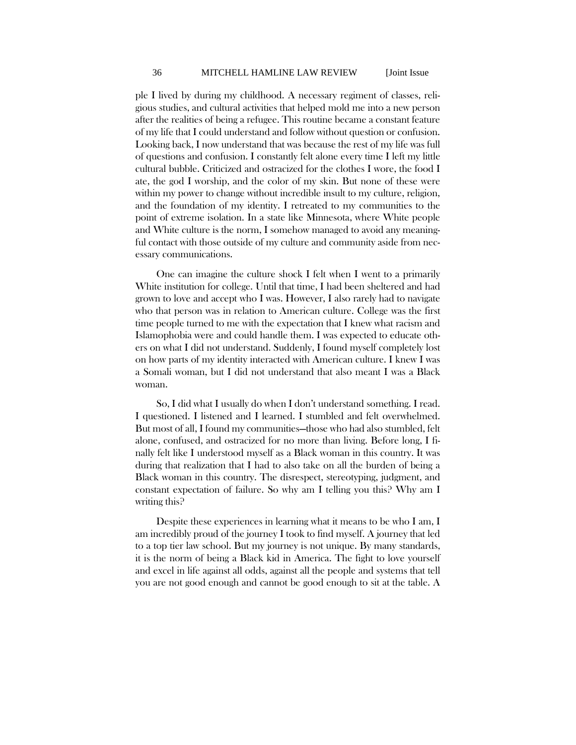ple I lived by during my childhood. A necessary regiment of classes, religious studies, and cultural activities that helped mold me into a new person after the realities of being a refugee. This routine became a constant feature of my life that I could understand and follow without question or confusion. Looking back, I now understand that was because the rest of my life was full of questions and confusion. I constantly felt alone every time I left my little cultural bubble. Criticized and ostracized for the clothes I wore, the food I ate, the god I worship, and the color of my skin. But none of these were within my power to change without incredible insult to my culture, religion, and the foundation of my identity. I retreated to my communities to the point of extreme isolation. In a state like Minnesota, where White people and White culture is the norm, I somehow managed to avoid any meaningful contact with those outside of my culture and community aside from necessary communications.

One can imagine the culture shock I felt when I went to a primarily White institution for college. Until that time, I had been sheltered and had grown to love and accept who I was. However, I also rarely had to navigate who that person was in relation to American culture. College was the first time people turned to me with the expectation that I knew what racism and Islamophobia were and could handle them. I was expected to educate others on what I did not understand. Suddenly, I found myself completely lost on how parts of my identity interacted with American culture. I knew I was a Somali woman, but I did not understand that also meant I was a Black woman.

So, I did what I usually do when I don't understand something. I read. I questioned. I listened and I learned. I stumbled and felt overwhelmed. But most of all, I found my communities—those who had also stumbled, felt alone, confused, and ostracized for no more than living. Before long, I finally felt like I understood myself as a Black woman in this country. It was during that realization that I had to also take on all the burden of being a Black woman in this country. The disrespect, stereotyping, judgment, and constant expectation of failure. So why am I telling you this? Why am I writing this?

Despite these experiences in learning what it means to be who I am, I am incredibly proud of the journey I took to find myself. A journey that led to a top tier law school. But my journey is not unique. By many standards, it is the norm of being a Black kid in America. The fight to love yourself and excel in life against all odds, against all the people and systems that tell you are not good enough and cannot be good enough to sit at the table. A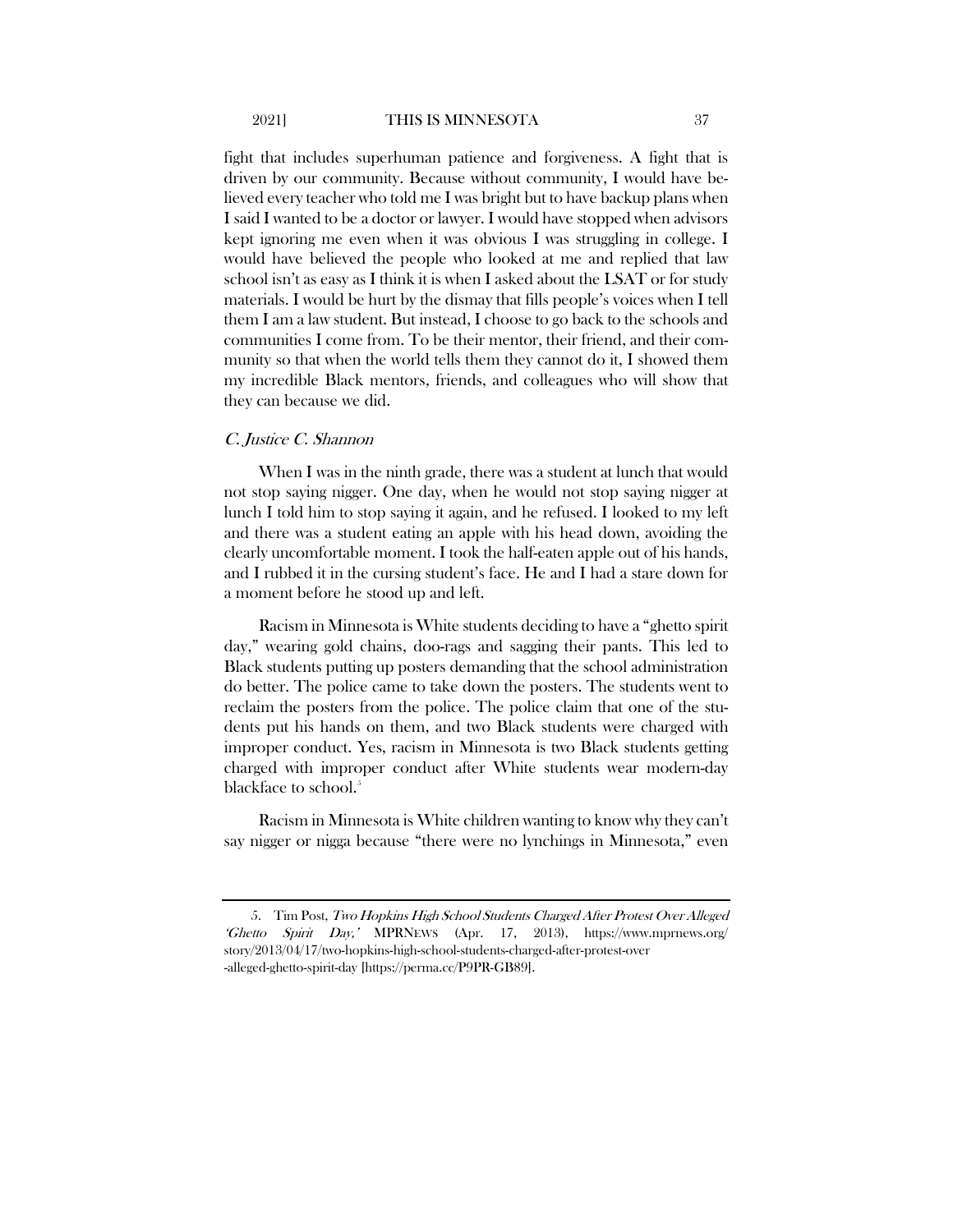fight that includes superhuman patience and forgiveness. A fight that is driven by our community. Because without community, I would have believed every teacher who told me I was bright but to have backup plans when I said I wanted to be a doctor or lawyer. I would have stopped when advisors kept ignoring me even when it was obvious I was struggling in college. I would have believed the people who looked at me and replied that law school isn't as easy as I think it is when I asked about the LSAT or for study materials. I would be hurt by the dismay that fills people's voices when I tell them I am a law student. But instead, I choose to go back to the schools and communities I come from. To be their mentor, their friend, and their community so that when the world tells them they cannot do it, I showed them my incredible Black mentors, friends, and colleagues who will show that they can because we did.

### *C. Justice C. Shannon*

When I was in the ninth grade, there was a student at lunch that would not stop saying nigger. One day, when he would not stop saying nigger at lunch I told him to stop saying it again, and he refused. I looked to my left and there was a student eating an apple with his head down, avoiding the clearly uncomfortable moment. I took the half-eaten apple out of his hands, and I rubbed it in the cursing student's face. He and I had a stare down for a moment before he stood up and left.

Racism in Minnesota is White students deciding to have a "ghetto spirit day," wearing gold chains, doo-rags and sagging their pants. This led to Black students putting up posters demanding that the school administration do better. The police came to take down the posters. The students went to reclaim the posters from the police. The police claim that one of the students put his hands on them, and two Black students were charged with improper conduct. Yes, racism in Minnesota is two Black students getting charged with improper conduct after White students wear modern-day blackface to school.[5]

Racism in Minnesota is White children wanting to know why they can't say nigger or nigga because "there were no lynchings in Minnesota," even

---

5. Tim Post, *Two Hopkins High School Students Charged After Protest Over Alleged 'Ghetto Spirit Day,'* MPRNEWS (Apr. 17, 2013), https://www.mprnews.org/story/2013/04/17/two-hopkins-high-school-students-charged-after-protest-over-alleged-ghetto-spirit-day [https://perma.cc/P9PR-GB89].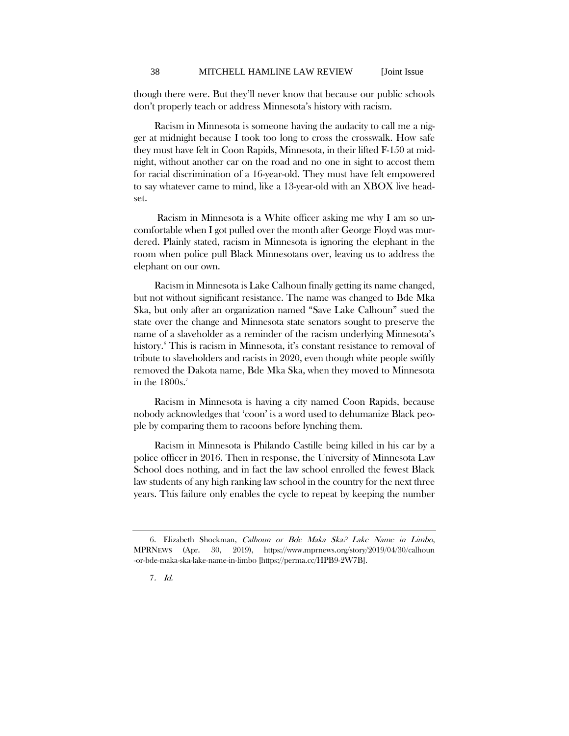though there were. But they'll never know that because our public schools don't properly teach or address Minnesota's history with racism.

Racism in Minnesota is someone having the audacity to call me a nigger at midnight because I took too long to cross the crosswalk. How safe they must have felt in Coon Rapids, Minnesota, in their lifted F-150 at midnight, without another car on the road and no one in sight to accost them for racial discrimination of a 16-year-old. They must have felt empowered to say whatever came to mind, like a 13-year-old with an XBOX live headset.

Racism in Minnesota is a White officer asking me why I am so uncomfortable when I got pulled over the month after George Floyd was murdered. Plainly stated, racism in Minnesota is ignoring the elephant in the room when police pull Black Minnesotans over, leaving us to address the elephant on our own.

Racism in Minnesota is Lake Calhoun finally getting its name changed, but not without significant resistance. The name was changed to Bde Mka Ska, but only after an organization named "Save Lake Calhoun" sued the state over the change and Minnesota state senators sought to preserve the name of a slaveholder as a reminder of the racism underlying Minnesota's history.[6] This is racism in Minnesota, it's constant resistance to removal of tribute to slaveholders and racists in 2020, even though white people swiftly removed the Dakota name, Bde Mka Ska, when they moved to Minnesota in the 1800s.[7]

Racism in Minnesota is having a city named Coon Rapids, because nobody acknowledges that 'coon' is a word used to dehumanize Black people by comparing them to racoons before lynching them.

Racism in Minnesota is Philando Castille being killed in his car by a police officer in 2016. Then in response, the University of Minnesota Law School does nothing, and in fact the law school enrolled the fewest Black law students of any high ranking law school in the country for the next three years. This failure only enables the cycle to repeat by keeping the number

---

6. Elizabeth Shockman, *Calhoun or Bde Maka Ska? Lake Name in Limbo*, MPRNEWS (Apr. 30, 2019), https://www.mprnews.org/story/2019/04/30/calhoun-or-bde-maka-ska-lake-name-in-limbo [https://perma.cc/HPB9-2W7B].

7. *Id.*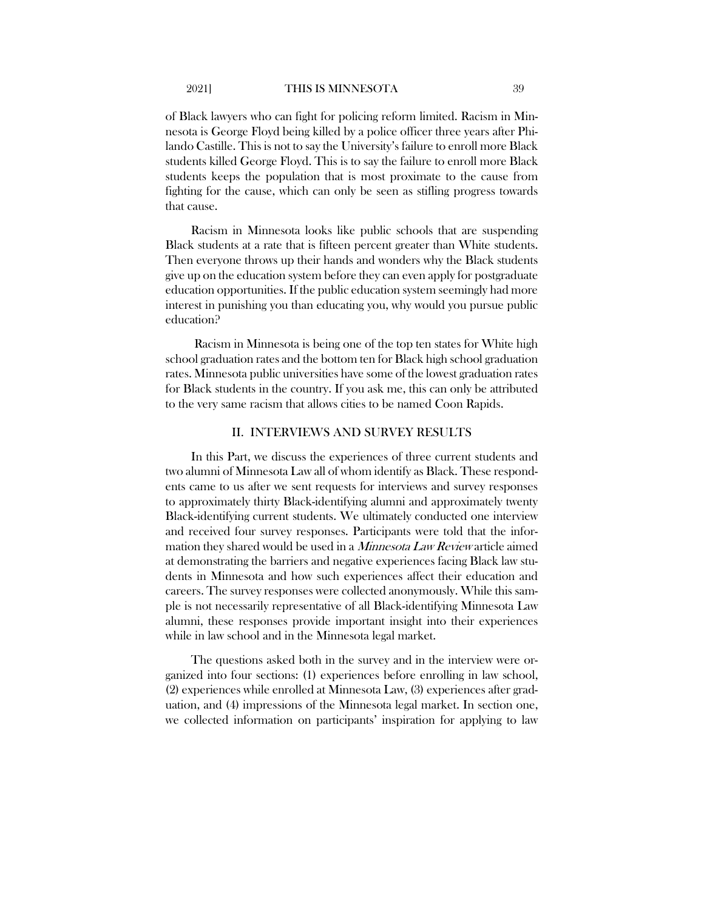of Black lawyers who can fight for policing reform limited. Racism in Minnesota is George Floyd being killed by a police officer three years after Philando Castille. This is not to say the University's failure to enroll more Black students killed George Floyd. This is to say the failure to enroll more Black students keeps the population that is most proximate to the cause from fighting for the cause, which can only be seen as stifling progress towards that cause.

Racism in Minnesota looks like public schools that are suspending Black students at a rate that is fifteen percent greater than White students. Then everyone throws up their hands and wonders why the Black students give up on the education system before they can even apply for postgraduate education opportunities. If the public education system seemingly had more interest in punishing you than educating you, why would you pursue public education?

Racism in Minnesota is being one of the top ten states for White high school graduation rates and the bottom ten for Black high school graduation rates. Minnesota public universities have some of the lowest graduation rates for Black students in the country. If you ask me, this can only be attributed to the very same racism that allows cities to be named Coon Rapids.

## II. INTERVIEWS AND SURVEY RESULTS

In this Part, we discuss the experiences of three current students and two alumni of Minnesota Law all of whom identify as Black. These respondents came to us after we sent requests for interviews and survey responses to approximately thirty Black-identifying alumni and approximately twenty Black-identifying current students. We ultimately conducted one interview and received four survey responses. Participants were told that the information they shared would be used in a *Minnesota Law Review* article aimed at demonstrating the barriers and negative experiences facing Black law students in Minnesota and how such experiences affect their education and careers. The survey responses were collected anonymously. While this sample is not necessarily representative of all Black-identifying Minnesota Law alumni, these responses provide important insight into their experiences while in law school and in the Minnesota legal market.

The questions asked both in the survey and in the interview were organized into four sections: (1) experiences before enrolling in law school, (2) experiences while enrolled at Minnesota Law, (3) experiences after graduation, and (4) impressions of the Minnesota legal market. In section one, we collected information on participants' inspiration for applying to law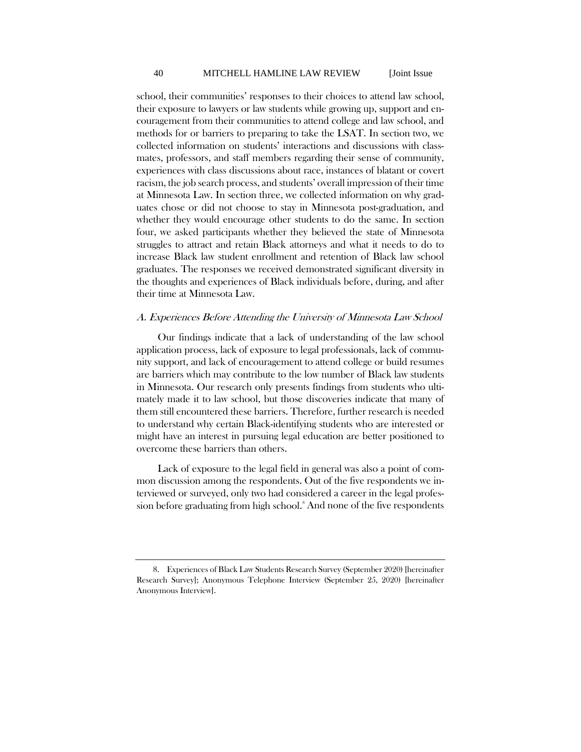school, their communities' responses to their choices to attend law school, their exposure to lawyers or law students while growing up, support and encouragement from their communities to attend college and law school, and methods for or barriers to preparing to take the LSAT. In section two, we collected information on students' interactions and discussions with classmates, professors, and staff members regarding their sense of community, experiences with class discussions about race, instances of blatant or covert racism, the job search process, and students' overall impression of their time at Minnesota Law. In section three, we collected information on why graduates chose or did not choose to stay in Minnesota post-graduation, and whether they would encourage other students to do the same. In section four, we asked participants whether they believed the state of Minnesota struggles to attract and retain Black attorneys and what it needs to do to increase Black law student enrollment and retention of Black law school graduates. The responses we received demonstrated significant diversity in the thoughts and experiences of Black individuals before, during, and after their time at Minnesota Law.

### *A. Experiences Before Attending the University of Minnesota Law School*

Our findings indicate that a lack of understanding of the law school application process, lack of exposure to legal professionals, lack of community support, and lack of encouragement to attend college or build resumes are barriers which may contribute to the low number of Black law students in Minnesota. Our research only presents findings from students who ultimately made it to law school, but those discoveries indicate that many of them still encountered these barriers. Therefore, further research is needed to understand why certain Black-identifying students who are interested or might have an interest in pursuing legal education are better positioned to overcome these barriers than others.

Lack of exposure to the legal field in general was also a point of common discussion among the respondents. Out of the five respondents we interviewed or surveyed, only two had considered a career in the legal profession before graduating from high school.[8] And none of the five respondents

---

8. Experiences of Black Law Students Research Survey (September 2020) [hereinafter Research Survey]; Anonymous Telephone Interview (September 25, 2020) [hereinafter Anonymous Interview].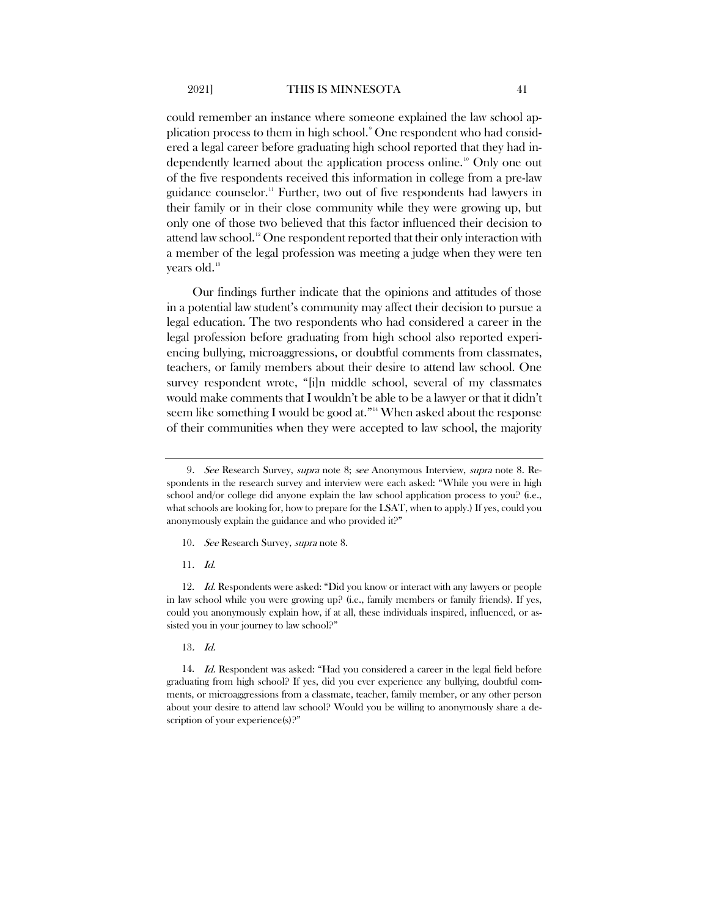could remember an instance where someone explained the law school application process to them in high school.[9] One respondent who had considered a legal career before graduating high school reported that they had independently learned about the application process online.[10] Only one out of the five respondents received this information in college from a pre-law guidance counselor.[11] Further, two out of five respondents had lawyers in their family or in their close community while they were growing up, but only one of those two believed that this factor influenced their decision to attend law school.[12] One respondent reported that their only interaction with a member of the legal profession was meeting a judge when they were ten years old.[13]

Our findings further indicate that the opinions and attitudes of those in a potential law student's community may affect their decision to pursue a legal education. The two respondents who had considered a career in the legal profession before graduating from high school also reported experiencing bullying, microaggressions, or doubtful comments from classmates, teachers, or family members about their desire to attend law school. One survey respondent wrote, "[i]n middle school, several of my classmates would make comments that I wouldn't be able to be a lawyer or that it didn't seem like something I would be good at."[14] When asked about the response of their communities when they were accepted to law school, the majority

---

9. *See* Research Survey, *supra* note 8; *see* Anonymous Interview, *supra* note 8. Respondents in the research survey and interview were each asked: "While you were in high school and/or college did anyone explain the law school application process to you? (i.e., what schools are looking for, how to prepare for the LSAT, when to apply.) If yes, could you anonymously explain the guidance and who provided it?"

10. *See* Research Survey, *supra* note 8.

11. *Id.*

12. *Id.* Respondents were asked: "Did you know or interact with any lawyers or people in law school while you were growing up? (i.e., family members or family friends). If yes, could you anonymously explain how, if at all, these individuals inspired, influenced, or assisted you in your journey to law school?"

13. *Id.*

14. *Id.* Respondent was asked: "Had you considered a career in the legal field before graduating from high school? If yes, did you ever experience any bullying, doubtful comments, or microaggressions from a classmate, teacher, family member, or any other person about your desire to attend law school? Would you be willing to anonymously share a description of your experience(s)?"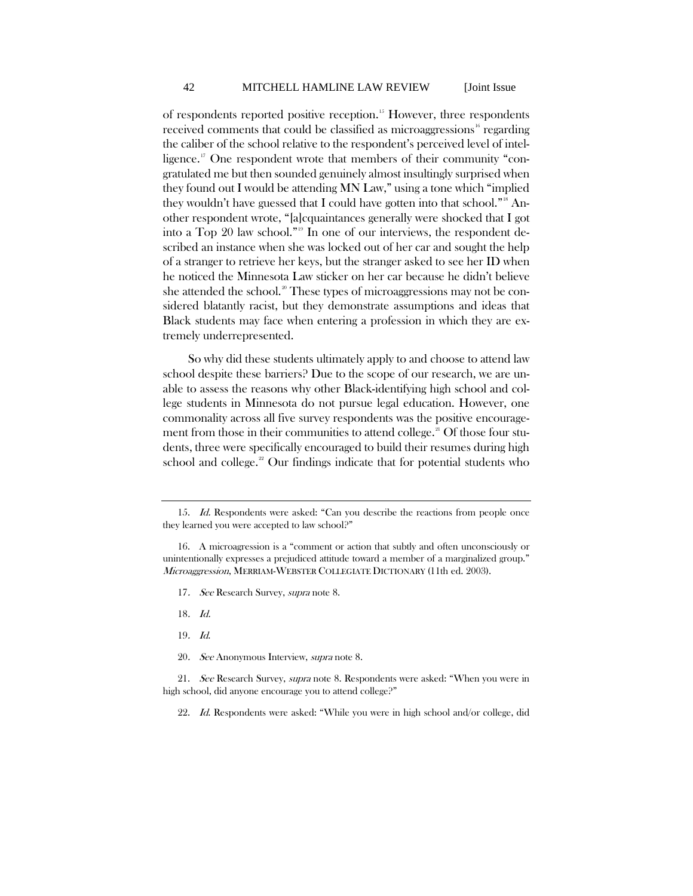of respondents reported positive reception.[15] However, three respondents received comments that could be classified as microaggressions[16] regarding the caliber of the school relative to the respondent's perceived level of intelligence.[17] One respondent wrote that members of their community "congratulated me but then sounded genuinely almost insultingly surprised when they found out I would be attending MN Law," using a tone which "implied they wouldn't have guessed that I could have gotten into that school."[18] Another respondent wrote, "[a]cquaintances generally were shocked that I got into a Top 20 law school."[19] In one of our interviews, the respondent described an instance when she was locked out of her car and sought the help of a stranger to retrieve her keys, but the stranger asked to see her ID when he noticed the Minnesota Law sticker on her car because he didn't believe she attended the school.[20] These types of microaggressions may not be considered blatantly racist, but they demonstrate assumptions and ideas that Black students may face when entering a profession in which they are extremely underrepresented.

So why did these students ultimately apply to and choose to attend law school despite these barriers? Due to the scope of our research, we are unable to assess the reasons why other Black-identifying high school and college students in Minnesota do not pursue legal education. However, one commonality across all five survey respondents was the positive encouragement from those in their communities to attend college.[21] Of those four students, three were specifically encouraged to build their resumes during high school and college.[22] Our findings indicate that for potential students who

---

15. *Id.* Respondents were asked: "Can you describe the reactions from people once they learned you were accepted to law school?"

16. A microagression is a "comment or action that subtly and often unconsciously or unintentionally expresses a prejudiced attitude toward a member of a marginalized group." *Microaggression*, MERRIAM-WEBSTER COLLEGIATE DICTIONARY (11th ed. 2003).

17. *See* Research Survey, *supra* note 8.

18. *Id.*

19. *Id.*

20. *See* Anonymous Interview, *supra* note 8.

21. *See* Research Survey, *supra* note 8. Respondents were asked: "When you were in high school, did anyone encourage you to attend college?"

22. *Id.* Respondents were asked: "While you were in high school and/or college, did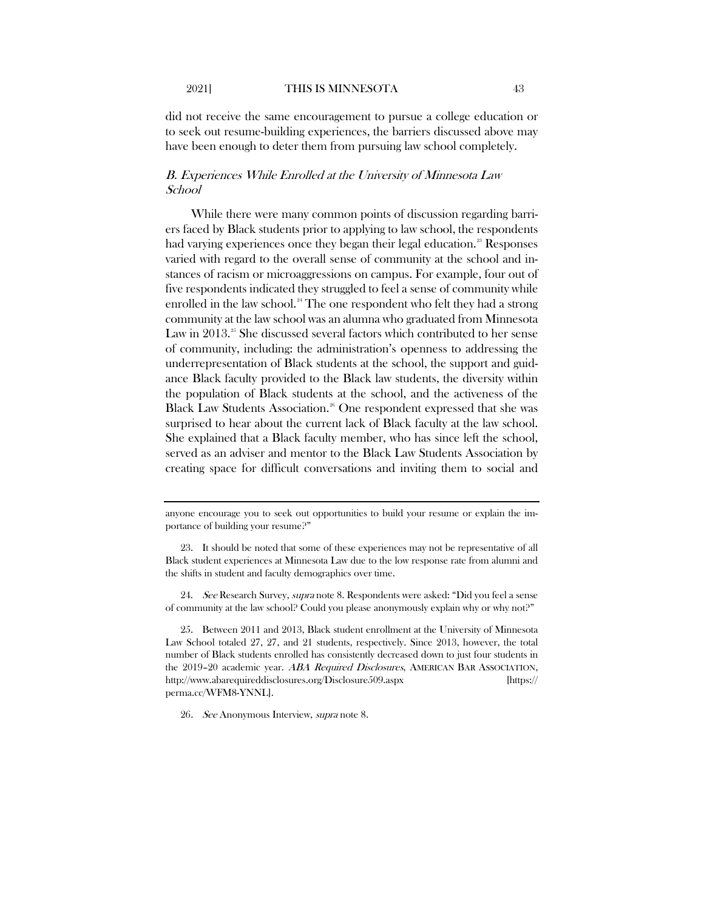did not receive the same encouragement to pursue a college education or to seek out resume-building experiences, the barriers discussed above may have been enough to deter them from pursuing law school completely.

### *B. Experiences While Enrolled at the University of Minnesota Law School*

While there were many common points of discussion regarding barriers faced by Black students prior to applying to law school, the respondents had varying experiences once they began their legal education.[23] Responses varied with regard to the overall sense of community at the school and instances of racism or microaggressions on campus. For example, four out of five respondents indicated they struggled to feel a sense of community while enrolled in the law school.[24] The one respondent who felt they had a strong community at the law school was an alumna who graduated from Minnesota Law in 2013.[25] She discussed several factors which contributed to her sense of community, including: the administration's openness to addressing the underrepresentation of Black students at the school, the support and guidance Black faculty provided to the Black law students, the diversity within the population of Black students at the school, and the activeness of the Black Law Students Association.[26] One respondent expressed that she was surprised to hear about the current lack of Black faculty at the law school. She explained that a Black faculty member, who has since left the school, served as an adviser and mentor to the Black Law Students Association by creating space for difficult conversations and inviting them to social and

---

anyone encourage you to seek out opportunities to build your resume or explain the importance of building your resume?"

23. It should be noted that some of these experiences may not be representative of all Black student experiences at Minnesota Law due to the low response rate from alumni and the shifts in student and faculty demographics over time.

24. *See* Research Survey, *supra* note 8. Respondents were asked: "Did you feel a sense of community at the law school? Could you please anonymously explain why or why not?"

25. Between 2011 and 2013, Black student enrollment at the University of Minnesota Law School totaled 27, 27, and 21 students, respectively. Since 2013, however, the total number of Black students enrolled has consistently decreased down to just four students in the 2019–20 academic year. *ABA Required Disclosures*, AMERICAN BAR ASSOCIATION, http://www.abarequireddisclosures.org/Disclosure509.aspx [https://perma.cc/WFM8-YNNL].

26. *See* Anonymous Interview, *supra* note 8.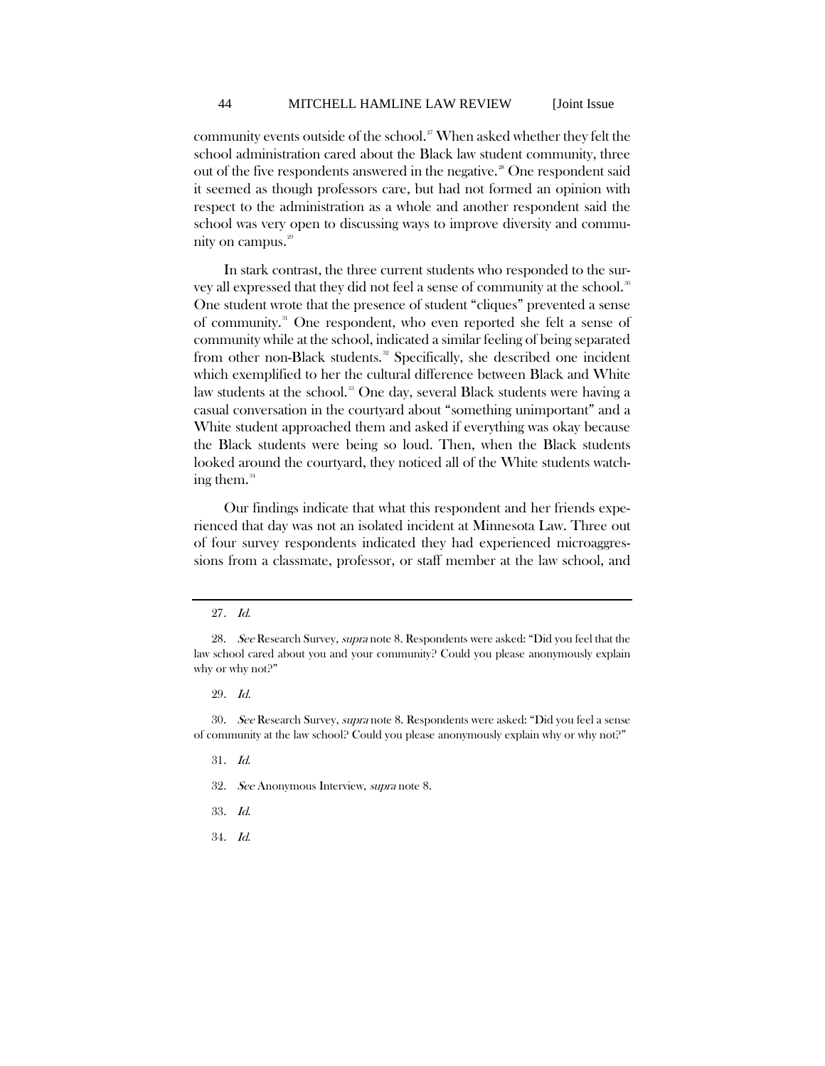community events outside of the school.[27] When asked whether they felt the school administration cared about the Black law student community, three out of the five respondents answered in the negative.[28] One respondent said it seemed as though professors care, but had not formed an opinion with respect to the administration as a whole and another respondent said the school was very open to discussing ways to improve diversity and community on campus.[29]

In stark contrast, the three current students who responded to the survey all expressed that they did not feel a sense of community at the school.[30] One student wrote that the presence of student "cliques" prevented a sense of community.[31] One respondent, who even reported she felt a sense of community while at the school, indicated a similar feeling of being separated from other non-Black students.[32] Specifically, she described one incident which exemplified to her the cultural difference between Black and White law students at the school.[33] One day, several Black students were having a casual conversation in the courtyard about "something unimportant" and a White student approached them and asked if everything was okay because the Black students were being so loud. Then, when the Black students looked around the courtyard, they noticed all of the White students watching them.[34]

Our findings indicate that what this respondent and her friends experienced that day was not an isolated incident at Minnesota Law. Three out of four survey respondents indicated they had experienced microaggressions from a classmate, professor, or staff member at the law school, and

27. *Id.*

28. *See* Research Survey, *supra* note 8. Respondents were asked: "Did you feel that the law school cared about you and your community? Could you please anonymously explain why or why not?"

29. *Id.*

30. *See* Research Survey, *supra* note 8. Respondents were asked: "Did you feel a sense of community at the law school? Could you please anonymously explain why or why not?"

31. *Id.*

32. *See* Anonymous Interview, *supra* note 8.

33. *Id.*

34. *Id.*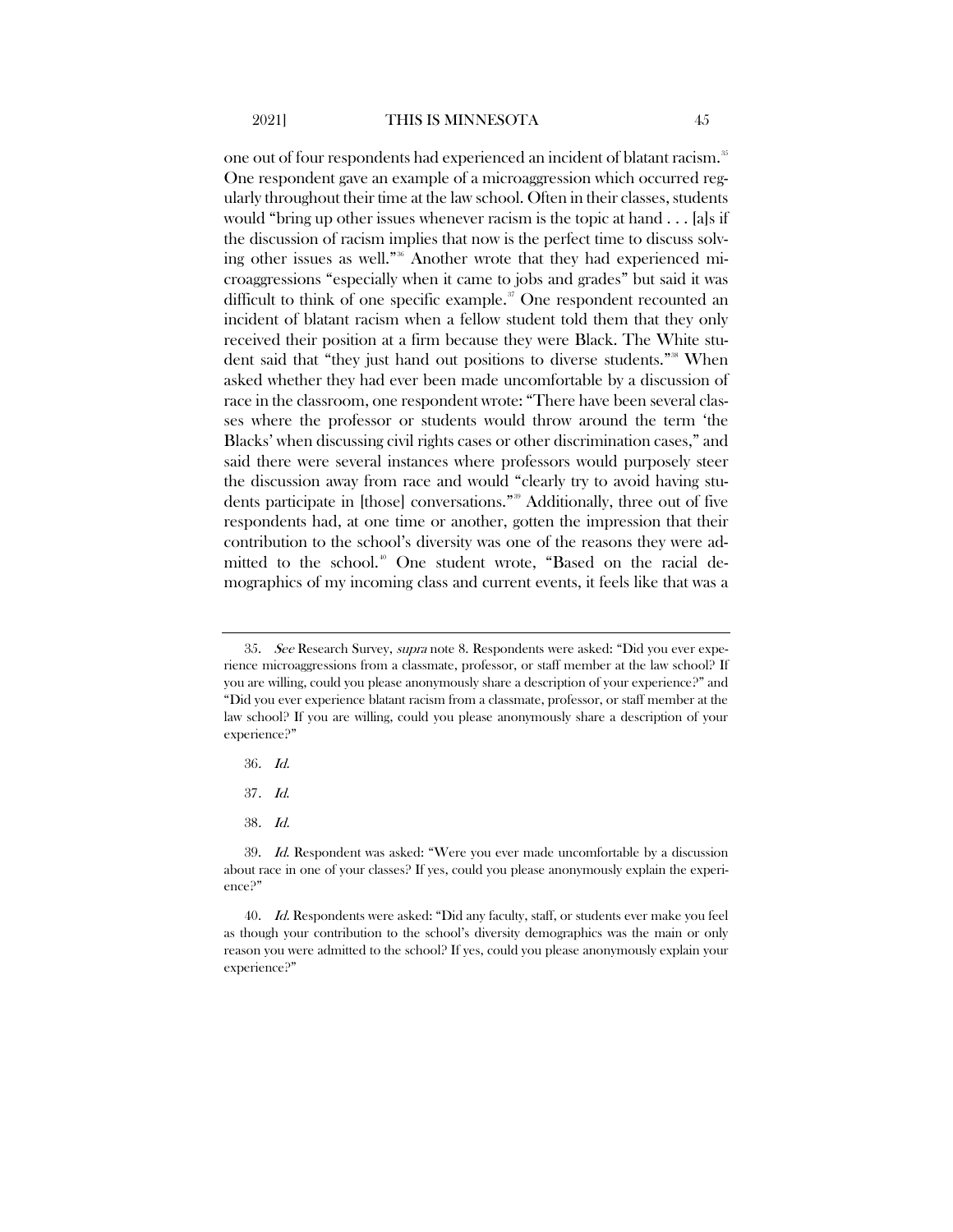one out of four respondents had experienced an incident of blatant racism.[35] One respondent gave an example of a microaggression which occurred regularly throughout their time at the law school. Often in their classes, students would "bring up other issues whenever racism is the topic at hand . . . [a]s if the discussion of racism implies that now is the perfect time to discuss solving other issues as well."[36] Another wrote that they had experienced microaggressions "especially when it came to jobs and grades" but said it was difficult to think of one specific example.[37] One respondent recounted an incident of blatant racism when a fellow student told them that they only received their position at a firm because they were Black. The White student said that "they just hand out positions to diverse students."[38] When asked whether they had ever been made uncomfortable by a discussion of race in the classroom, one respondent wrote: "There have been several classes where the professor or students would throw around the term 'the Blacks' when discussing civil rights cases or other discrimination cases," and said there were several instances where professors would purposely steer the discussion away from race and would "clearly try to avoid having students participate in [those] conversations."[39] Additionally, three out of five respondents had, at one time or another, gotten the impression that their contribution to the school's diversity was one of the reasons they were admitted to the school.[40] One student wrote, "Based on the racial demographics of my incoming class and current events, it feels like that was a

---

35. *See* Research Survey, *supra* note 8. Respondents were asked: "Did you ever experience microaggressions from a classmate, professor, or staff member at the law school? If you are willing, could you please anonymously share a description of your experience?" and "Did you ever experience blatant racism from a classmate, professor, or staff member at the law school? If you are willing, could you please anonymously share a description of your experience?"

36. *Id.*

37. *Id.*

38. *Id.*

39. *Id.* Respondent was asked: "Were you ever made uncomfortable by a discussion about race in one of your classes? If yes, could you please anonymously explain the experience?"

40. *Id.* Respondents were asked: "Did any faculty, staff, or students ever make you feel as though your contribution to the school's diversity demographics was the main or only reason you were admitted to the school? If yes, could you please anonymously explain your experience?"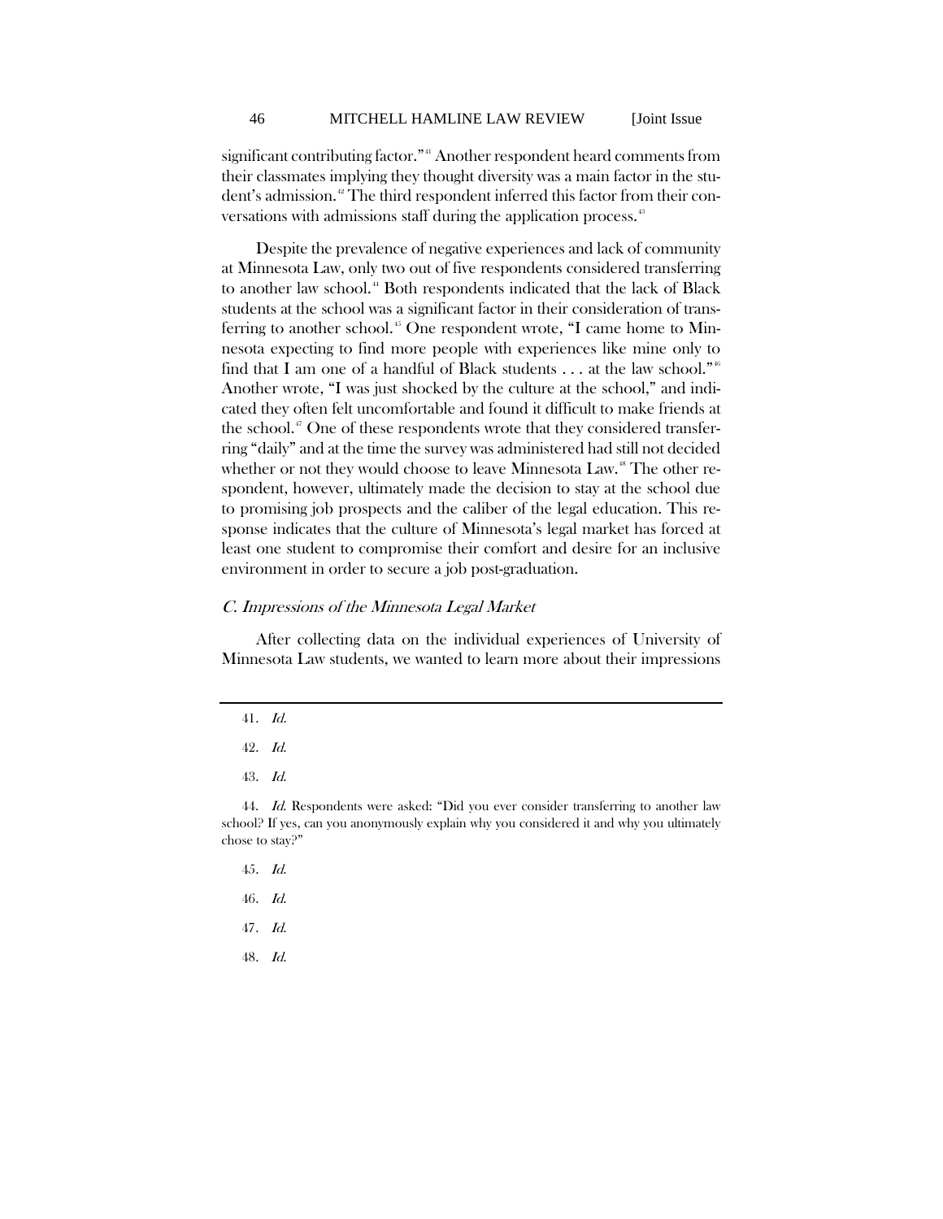significant contributing factor."[41] Another respondent heard comments from their classmates implying they thought diversity was a main factor in the student's admission.[42] The third respondent inferred this factor from their conversations with admissions staff during the application process.[43]

Despite the prevalence of negative experiences and lack of community at Minnesota Law, only two out of five respondents considered transferring to another law school.[44] Both respondents indicated that the lack of Black students at the school was a significant factor in their consideration of transferring to another school.[45] One respondent wrote, "I came home to Minnesota expecting to find more people with experiences like mine only to find that I am one of a handful of Black students . . . at the law school."[46] Another wrote, "I was just shocked by the culture at the school," and indicated they often felt uncomfortable and found it difficult to make friends at the school.[47] One of these respondents wrote that they considered transferring "daily" and at the time the survey was administered had still not decided whether or not they would choose to leave Minnesota Law.[48] The other respondent, however, ultimately made the decision to stay at the school due to promising job prospects and the caliber of the legal education. This response indicates that the culture of Minnesota's legal market has forced at least one student to compromise their comfort and desire for an inclusive environment in order to secure a job post-graduation.

### *C. Impressions of the Minnesota Legal Market*

After collecting data on the individual experiences of University of Minnesota Law students, we wanted to learn more about their impressions

---

41. *Id.*

42. *Id.*

43. *Id.*

44. *Id.* Respondents were asked: "Did you ever consider transferring to another law school? If yes, can you anonymously explain why you considered it and why you ultimately chose to stay?"

45. *Id.*

46. *Id.*

47. *Id.*

48. *Id.*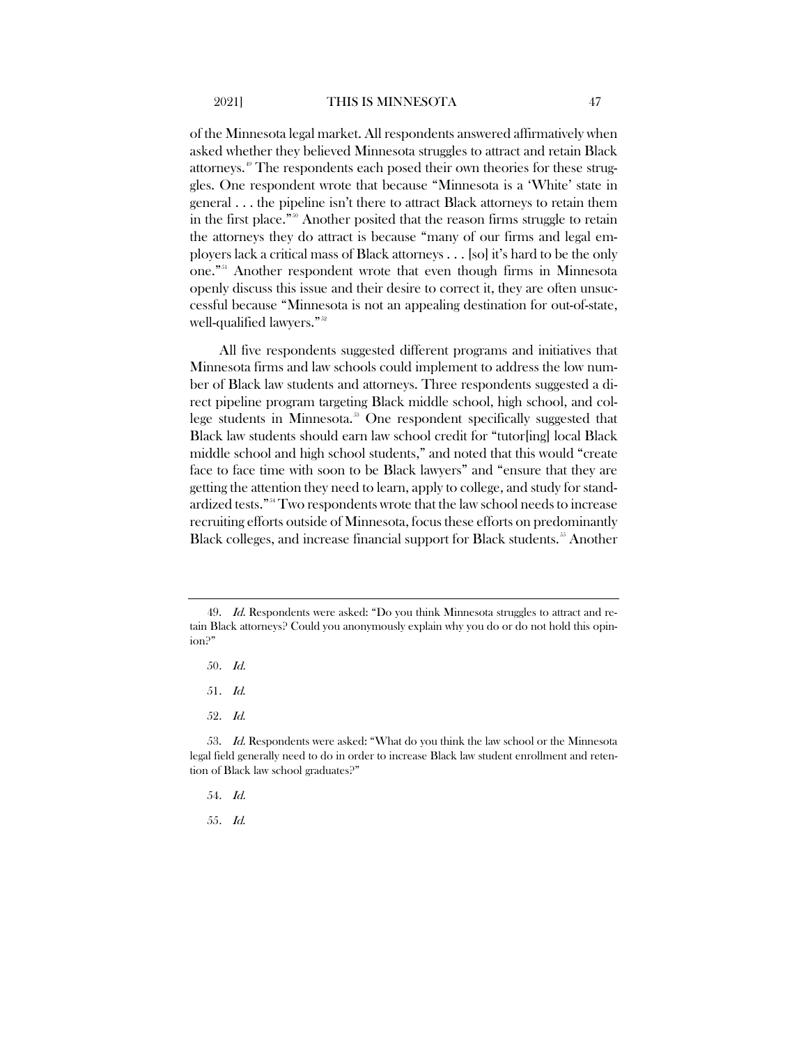of the Minnesota legal market. All respondents answered affirmatively when asked whether they believed Minnesota struggles to attract and retain Black attorneys.[49] The respondents each posed their own theories for these struggles. One respondent wrote that because "Minnesota is a 'White' state in general . . . the pipeline isn't there to attract Black attorneys to retain them in the first place."[50] Another posited that the reason firms struggle to retain the attorneys they do attract is because "many of our firms and legal employers lack a critical mass of Black attorneys . . . [so] it's hard to be the only one."[51] Another respondent wrote that even though firms in Minnesota openly discuss this issue and their desire to correct it, they are often unsuccessful because "Minnesota is not an appealing destination for out-of-state, well-qualified lawyers."[52]

All five respondents suggested different programs and initiatives that Minnesota firms and law schools could implement to address the low number of Black law students and attorneys. Three respondents suggested a direct pipeline program targeting Black middle school, high school, and college students in Minnesota.[53] One respondent specifically suggested that Black law students should earn law school credit for "tutor[ing] local Black middle school and high school students," and noted that this would "create face to face time with soon to be Black lawyers" and "ensure that they are getting the attention they need to learn, apply to college, and study for standardized tests."[54] Two respondents wrote that the law school needs to increase recruiting efforts outside of Minnesota, focus these efforts on predominantly Black colleges, and increase financial support for Black students.[55] Another

---

49. *Id.* Respondents were asked: "Do you think Minnesota struggles to attract and retain Black attorneys? Could you anonymously explain why you do or do not hold this opinion?"

50. *Id.*

51. *Id.*

52. *Id.*

53. *Id.* Respondents were asked: "What do you think the law school or the Minnesota legal field generally need to do in order to increase Black law student enrollment and retention of Black law school graduates?"

54. *Id.*

55. *Id.*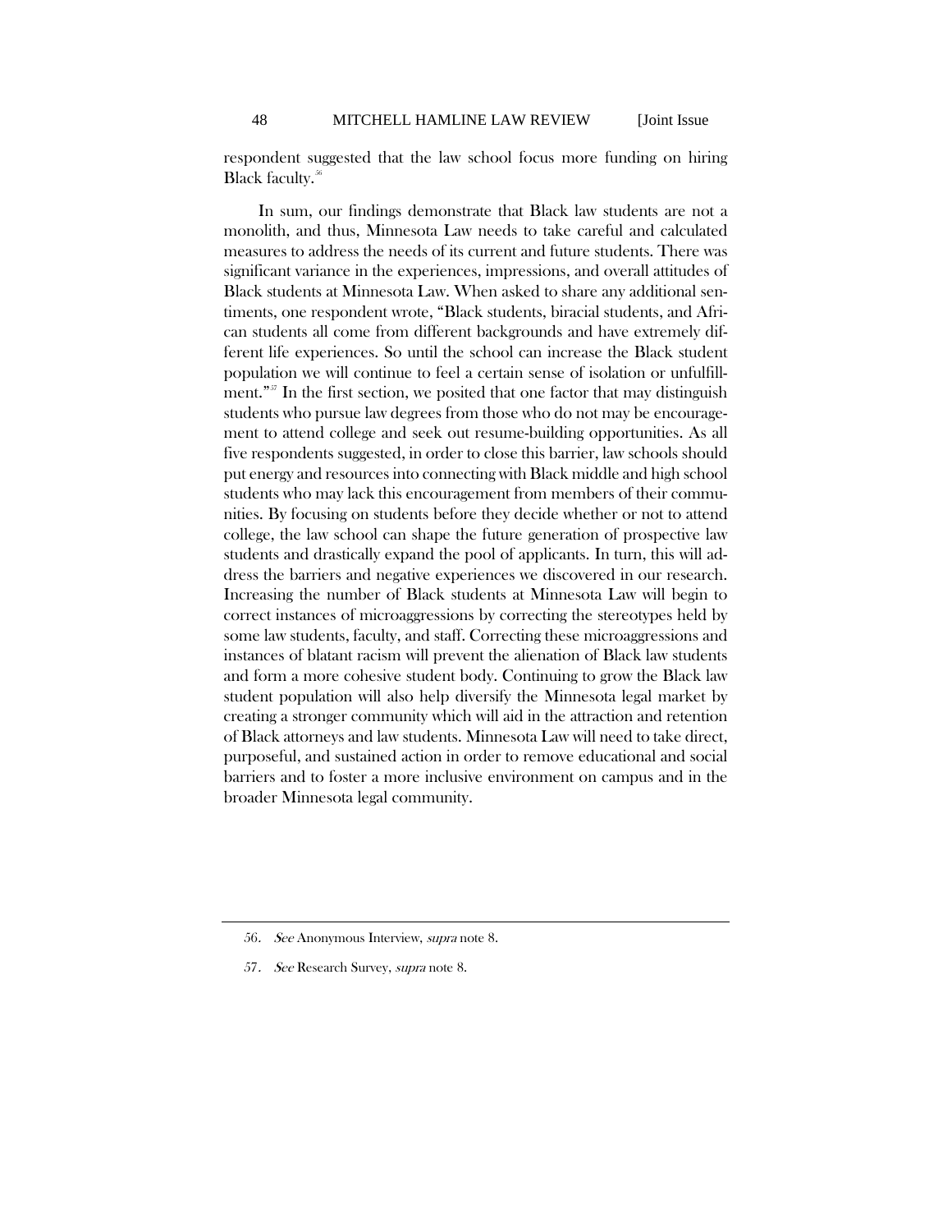respondent suggested that the law school focus more funding on hiring Black faculty.[56]

In sum, our findings demonstrate that Black law students are not a monolith, and thus, Minnesota Law needs to take careful and calculated measures to address the needs of its current and future students. There was significant variance in the experiences, impressions, and overall attitudes of Black students at Minnesota Law. When asked to share any additional sentiments, one respondent wrote, "Black students, biracial students, and African students all come from different backgrounds and have extremely different life experiences. So until the school can increase the Black student population we will continue to feel a certain sense of isolation or unfulfillment."[57] In the first section, we posited that one factor that may distinguish students who pursue law degrees from those who do not may be encouragement to attend college and seek out resume-building opportunities. As all five respondents suggested, in order to close this barrier, law schools should put energy and resources into connecting with Black middle and high school students who may lack this encouragement from members of their communities. By focusing on students before they decide whether or not to attend college, the law school can shape the future generation of prospective law students and drastically expand the pool of applicants. In turn, this will address the barriers and negative experiences we discovered in our research. Increasing the number of Black students at Minnesota Law will begin to correct instances of microaggressions by correcting the stereotypes held by some law students, faculty, and staff. Correcting these microaggressions and instances of blatant racism will prevent the alienation of Black law students and form a more cohesive student body. Continuing to grow the Black law student population will also help diversify the Minnesota legal market by creating a stronger community which will aid in the attraction and retention of Black attorneys and law students. Minnesota Law will need to take direct, purposeful, and sustained action in order to remove educational and social barriers and to foster a more inclusive environment on campus and in the broader Minnesota legal community.

---

56. *See* Anonymous Interview, *supra* note 8.

57. *See* Research Survey, *supra* note 8.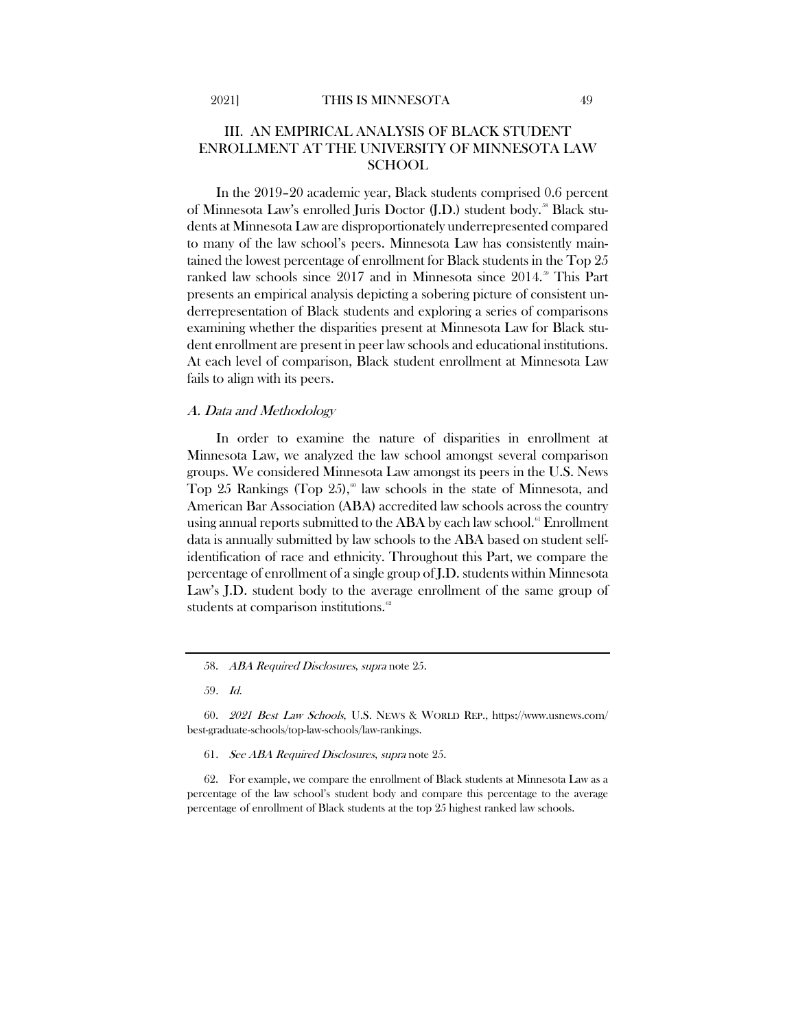## III. AN EMPIRICAL ANALYSIS OF BLACK STUDENT ENROLLMENT AT THE UNIVERSITY OF MINNESOTA LAW SCHOOL

In the 2019–20 academic year, Black students comprised 0.6 percent of Minnesota Law's enrolled Juris Doctor (J.D.) student body.[58] Black students at Minnesota Law are disproportionately underrepresented compared to many of the law school's peers. Minnesota Law has consistently maintained the lowest percentage of enrollment for Black students in the Top 25 ranked law schools since 2017 and in Minnesota since 2014.[59] This Part presents an empirical analysis depicting a sobering picture of consistent underrepresentation of Black students and exploring a series of comparisons examining whether the disparities present at Minnesota Law for Black student enrollment are present in peer law schools and educational institutions. At each level of comparison, Black student enrollment at Minnesota Law fails to align with its peers.

### *A. Data and Methodology*

In order to examine the nature of disparities in enrollment at Minnesota Law, we analyzed the law school amongst several comparison groups. We considered Minnesota Law amongst its peers in the U.S. News Top 25 Rankings (Top 25),[60] law schools in the state of Minnesota, and American Bar Association (ABA) accredited law schools across the country using annual reports submitted to the ABA by each law school.[61] Enrollment data is annually submitted by law schools to the ABA based on student self-identification of race and ethnicity. Throughout this Part, we compare the percentage of enrollment of a single group of J.D. students within Minnesota Law's J.D. student body to the average enrollment of the same group of students at comparison institutions.[62]

---

58. *ABA Required Disclosures*, *supra* note 25.

59. *Id.*

60. *2021 Best Law Schools*, U.S. NEWS & WORLD REP., https://www.usnews.com/best-graduate-schools/top-law-schools/law-rankings.

61. *See ABA Required Disclosures*, *supra* note 25.

62. For example, we compare the enrollment of Black students at Minnesota Law as a percentage of the law school's student body and compare this percentage to the average percentage of enrollment of Black students at the top 25 highest ranked law schools.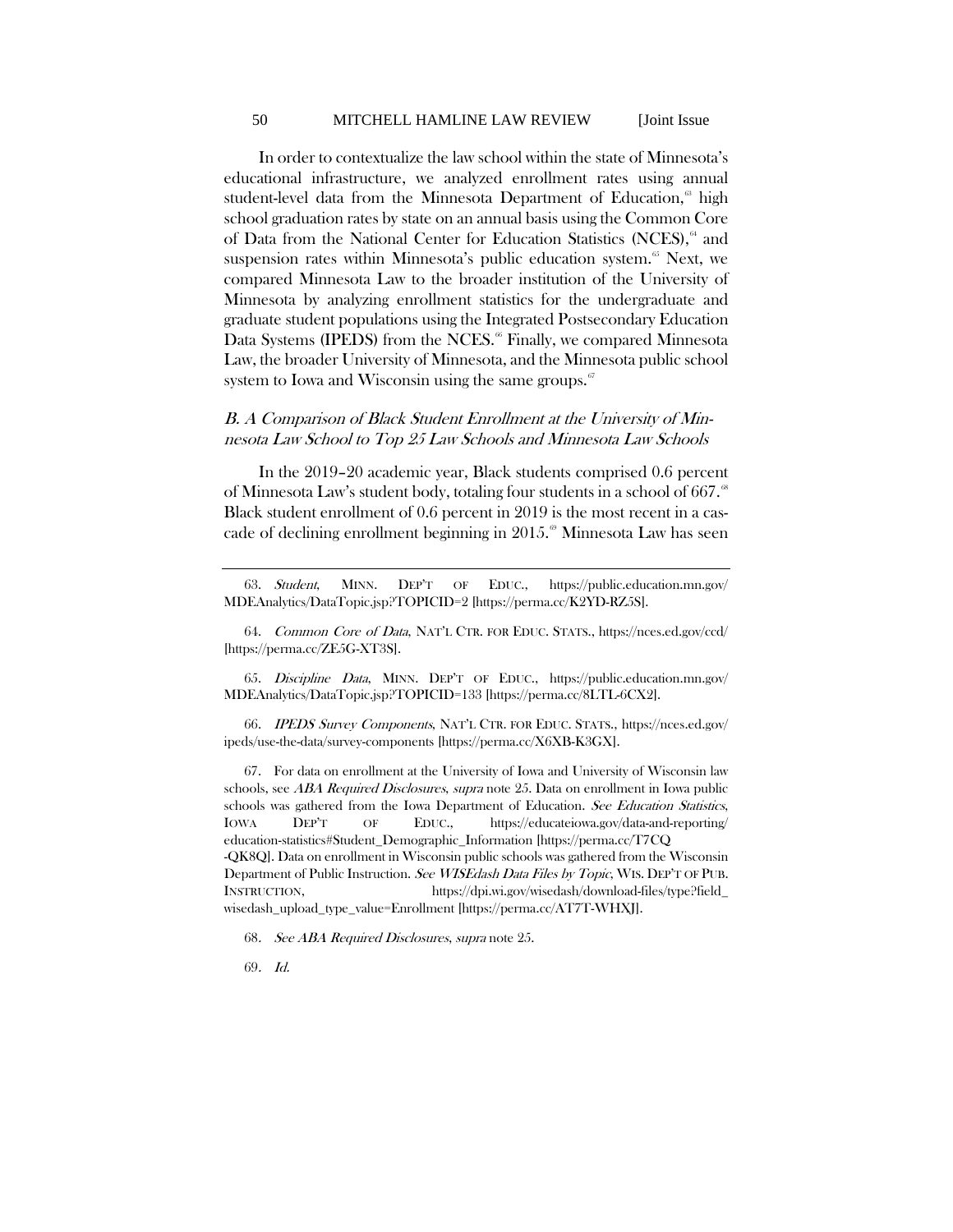In order to contextualize the law school within the state of Minnesota's educational infrastructure, we analyzed enrollment rates using annual student-level data from the Minnesota Department of Education,[63] high school graduation rates by state on an annual basis using the Common Core of Data from the National Center for Education Statistics (NCES),[64] and suspension rates within Minnesota's public education system.[65] Next, we compared Minnesota Law to the broader institution of the University of Minnesota by analyzing enrollment statistics for the undergraduate and graduate student populations using the Integrated Postsecondary Education Data Systems (IPEDS) from the NCES.[66] Finally, we compared Minnesota Law, the broader University of Minnesota, and the Minnesota public school system to Iowa and Wisconsin using the same groups.[67]

### *B. A Comparison of Black Student Enrollment at the University of Minnesota Law School to Top 25 Law Schools and Minnesota Law Schools*

In the 2019–20 academic year, Black students comprised 0.6 percent of Minnesota Law's student body, totaling four students in a school of 667.[68] Black student enrollment of 0.6 percent in 2019 is the most recent in a cascade of declining enrollment beginning in 2015.[69] Minnesota Law has seen

---

63. *Student*, MINN. DEP'T OF EDUC., https://public.education.mn.gov/MDEAnalytics/DataTopic.jsp?TOPICID=2 [https://perma.cc/K2YD-RZ5S].

64. *Common Core of Data*, NAT'L CTR. FOR EDUC. STATS., https://nces.ed.gov/ccd/ [https://perma.cc/ZE5G-XT3S].

65. *Discipline Data*, MINN. DEP'T OF EDUC., https://public.education.mn.gov/MDEAnalytics/DataTopic.jsp?TOPICID=133 [https://perma.cc/8LTL-6CX2].

66. *IPEDS Survey Components*, NAT'L CTR. FOR EDUC. STATS., https://nces.ed.gov/ipeds/use-the-data/survey-components [https://perma.cc/X6XB-K3GX].

67. For data on enrollment at the University of Iowa and University of Wisconsin law schools, see *ABA Required Disclosures*, *supra* note 25. Data on enrollment in Iowa public schools was gathered from the Iowa Department of Education. *See Education Statistics*, IOWA DEP'T OF EDUC., https://educateiowa.gov/data-and-reporting/education-statistics#Student_Demographic_Information [https://perma.cc/T7CQ-QK8Q]. Data on enrollment in Wisconsin public schools was gathered from the Wisconsin Department of Public Instruction. *See WISEdash Data Files by Topic*, WIS. DEP'T OF PUB. INSTRUCTION, https://dpi.wi.gov/wisedash/download-files/type?field_wisedash_upload_type_value=Enrollment [https://perma.cc/AT7T-WHXJ].

68. *See ABA Required Disclosures*, *supra* note 25.

69. *Id.*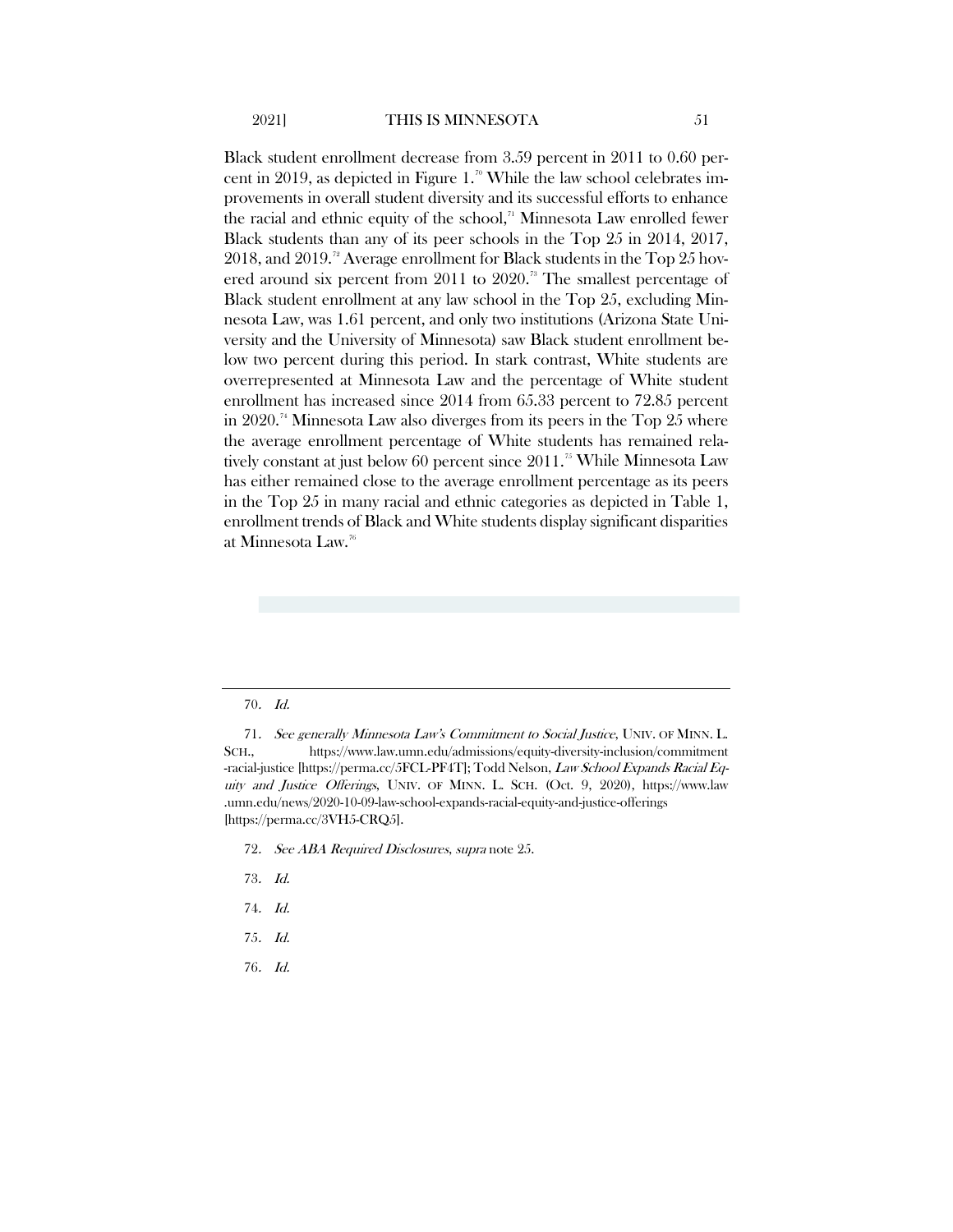Black student enrollment decrease from 3.59 percent in 2011 to 0.60 percent in 2019, as depicted in Figure 1.[70] While the law school celebrates improvements in overall student diversity and its successful efforts to enhance the racial and ethnic equity of the school,[71] Minnesota Law enrolled fewer Black students than any of its peer schools in the Top 25 in 2014, 2017, 2018, and 2019.[72] Average enrollment for Black students in the Top 25 hovered around six percent from 2011 to 2020.[73] The smallest percentage of Black student enrollment at any law school in the Top 25, excluding Minnesota Law, was 1.61 percent, and only two institutions (Arizona State University and the University of Minnesota) saw Black student enrollment below two percent during this period. In stark contrast, White students are overrepresented at Minnesota Law and the percentage of White student enrollment has increased since 2014 from 65.33 percent to 72.85 percent in 2020.[74] Minnesota Law also diverges from its peers in the Top 25 where the average enrollment percentage of White students has remained relatively constant at just below 60 percent since 2011.[75] While Minnesota Law has either remained close to the average enrollment percentage as its peers in the Top 25 in many racial and ethnic categories as depicted in Table 1, enrollment trends of Black and White students display significant disparities at Minnesota Law.[76]

---

70. *Id.*

71. *See generally Minnesota Law's Commitment to Social Justice*, UNIV. OF MINN. L. SCH., https://www.law.umn.edu/admissions/equity-diversity-inclusion/commitment-racial-justice [https://perma.cc/5FCL-PF4T]; Todd Nelson, *Law School Expands Racial Equity and Justice Offerings*, UNIV. OF MINN. L. SCH. (Oct. 9, 2020), https://www.law.umn.edu/news/2020-10-09-law-school-expands-racial-equity-and-justice-offerings [https://perma.cc/3VH5-CRQ5].

72. *See ABA Required Disclosures*, *supra* note 25.

73. *Id.*

74. *Id.*

75. *Id.*

76. *Id.*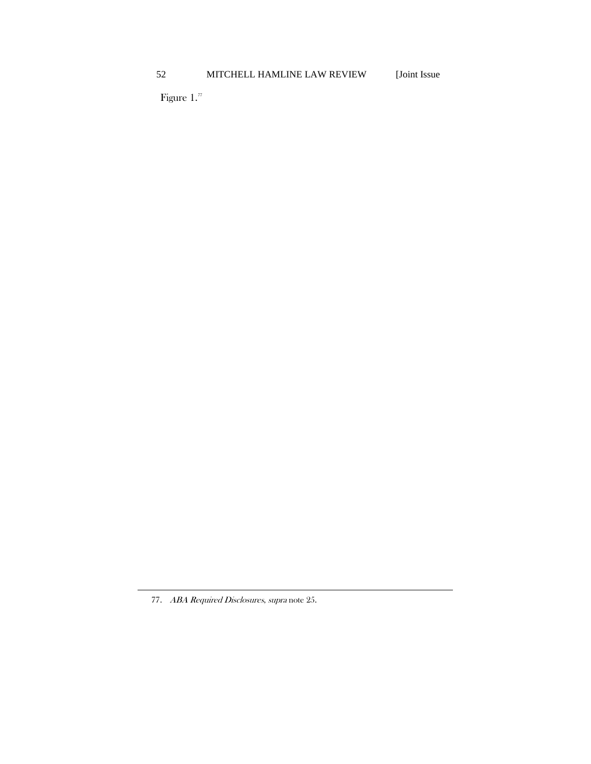Figure 1.[77]

77. *ABA Required Disclosures*, *supra* note 25.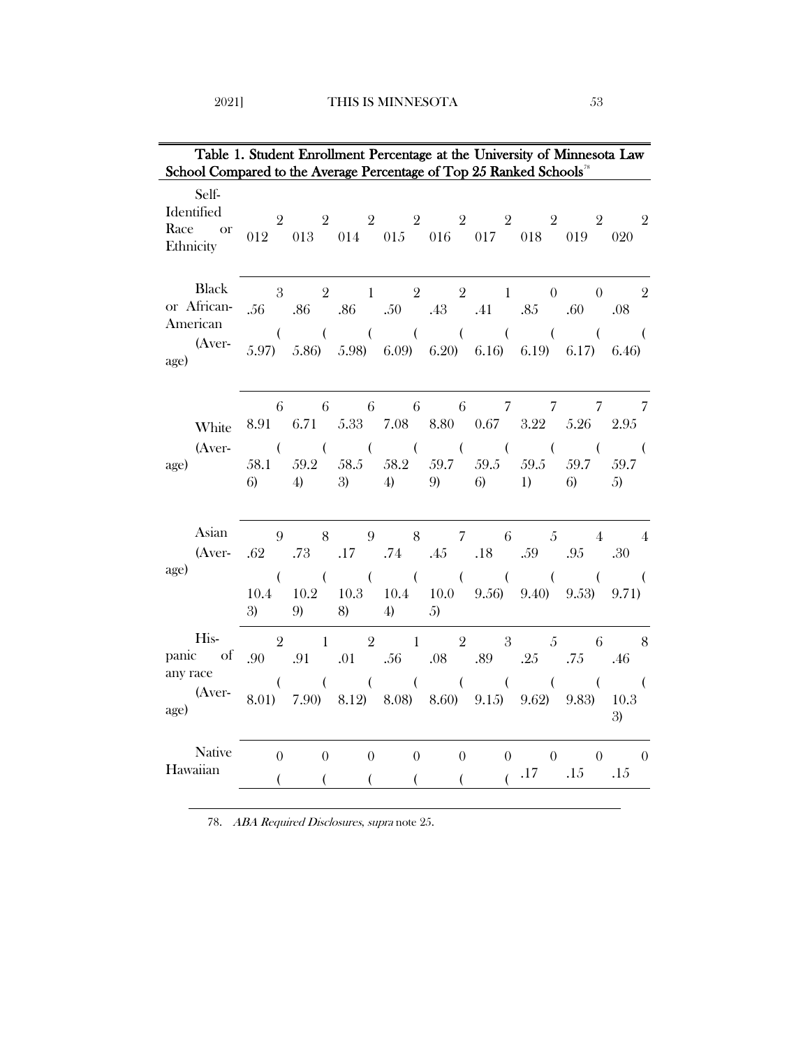**Table 1. Student Enrollment Percentage at the University of Minnesota Law School Compared to the Average Percentage of Top 25 Ranked Schools**[78]

| Self-Identified Race or Ethnicity | 2012 | 2013 | 2014 | 2015 | 2016 | 2017 | 2018 | 2019 | 2020 |
|---|---|---|---|---|---|---|---|---|---|
| Black or African-American (Average) | 3.56 (5.97) | 2.86 (5.86) | 1.86 (5.98) | 2.50 (6.09) | 2.43 (6.20) | 1.41 (6.16) | 0.85 (6.19) | 0.60 (6.17) | 2.08 (6.46) |
| White (Average) | 68.91 (58.16) | 66.71 (59.24) | 65.33 (58.53) | 67.08 (58.24) | 68.80 (59.79) | 70.67 (59.56) | 73.22 (59.51) | 75.26 (59.76) | 72.95 (59.75) |
| Asian (Average) | 9.62 (10.43) | 8.73 (10.29) | 9.17 (10.38) | 8.74 (10.44) | 7.45 (10.05) | 6.18 (9.56) | 5.59 (9.40) | 4.95 (9.53) | 4.30 (9.71) |
| Hispanic of any race (Average) | 2.90 (8.01) | 1.91 (7.90) | 2.01 (8.12) | 1.56 (8.08) | 2.08 (8.60) | 3.89 (9.15) | 5.25 (9.62) | 6.75 (9.83) | 8.46 (10.33) |
| Native Hawaiian | 0 ( | 0 ( | 0 ( | 0 ( | 0 ( | 0 ( | 0.17 | 0.15 | 0.15 |

78. *ABA Required Disclosures*, *supra* note 25.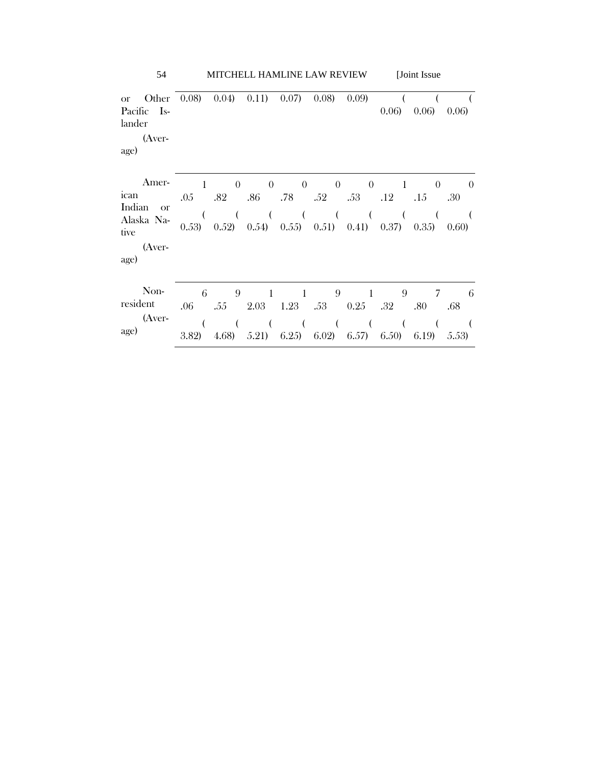| | | | | | | | | | |
|---|---|---|---|---|---|---|---|---|---|
| or Other Pacific Islander (Average) | 0.08) | 0.04) | 0.11) | 0.07) | 0.08) | 0.09) | (0.06) | (0.06) | (0.06) |
| American Indian or Alaska Native (Average) | 1.05 (0.53) | 0.82 (0.52) | 0.86 (0.54) | 0.78 (0.55) | 0.52 (0.51) | 0.53 (0.41) | 1.12 (0.37) | 0.15 (0.35) | 0.30 (0.60) |
| Nonresident (Average) | 6.06 (3.82) | 9.55 (4.68) | 12.03 (5.21) | 11.23 (6.25) | 9.53 (6.02) | 10.25 (6.57) | 9.32 (6.50) | 7.80 (6.19) | 6.68 (5.53) |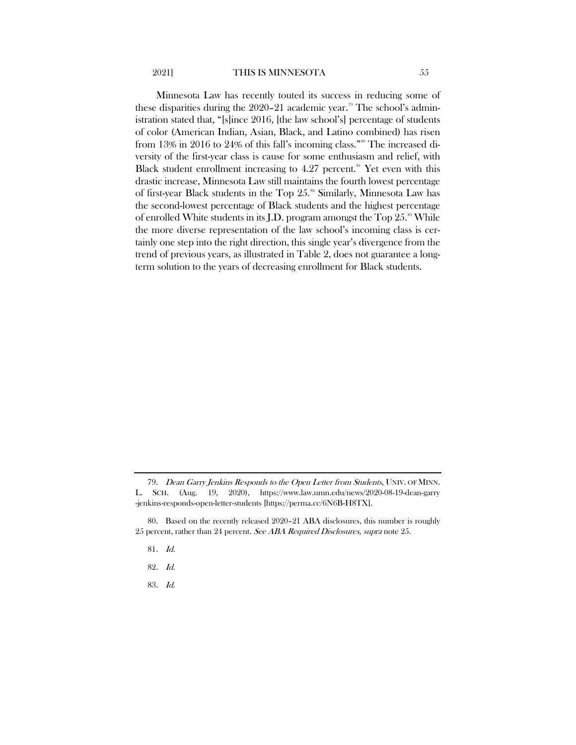Minnesota Law has recently touted its success in reducing some of these disparities during the 2020–21 academic year.[79] The school's administration stated that, "[s]ince 2016, [the law school's] percentage of students of color (American Indian, Asian, Black, and Latino combined) has risen from 13% in 2016 to 24% of this fall's incoming class."[80] The increased diversity of the first-year class is cause for some enthusiasm and relief, with Black student enrollment increasing to 4.27 percent.[81] Yet even with this drastic increase, Minnesota Law still maintains the fourth lowest percentage of first-year Black students in the Top 25.[82] Similarly, Minnesota Law has the second-lowest percentage of Black students and the highest percentage of enrolled White students in its J.D. program amongst the Top 25.[83] While the more diverse representation of the law school's incoming class is certainly one step into the right direction, this single year's divergence from the trend of previous years, as illustrated in Table 2, does not guarantee a long-term solution to the years of decreasing enrollment for Black students.

---

79. *Dean Garry Jenkins Responds to the Open Letter from Students*, UNIV. OF MINN. L. SCH. (Aug. 19, 2020), https://www.law.umn.edu/news/2020-08-19-dean-garry-jenkins-responds-open-letter-students [https://perma.cc/6N6B-H8TX].

80. Based on the recently released 2020–21 ABA disclosures, this number is roughly 25 percent, rather than 24 percent. *See ABA Required Disclosures*, *supra* note 25.

81. *Id.*

82. *Id.*

83. *Id.*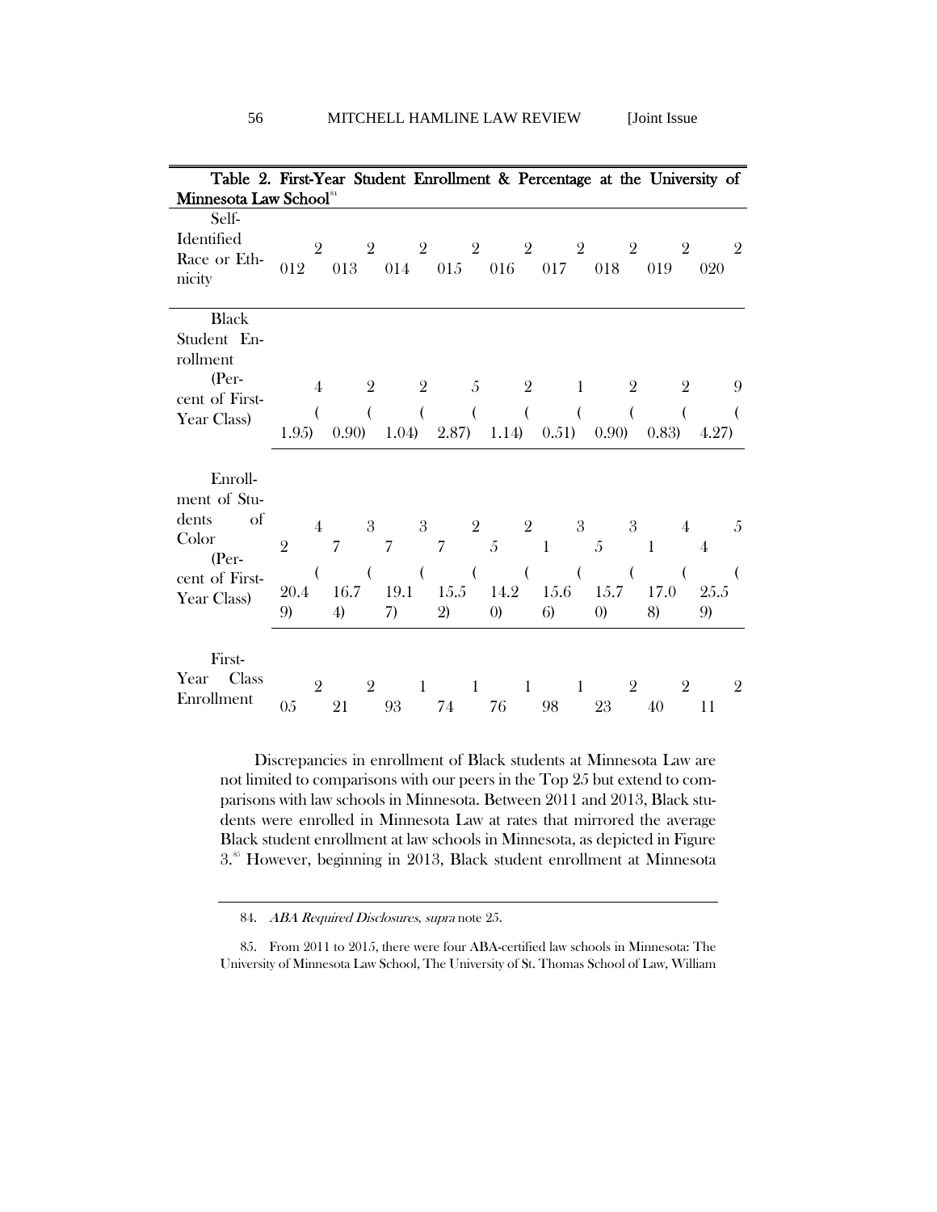Table 2. First-Year Student Enrollment & Percentage at the University of Minnesota Law School[84]

| Self-Identified Race or Ethnicity | 2012 | 2013 | 2014 | 2015 | 2016 | 2017 | 2018 | 2019 | 2020 |
|---|---|---|---|---|---|---|---|---|---|
| Black Student Enrollment (Percent of First-Year Class) | 4 (1.95) | 2 (0.90) | 2 (1.04) | 5 (2.87) | 2 (1.14) | 1 (0.51) | 2 (0.90) | 2 (0.83) | 9 (4.27) |
| Enrollment of Students of Color (Percent of First-Year Class) | 42 (20.49) | 37 (16.74) | 37 (19.17) | 27 (15.52) | 25 (14.20) | 31 (15.66) | 35 (15.70) | 41 (17.08) | 54 (25.59) |
| First-Year Class Enrollment | 205 | 221 | 193 | 174 | 176 | 198 | 223 | 240 | 211 |

Discrepancies in enrollment of Black students at Minnesota Law are not limited to comparisons with our peers in the Top 25 but extend to comparisons with law schools in Minnesota. Between 2011 and 2013, Black students were enrolled in Minnesota Law at rates that mirrored the average Black student enrollment at law schools in Minnesota, as depicted in Figure 3.[85] However, beginning in 2013, Black student enrollment at Minnesota

84. *ABA Required Disclosures*, *supra* note 25.

85. From 2011 to 2015, there were four ABA-certified law schools in Minnesota: The University of Minnesota Law School, The University of St. Thomas School of Law, William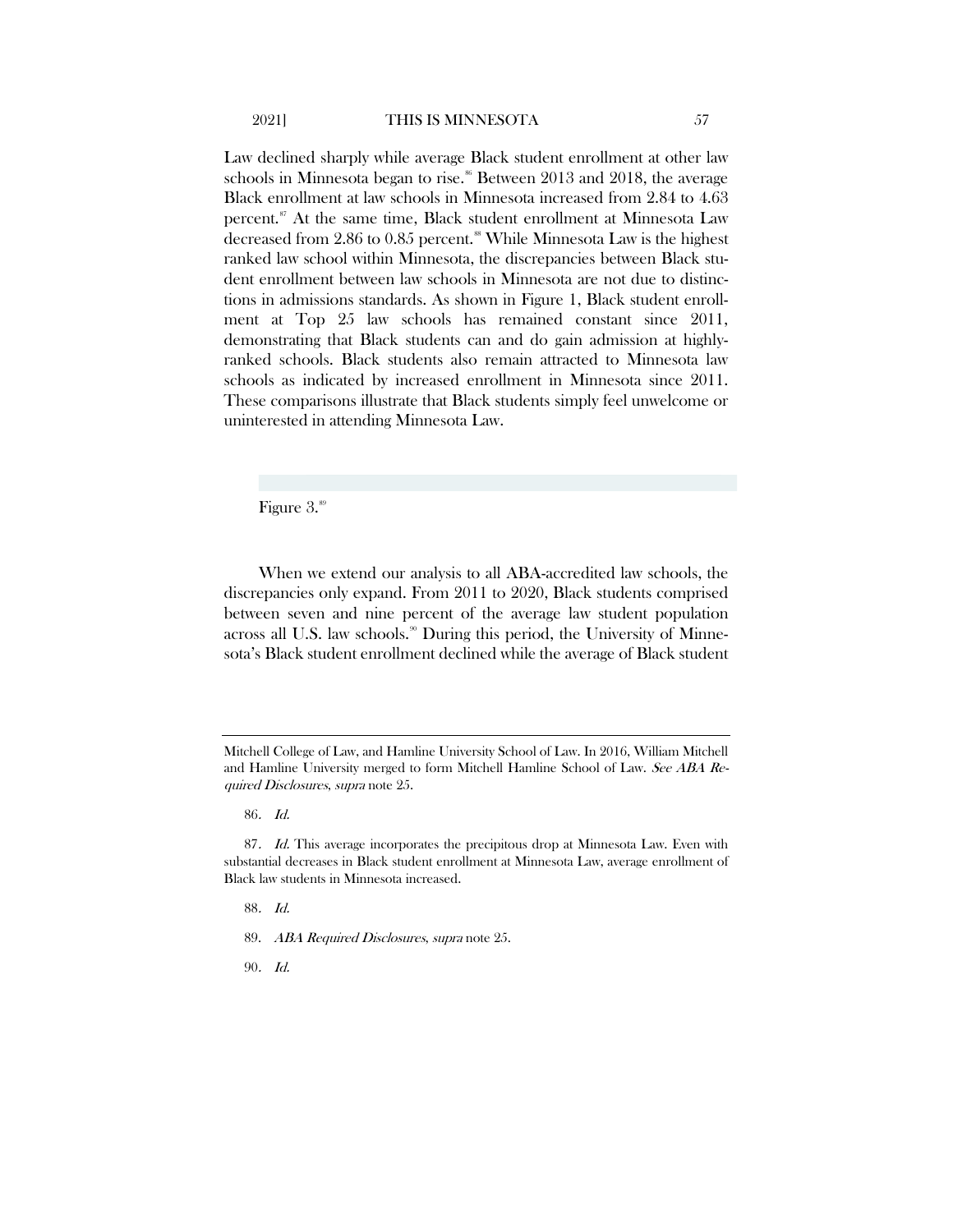Law declined sharply while average Black student enrollment at other law schools in Minnesota began to rise.[86] Between 2013 and 2018, the average Black enrollment at law schools in Minnesota increased from 2.84 to 4.63 percent.[87] At the same time, Black student enrollment at Minnesota Law decreased from 2.86 to 0.85 percent.[88] While Minnesota Law is the highest ranked law school within Minnesota, the discrepancies between Black student enrollment between law schools in Minnesota are not due to distinctions in admissions standards. As shown in Figure 1, Black student enrollment at Top 25 law schools has remained constant since 2011, demonstrating that Black students can and do gain admission at highly-ranked schools. Black students also remain attracted to Minnesota law schools as indicated by increased enrollment in Minnesota since 2011. These comparisons illustrate that Black students simply feel unwelcome or uninterested in attending Minnesota Law.

Figure 3.[89]

When we extend our analysis to all ABA-accredited law schools, the discrepancies only expand. From 2011 to 2020, Black students comprised between seven and nine percent of the average law student population across all U.S. law schools.[90] During this period, the University of Minnesota's Black student enrollment declined while the average of Black student

---

Mitchell College of Law, and Hamline University School of Law. In 2016, William Mitchell and Hamline University merged to form Mitchell Hamline School of Law. *See ABA Required Disclosures*, *supra* note 25.

86. *Id.*

87. *Id.* This average incorporates the precipitous drop at Minnesota Law. Even with substantial decreases in Black student enrollment at Minnesota Law, average enrollment of Black law students in Minnesota increased.

88. *Id.*

89. *ABA Required Disclosures*, *supra* note 25.

90. *Id.*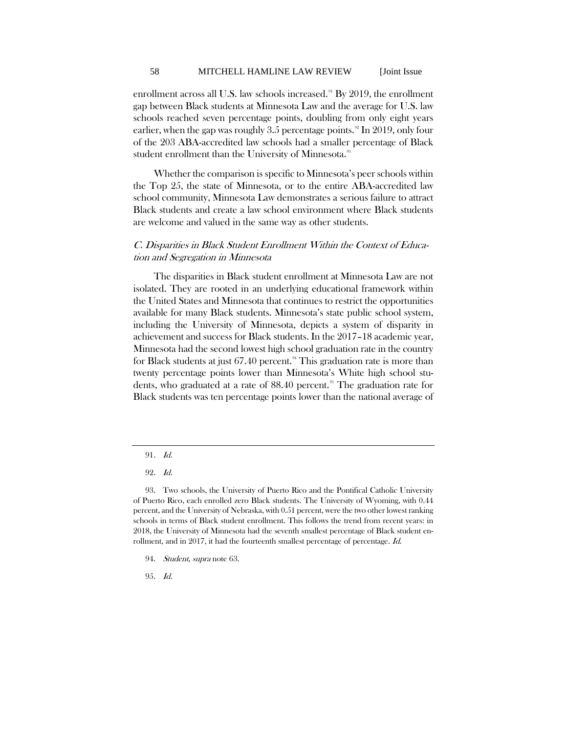enrollment across all U.S. law schools increased.[91] By 2019, the enrollment gap between Black students at Minnesota Law and the average for U.S. law schools reached seven percentage points, doubling from only eight years earlier, when the gap was roughly 3.5 percentage points.[92] In 2019, only four of the 203 ABA-accredited law schools had a smaller percentage of Black student enrollment than the University of Minnesota.[93]

Whether the comparison is specific to Minnesota's peer schools within the Top 25, the state of Minnesota, or to the entire ABA-accredited law school community, Minnesota Law demonstrates a serious failure to attract Black students and create a law school environment where Black students are welcome and valued in the same way as other students.

### *C. Disparities in Black Student Enrollment Within the Context of Education and Segregation in Minnesota*

The disparities in Black student enrollment at Minnesota Law are not isolated. They are rooted in an underlying educational framework within the United States and Minnesota that continues to restrict the opportunities available for many Black students. Minnesota's state public school system, including the University of Minnesota, depicts a system of disparity in achievement and success for Black students. In the 2017–18 academic year, Minnesota had the second lowest high school graduation rate in the country for Black students at just 67.40 percent.[94] This graduation rate is more than twenty percentage points lower than Minnesota's White high school students, who graduated at a rate of 88.40 percent.[95] The graduation rate for Black students was ten percentage points lower than the national average of

---

91. *Id.*

92. *Id.*

93. Two schools, the University of Puerto Rico and the Pontifical Catholic University of Puerto Rico, each enrolled zero Black students. The University of Wyoming, with 0.44 percent, and the University of Nebraska, with 0.51 percent, were the two other lowest ranking schools in terms of Black student enrollment. This follows the trend from recent years: in 2018, the University of Minnesota had the seventh smallest percentage of Black student enrollment, and in 2017, it had the fourteenth smallest percentage of percentage. *Id.*

94. *Student*, *supra* note 63.

95. *Id.*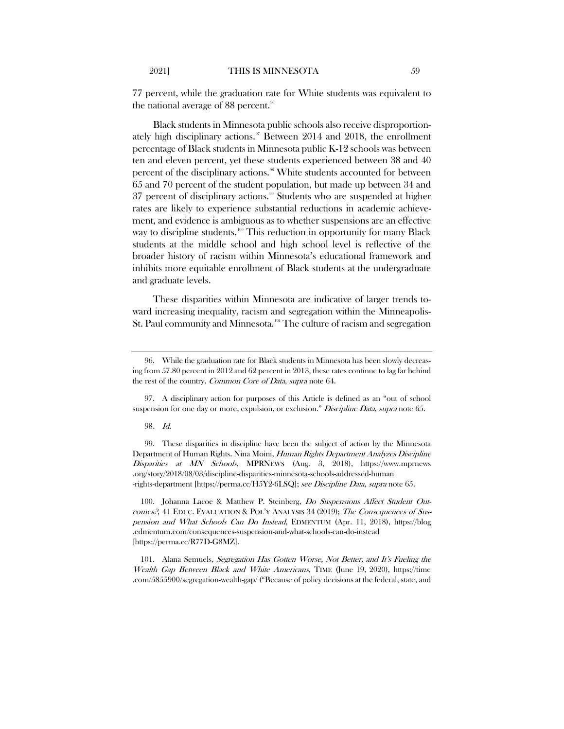77 percent, while the graduation rate for White students was equivalent to the national average of 88 percent.[96]

Black students in Minnesota public schools also receive disproportionately high disciplinary actions.[97] Between 2014 and 2018, the enrollment percentage of Black students in Minnesota public K-12 schools was between ten and eleven percent, yet these students experienced between 38 and 40 percent of the disciplinary actions.[98] White students accounted for between 65 and 70 percent of the student population, but made up between 34 and 37 percent of disciplinary actions.[99] Students who are suspended at higher rates are likely to experience substantial reductions in academic achievement, and evidence is ambiguous as to whether suspensions are an effective way to discipline students.[100] This reduction in opportunity for many Black students at the middle school and high school level is reflective of the broader history of racism within Minnesota's educational framework and inhibits more equitable enrollment of Black students at the undergraduate and graduate levels.

These disparities within Minnesota are indicative of larger trends toward increasing inequality, racism and segregation within the Minneapolis-St. Paul community and Minnesota.[101] The culture of racism and segregation

---

96. While the graduation rate for Black students in Minnesota has been slowly decreasing from 57.80 percent in 2012 and 62 percent in 2013, these rates continue to lag far behind the rest of the country. *Common Core of Data*, *supra* note 64.

97. A disciplinary action for purposes of this Article is defined as an "out of school suspension for one day or more, expulsion, or exclusion." *Discipline Data*, *supra* note 65.

98. *Id.*

99. These disparities in discipline have been the subject of action by the Minnesota Department of Human Rights. Nina Moini, *Human Rights Department Analyzes Discipline Disparities at MN Schools*, MPRNEWS (Aug. 3, 2018), https://www.mprnews.org/story/2018/08/03/discipline-disparities-minnesota-schools-addressed-human-rights-department [https://perma.cc/H5Y2-6LSQ]; *see Discipline Data*, *supra* note 65.

100. Johanna Lacoe & Matthew P. Steinberg, *Do Suspensions Affect Student Outcomes?*, 41 EDUC. EVALUATION & POL'Y ANALYSIS 34 (2019); *The Consequences of Suspension and What Schools Can Do Instead*, EDMENTUM (Apr. 11, 2018), https://blog.edmentum.com/consequences-suspension-and-what-schools-can-do-instead [https://perma.cc/R77D-G8MZ].

101. Alana Semuels, *Segregation Has Gotten Worse, Not Better, and It's Fueling the Wealth Gap Between Black and White Americans*, TIME (June 19, 2020), https://time.com/5855900/segregation-wealth-gap/ ("Because of policy decisions at the federal, state, and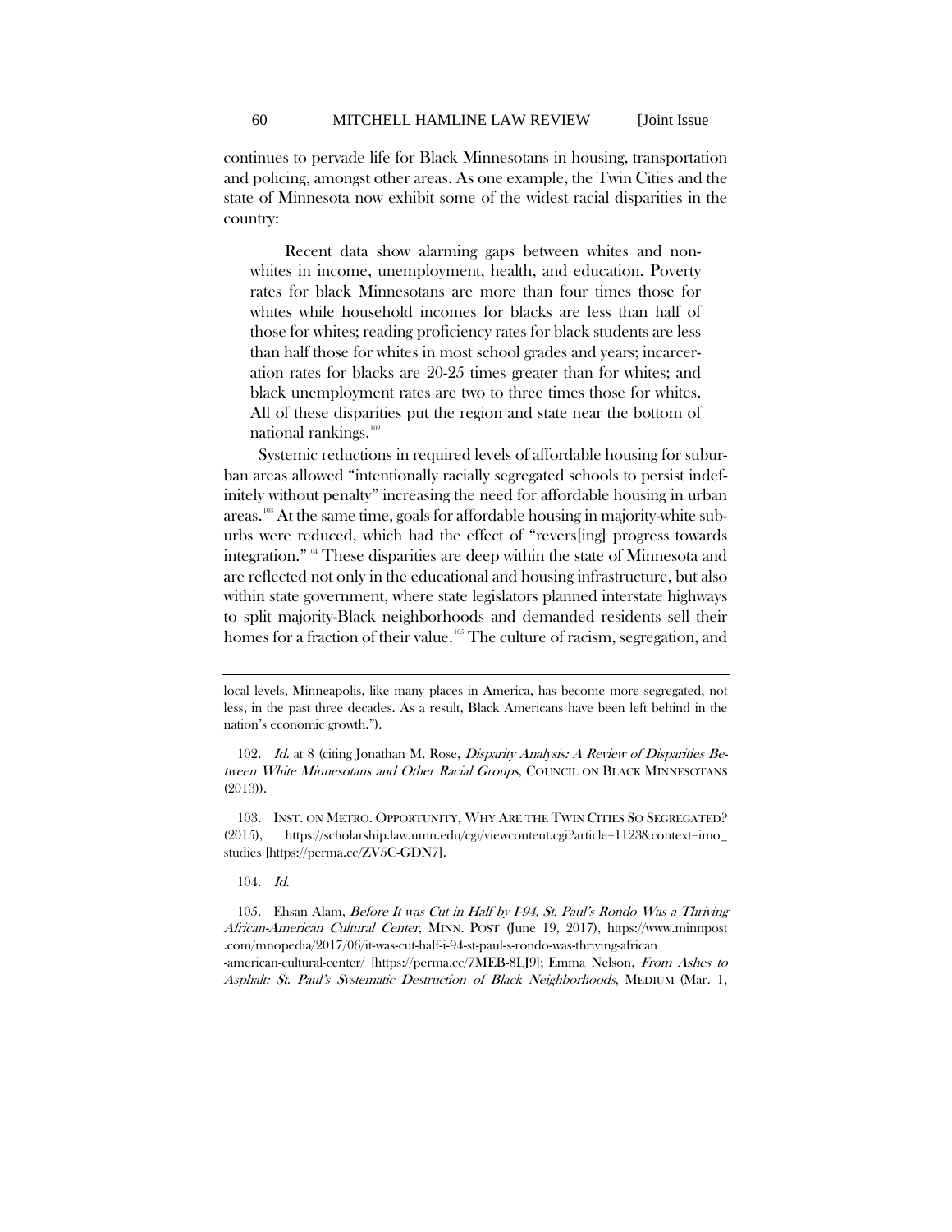continues to pervade life for Black Minnesotans in housing, transportation and policing, amongst other areas. As one example, the Twin Cities and the state of Minnesota now exhibit some of the widest racial disparities in the country:

> Recent data show alarming gaps between whites and non-whites in income, unemployment, health, and education. Poverty rates for black Minnesotans are more than four times those for whites while household incomes for blacks are less than half of those for whites; reading proficiency rates for black students are less than half those for whites in most school grades and years; incarceration rates for blacks are 20-25 times greater than for whites; and black unemployment rates are two to three times those for whites. All of these disparities put the region and state near the bottom of national rankings.[102]

Systemic reductions in required levels of affordable housing for suburban areas allowed "intentionally racially segregated schools to persist indefinitely without penalty" increasing the need for affordable housing in urban areas.[103] At the same time, goals for affordable housing in majority-white suburbs were reduced, which had the effect of "revers[ing] progress towards integration."[104] These disparities are deep within the state of Minnesota and are reflected not only in the educational and housing infrastructure, but also within state government, where state legislators planned interstate highways to split majority-Black neighborhoods and demanded residents sell their homes for a fraction of their value.[105] The culture of racism, segregation, and

---

local levels, Minneapolis, like many places in America, has become more segregated, not less, in the past three decades. As a result, Black Americans have been left behind in the nation's economic growth.").

102. *Id.* at 8 (citing Jonathan M. Rose, *Disparity Analysis: A Review of Disparities Between White Minnesotans and Other Racial Groups*, COUNCIL ON BLACK MINNESOTANS (2013)).

103. INST. ON METRO. OPPORTUNITY, WHY ARE THE TWIN CITIES SO SEGREGATED? (2015), https://scholarship.law.umn.edu/cgi/viewcontent.cgi?article=1123&context=imo_studies [https://perma.cc/ZV5C-GDN7].

104. *Id.*

105. Ehsan Alam, *Before It was Cut in Half by I-94, St. Paul's Rondo Was a Thriving African-American Cultural Center*, MINN. POST (June 19, 2017), https://www.minnpost.com/mnopedia/2017/06/it-was-cut-half-i-94-st-paul-s-rondo-was-thriving-african-american-cultural-center/ [https://perma.cc/7MEB-8LJ9]; Emma Nelson, *From Ashes to Asphalt: St. Paul's Systematic Destruction of Black Neighborhoods*, MEDIUM (Mar. 1,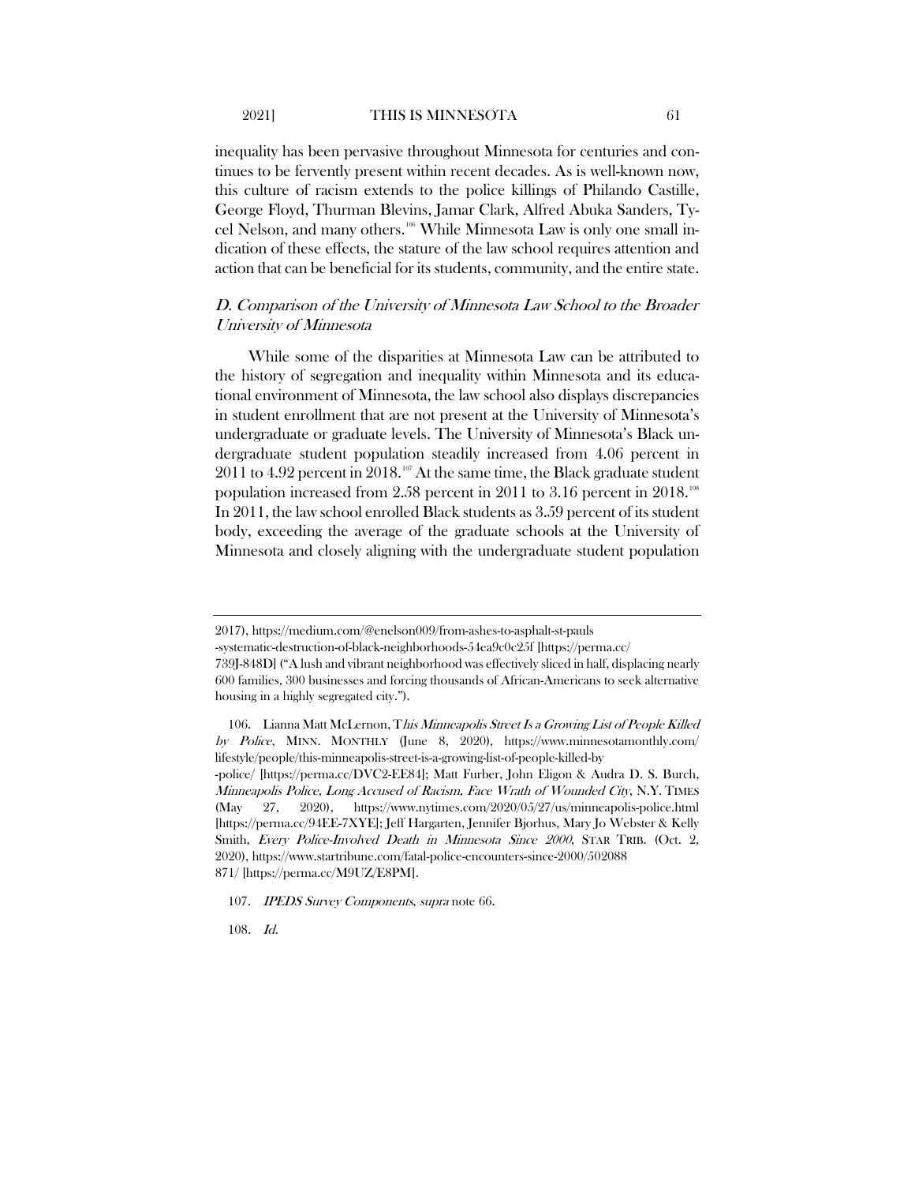inequality has been pervasive throughout Minnesota for centuries and continues to be fervently present within recent decades. As is well-known now, this culture of racism extends to the police killings of Philando Castille, George Floyd, Thurman Blevins, Jamar Clark, Alfred Abuka Sanders, Tycel Nelson, and many others.[106] While Minnesota Law is only one small indication of these effects, the stature of the law school requires attention and action that can be beneficial for its students, community, and the entire state.

### *D. Comparison of the University of Minnesota Law School to the Broader University of Minnesota*

While some of the disparities at Minnesota Law can be attributed to the history of segregation and inequality within Minnesota and its educational environment of Minnesota, the law school also displays discrepancies in student enrollment that are not present at the University of Minnesota's undergraduate or graduate levels. The University of Minnesota's Black undergraduate student population steadily increased from 4.06 percent in 2011 to 4.92 percent in 2018.[107] At the same time, the Black graduate student population increased from 2.58 percent in 2011 to 3.16 percent in 2018.[108] In 2011, the law school enrolled Black students as 3.59 percent of its student body, exceeding the average of the graduate schools at the University of Minnesota and closely aligning with the undergraduate student population

---

2017), https://medium.com/@enelson009/from-ashes-to-asphalt-st-pauls-systematic-destruction-of-black-neighborhoods-54ea9c0c25f [https://perma.cc/739J-848D] ("A lush and vibrant neighborhood was effectively sliced in half, displacing nearly 600 families, 300 businesses and forcing thousands of African-Americans to seek alternative housing in a highly segregated city.").

106. Lianna Matt McLernon, *This Minneapolis Street Is a Growing List of People Killed by Police*, MINN. MONTHLY (June 8, 2020), https://www.minnesotamonthly.com/lifestyle/people/this-minneapolis-street-is-a-growing-list-of-people-killed-by-police/ [https://perma.cc/DVC2-EE84]; Matt Furber, John Eligon & Audra D. S. Burch, *Minneapolis Police, Long Accused of Racism, Face Wrath of Wounded City*, N.Y. TIMES (May 27, 2020), https://www.nytimes.com/2020/05/27/us/minneapolis-police.html [https://perma.cc/94EE-7XYE]; Jeff Hargarten, Jennifer Bjorhus, Mary Jo Webster & Kelly Smith, *Every Police-Involved Death in Minnesota Since 2000*, STAR TRIB. (Oct. 2, 2020), https://www.startribune.com/fatal-police-encounters-since-2000/502088871/ [https://perma.cc/M9UZ/E8PM].

107. *IPEDS Survey Components*, *supra* note 66.

108. *Id.*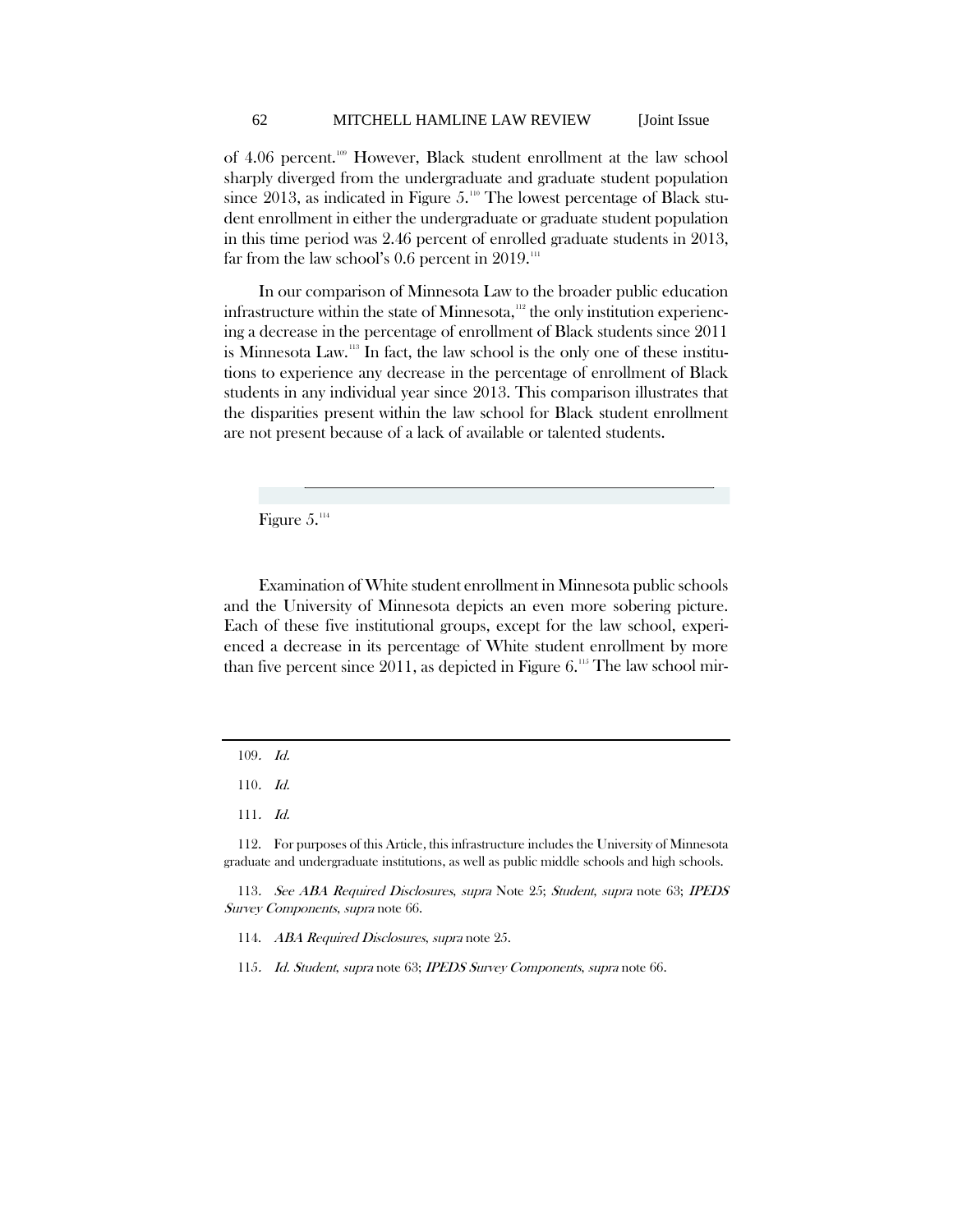of 4.06 percent.[109] However, Black student enrollment at the law school sharply diverged from the undergraduate and graduate student population since 2013, as indicated in Figure 5.[110] The lowest percentage of Black student enrollment in either the undergraduate or graduate student population in this time period was 2.46 percent of enrolled graduate students in 2013, far from the law school's 0.6 percent in 2019.[111]

In our comparison of Minnesota Law to the broader public education infrastructure within the state of Minnesota,[112] the only institution experiencing a decrease in the percentage of enrollment of Black students since 2011 is Minnesota Law.[113] In fact, the law school is the only one of these institutions to experience any decrease in the percentage of enrollment of Black students in any individual year since 2013. This comparison illustrates that the disparities present within the law school for Black student enrollment are not present because of a lack of available or talented students.

Figure 5.[114]

Examination of White student enrollment in Minnesota public schools and the University of Minnesota depicts an even more sobering picture. Each of these five institutional groups, except for the law school, experienced a decrease in its percentage of White student enrollment by more than five percent since 2011, as depicted in Figure 6.[115] The law school mir-

---

109. *Id.*

110. *Id.*

111. *Id.*

112. For purposes of this Article, this infrastructure includes the University of Minnesota graduate and undergraduate institutions, as well as public middle schools and high schools.

113. *See ABA Required Disclosures*, *supra* Note 25; *Student*, *supra* note 63; *IPEDS Survey Components*, *supra* note 66.

114. *ABA Required Disclosures*, *supra* note 25.

115. *Id. Student*, *supra* note 63; *IPEDS Survey Components*, *supra* note 66.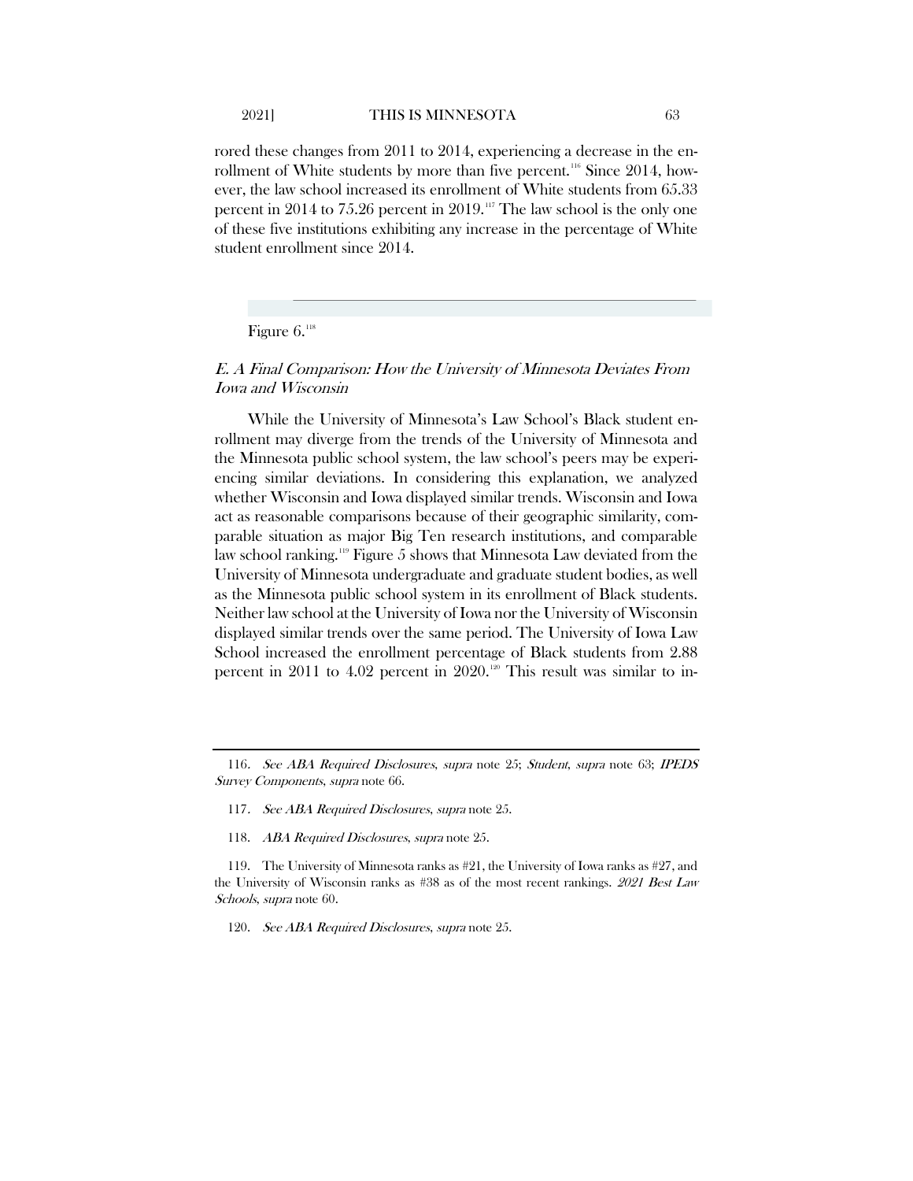rored these changes from 2011 to 2014, experiencing a decrease in the enrollment of White students by more than five percent.[116] Since 2014, however, the law school increased its enrollment of White students from 65.33 percent in 2014 to 75.26 percent in 2019.[117] The law school is the only one of these five institutions exhibiting any increase in the percentage of White student enrollment since 2014.

Figure 6.[118]

### *E. A Final Comparison: How the University of Minnesota Deviates From Iowa and Wisconsin*

While the University of Minnesota's Law School's Black student enrollment may diverge from the trends of the University of Minnesota and the Minnesota public school system, the law school's peers may be experiencing similar deviations. In considering this explanation, we analyzed whether Wisconsin and Iowa displayed similar trends. Wisconsin and Iowa act as reasonable comparisons because of their geographic similarity, comparable situation as major Big Ten research institutions, and comparable law school ranking.[119] Figure 5 shows that Minnesota Law deviated from the University of Minnesota undergraduate and graduate student bodies, as well as the Minnesota public school system in its enrollment of Black students. Neither law school at the University of Iowa nor the University of Wisconsin displayed similar trends over the same period. The University of Iowa Law School increased the enrollment percentage of Black students from 2.88 percent in 2011 to 4.02 percent in 2020.[120] This result was similar to in-

---

116. *See ABA Required Disclosures*, *supra* note 25; *Student*, *supra* note 63; *IPEDS Survey Components*, *supra* note 66.

117. *See ABA Required Disclosures*, *supra* note 25.

118. *ABA Required Disclosures*, *supra* note 25.

119. The University of Minnesota ranks as #21, the University of Iowa ranks as #27, and the University of Wisconsin ranks as #38 as of the most recent rankings. *2021 Best Law Schools*, *supra* note 60.

120. *See ABA Required Disclosures*, *supra* note 25.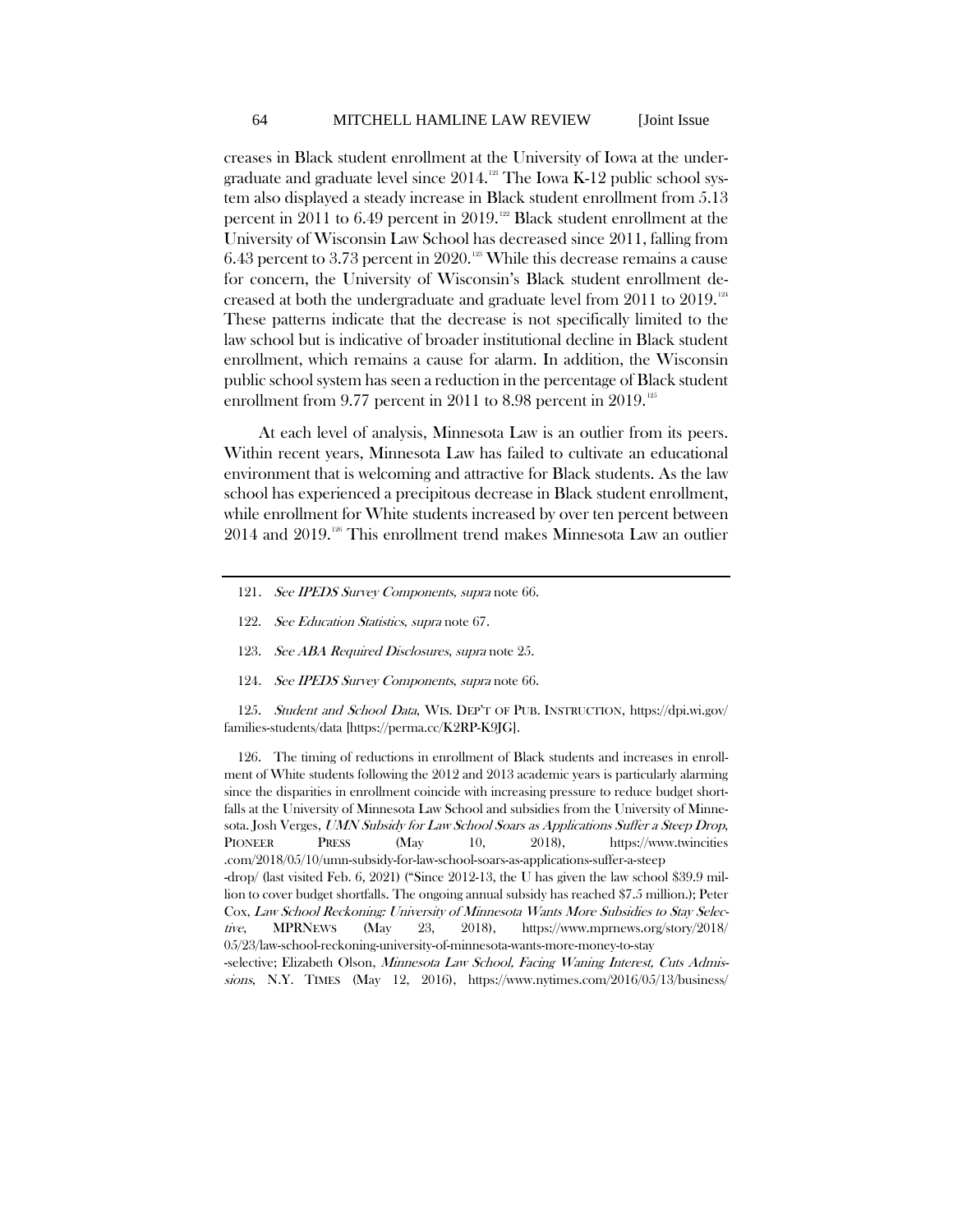creases in Black student enrollment at the University of Iowa at the undergraduate and graduate level since 2014.[121] The Iowa K-12 public school system also displayed a steady increase in Black student enrollment from 5.13 percent in 2011 to 6.49 percent in 2019.[122] Black student enrollment at the University of Wisconsin Law School has decreased since 2011, falling from 6.43 percent to 3.73 percent in 2020.[123] While this decrease remains a cause for concern, the University of Wisconsin's Black student enrollment decreased at both the undergraduate and graduate level from 2011 to 2019.[124] These patterns indicate that the decrease is not specifically limited to the law school but is indicative of broader institutional decline in Black student enrollment, which remains a cause for alarm. In addition, the Wisconsin public school system has seen a reduction in the percentage of Black student enrollment from 9.77 percent in 2011 to 8.98 percent in 2019.[125]

At each level of analysis, Minnesota Law is an outlier from its peers. Within recent years, Minnesota Law has failed to cultivate an educational environment that is welcoming and attractive for Black students. As the law school has experienced a precipitous decrease in Black student enrollment, while enrollment for White students increased by over ten percent between 2014 and 2019.[126] This enrollment trend makes Minnesota Law an outlier

---

121. *See IPEDS Survey Components*, *supra* note 66.

122. *See Education Statistics*, *supra* note 67.

123. *See ABA Required Disclosures*, *supra* note 25.

124. *See IPEDS Survey Components*, *supra* note 66.

125. *Student and School Data*, WIS. DEP'T OF PUB. INSTRUCTION, https://dpi.wi.gov/families-students/data [https://perma.cc/K2RP-K9JG].

126. The timing of reductions in enrollment of Black students and increases in enrollment of White students following the 2012 and 2013 academic years is particularly alarming since the disparities in enrollment coincide with increasing pressure to reduce budget shortfalls at the University of Minnesota Law School and subsidies from the University of Minnesota. Josh Verges, *UMN Subsidy for Law School Soars as Applications Suffer a Steep Drop*, PIONEER PRESS (May 10, 2018), https://www.twincities.com/2018/05/10/umn-subsidy-for-law-school-soars-as-applications-suffer-a-steep-drop/ (last visited Feb. 6, 2021) ("Since 2012-13, the U has given the law school $39.9 million to cover budget shortfalls. The ongoing annual subsidy has reached $7.5 million.); Peter Cox, *Law School Reckoning: University of Minnesota Wants More Subsidies to Stay Selective*, MPRNEWS (May 23, 2018), https://www.mprnews.org/story/2018/05/23/law-school-reckoning-university-of-minnesota-wants-more-money-to-stay-selective; Elizabeth Olson, *Minnesota Law School, Facing Waning Interest, Cuts Admissions*, N.Y. TIMES (May 12, 2016), https://www.nytimes.com/2016/05/13/business/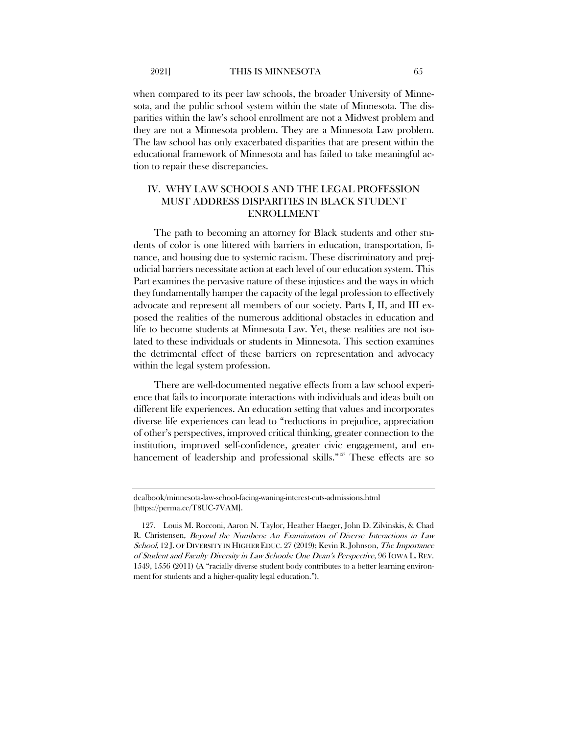when compared to its peer law schools, the broader University of Minnesota, and the public school system within the state of Minnesota. The disparities within the law's school enrollment are not a Midwest problem and they are not a Minnesota problem. They are a Minnesota Law problem. The law school has only exacerbated disparities that are present within the educational framework of Minnesota and has failed to take meaningful action to repair these discrepancies.

## IV. WHY LAW SCHOOLS AND THE LEGAL PROFESSION MUST ADDRESS DISPARITIES IN BLACK STUDENT ENROLLMENT

The path to becoming an attorney for Black students and other students of color is one littered with barriers in education, transportation, finance, and housing due to systemic racism. These discriminatory and prejudicial barriers necessitate action at each level of our education system. This Part examines the pervasive nature of these injustices and the ways in which they fundamentally hamper the capacity of the legal profession to effectively advocate and represent all members of our society. Parts I, II, and III exposed the realities of the numerous additional obstacles in education and life to become students at Minnesota Law. Yet, these realities are not isolated to these individuals or students in Minnesota. This section examines the detrimental effect of these barriers on representation and advocacy within the legal system profession.

There are well-documented negative effects from a law school experience that fails to incorporate interactions with individuals and ideas built on different life experiences. An education setting that values and incorporates diverse life experiences can lead to "reductions in prejudice, appreciation of other's perspectives, improved critical thinking, greater connection to the institution, improved self-confidence, greater civic engagement, and enhancement of leadership and professional skills."[127] These effects are so

---

dealbook/minnesota-law-school-facing-waning-interest-cuts-admissions.html [https://perma.cc/T8UC-7VAM].

127. Louis M. Rocconi, Aaron N. Taylor, Heather Haeger, John D. Zilvinskis, & Chad R. Christensen, *Beyond the Numbers: An Examination of Diverse Interactions in Law School*, 12 J. OF DIVERSITY IN HIGHER EDUC. 27 (2019); Kevin R. Johnson, *The Importance of Student and Faculty Diversity in Law Schools: One Dean's Perspective*, 96 IOWA L. REV. 1549, 1556 (2011) (A "racially diverse student body contributes to a better learning environment for students and a higher-quality legal education.").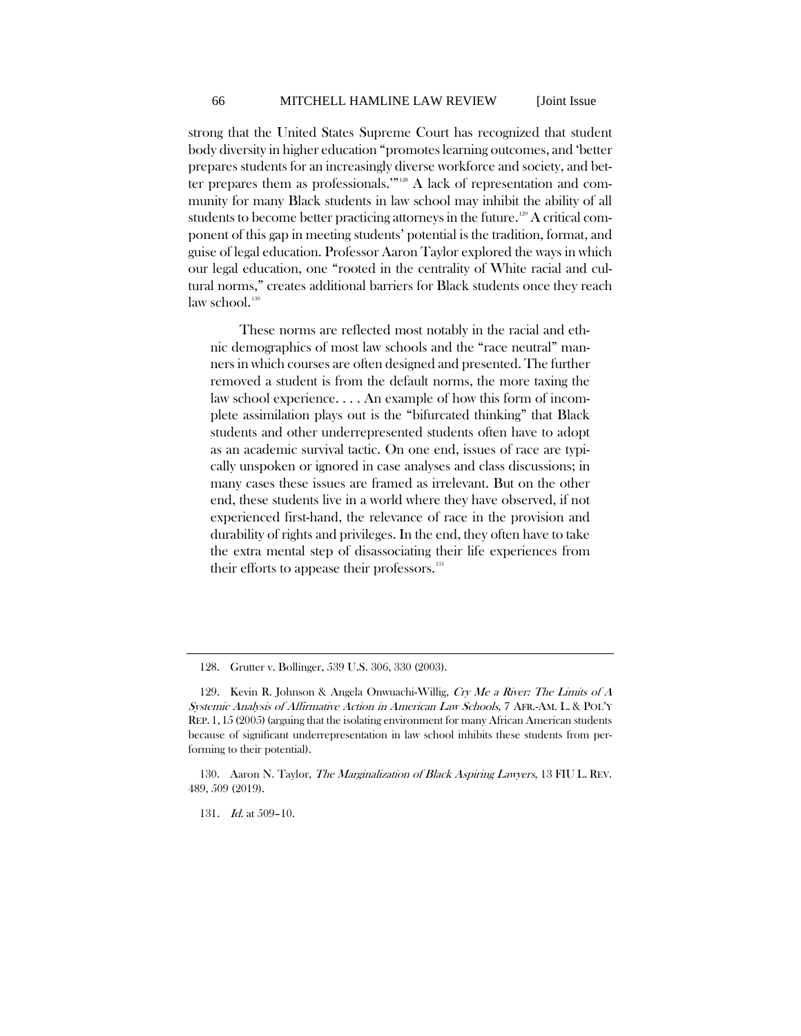strong that the United States Supreme Court has recognized that student body diversity in higher education "promotes learning outcomes, and 'better prepares students for an increasingly diverse workforce and society, and better prepares them as professionals.'"[128] A lack of representation and community for many Black students in law school may inhibit the ability of all students to become better practicing attorneys in the future.[129] A critical component of this gap in meeting students' potential is the tradition, format, and guise of legal education. Professor Aaron Taylor explored the ways in which our legal education, one "rooted in the centrality of White racial and cultural norms," creates additional barriers for Black students once they reach law school.[130]

> These norms are reflected most notably in the racial and ethnic demographics of most law schools and the "race neutral" manners in which courses are often designed and presented. The further removed a student is from the default norms, the more taxing the law school experience. . . . An example of how this form of incomplete assimilation plays out is the "bifurcated thinking" that Black students and other underrepresented students often have to adopt as an academic survival tactic. On one end, issues of race are typically unspoken or ignored in case analyses and class discussions; in many cases these issues are framed as irrelevant. But on the other end, these students live in a world where they have observed, if not experienced first-hand, the relevance of race in the provision and durability of rights and privileges. In the end, they often have to take the extra mental step of disassociating their life experiences from their efforts to appease their professors.[131]

---

128. Grutter v. Bollinger, 539 U.S. 306, 330 (2003).

129. Kevin R. Johnson & Angela Onwuachi-Willig, *Cry Me a River: The Limits of A Systemic Analysis of Affirmative Action in American Law Schools*, 7 AFR.-AM. L. & POL'Y REP. 1, 15 (2005) (arguing that the isolating environment for many African American students because of significant underrepresentation in law school inhibits these students from performing to their potential).

130. Aaron N. Taylor, *The Marginalization of Black Aspiring Lawyers*, 13 FIU L. REV. 489, 509 (2019).

131. *Id.* at 509–10.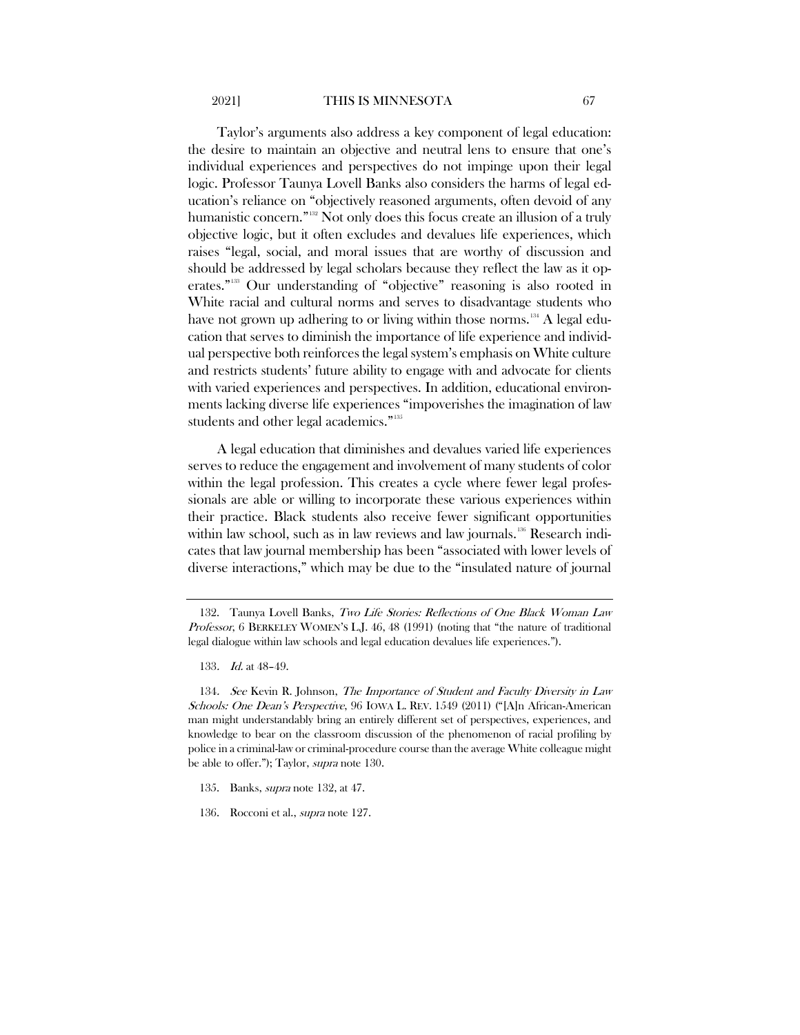Taylor's arguments also address a key component of legal education: the desire to maintain an objective and neutral lens to ensure that one's individual experiences and perspectives do not impinge upon their legal logic. Professor Taunya Lovell Banks also considers the harms of legal education's reliance on "objectively reasoned arguments, often devoid of any humanistic concern."[132] Not only does this focus create an illusion of a truly objective logic, but it often excludes and devalues life experiences, which raises "legal, social, and moral issues that are worthy of discussion and should be addressed by legal scholars because they reflect the law as it operates."[133] Our understanding of "objective" reasoning is also rooted in White racial and cultural norms and serves to disadvantage students who have not grown up adhering to or living within those norms.[134] A legal education that serves to diminish the importance of life experience and individual perspective both reinforces the legal system's emphasis on White culture and restricts students' future ability to engage with and advocate for clients with varied experiences and perspectives. In addition, educational environments lacking diverse life experiences "impoverishes the imagination of law students and other legal academics."[135]

A legal education that diminishes and devalues varied life experiences serves to reduce the engagement and involvement of many students of color within the legal profession. This creates a cycle where fewer legal professionals are able or willing to incorporate these various experiences within their practice. Black students also receive fewer significant opportunities within law school, such as in law reviews and law journals.[136] Research indicates that law journal membership has been "associated with lower levels of diverse interactions," which may be due to the "insulated nature of journal

---

132. Taunya Lovell Banks, *Two Life Stories: Reflections of One Black Woman Law Professor*, 6 BERKELEY WOMEN'S L.J. 46, 48 (1991) (noting that "the nature of traditional legal dialogue within law schools and legal education devalues life experiences.").

133. *Id.* at 48–49.

134. *See* Kevin R. Johnson, *The Importance of Student and Faculty Diversity in Law Schools: One Dean's Perspective*, 96 IOWA L. REV. 1549 (2011) ("[A]n African-American man might understandably bring an entirely different set of perspectives, experiences, and knowledge to bear on the classroom discussion of the phenomenon of racial profiling by police in a criminal-law or criminal-procedure course than the average White colleague might be able to offer."); Taylor, *supra* note 130.

135. Banks, *supra* note 132, at 47.

136. Rocconi et al., *supra* note 127.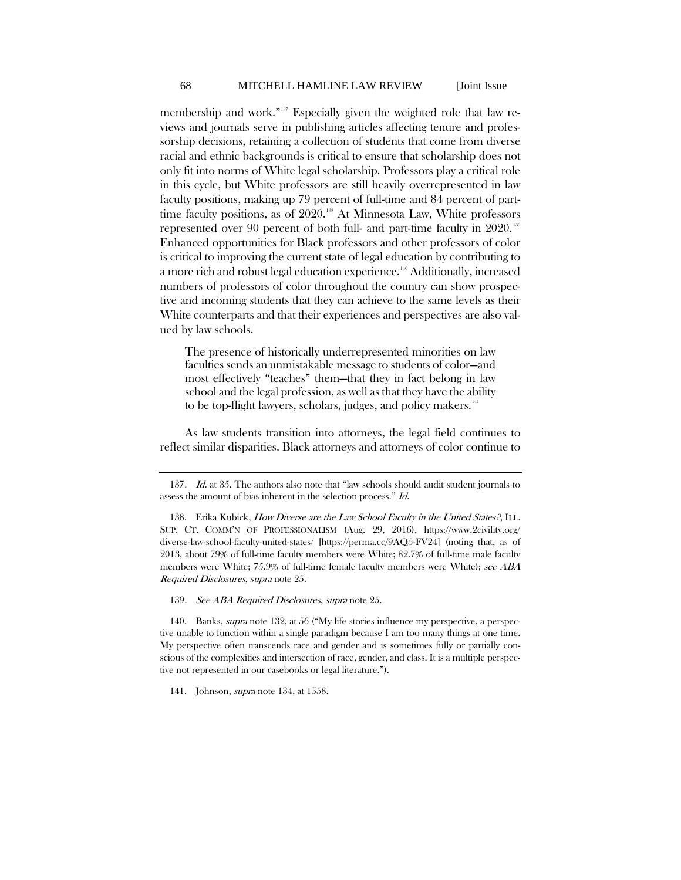membership and work."[137] Especially given the weighted role that law reviews and journals serve in publishing articles affecting tenure and professorship decisions, retaining a collection of students that come from diverse racial and ethnic backgrounds is critical to ensure that scholarship does not only fit into norms of White legal scholarship. Professors play a critical role in this cycle, but White professors are still heavily overrepresented in law faculty positions, making up 79 percent of full-time and 84 percent of part-time faculty positions, as of 2020.[138] At Minnesota Law, White professors represented over 90 percent of both full- and part-time faculty in 2020.[139] Enhanced opportunities for Black professors and other professors of color is critical to improving the current state of legal education by contributing to a more rich and robust legal education experience.[140] Additionally, increased numbers of professors of color throughout the country can show prospective and incoming students that they can achieve to the same levels as their White counterparts and that their experiences and perspectives are also valued by law schools.

> The presence of historically underrepresented minorities on law faculties sends an unmistakable message to students of color—and most effectively "teaches" them—that they in fact belong in law school and the legal profession, as well as that they have the ability to be top-flight lawyers, scholars, judges, and policy makers.[141]

As law students transition into attorneys, the legal field continues to reflect similar disparities. Black attorneys and attorneys of color continue to

---

137. *Id.* at 35. The authors also note that "law schools should audit student journals to assess the amount of bias inherent in the selection process." *Id.*

138. Erika Kubick, *How Diverse are the Law School Faculty in the United States?*, ILL. SUP. CT. COMM'N OF PROFESSIONALISM (Aug. 29, 2016), https://www.2civility.org/diverse-law-school-faculty-united-states/ [https://perma.cc/9AQ5-FV24] (noting that, as of 2013, about 79% of full-time faculty members were White; 82.7% of full-time male faculty members were White; 75.9% of full-time female faculty members were White); *see ABA Required Disclosures*, *supra* note 25.

139. *See ABA Required Disclosures*, *supra* note 25.

140. Banks, *supra* note 132, at 56 ("My life stories influence my perspective, a perspective unable to function within a single paradigm because I am too many things at one time. My perspective often transcends race and gender and is sometimes fully or partially conscious of the complexities and intersection of race, gender, and class. It is a multiple perspective not represented in our casebooks or legal literature.").

141. Johnson, *supra* note 134, at 1558.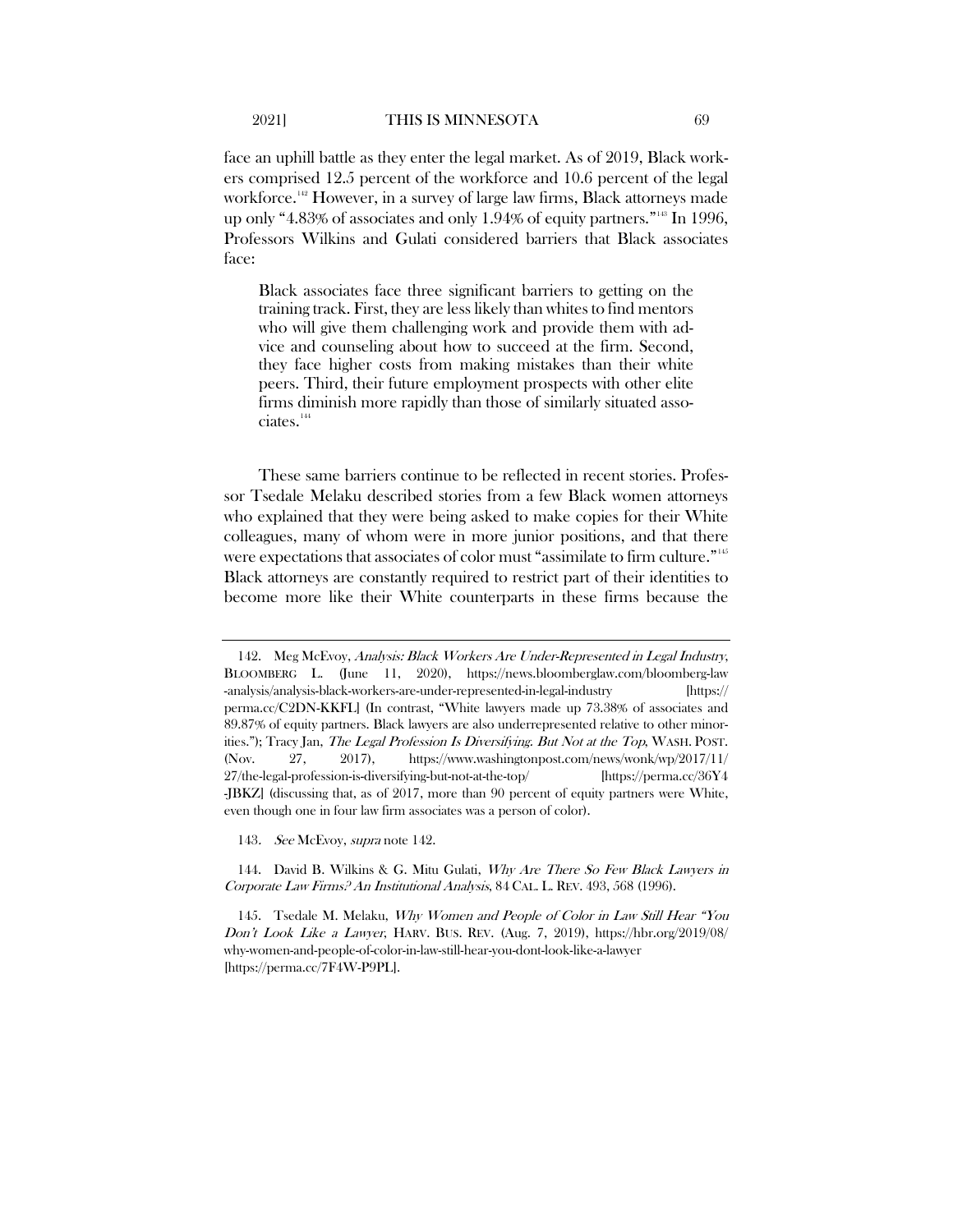face an uphill battle as they enter the legal market. As of 2019, Black workers comprised 12.5 percent of the workforce and 10.6 percent of the legal workforce.[142] However, in a survey of large law firms, Black attorneys made up only "4.83% of associates and only 1.94% of equity partners."[143] In 1996, Professors Wilkins and Gulati considered barriers that Black associates face:

> Black associates face three significant barriers to getting on the training track. First, they are less likely than whites to find mentors who will give them challenging work and provide them with advice and counseling about how to succeed at the firm. Second, they face higher costs from making mistakes than their white peers. Third, their future employment prospects with other elite firms diminish more rapidly than those of similarly situated associates.[144]

These same barriers continue to be reflected in recent stories. Professor Tsedale Melaku described stories from a few Black women attorneys who explained that they were being asked to make copies for their White colleagues, many of whom were in more junior positions, and that there were expectations that associates of color must "assimilate to firm culture."[145] Black attorneys are constantly required to restrict part of their identities to become more like their White counterparts in these firms because the

---

142. Meg McEvoy, *Analysis: Black Workers Are Under-Represented in Legal Industry*, BLOOMBERG L. (June 11, 2020), https://news.bloomberglaw.com/bloomberg-law-analysis/analysis-black-workers-are-under-represented-in-legal-industry [https://perma.cc/C2DN-KKFL] (In contrast, "White lawyers made up 73.38% of associates and 89.87% of equity partners. Black lawyers are also underrepresented relative to other minorities."); Tracy Jan, *The Legal Profession Is Diversifying. But Not at the Top*, WASH. POST. (Nov. 27, 2017), https://www.washingtonpost.com/news/wonk/wp/2017/11/27/the-legal-profession-is-diversifying-but-not-at-the-top/ [https://perma.cc/36Y4-JBKZ] (discussing that, as of 2017, more than 90 percent of equity partners were White, even though one in four law firm associates was a person of color).

143. *See* McEvoy, *supra* note 142.

144. David B. Wilkins & G. Mitu Gulati, *Why Are There So Few Black Lawyers in Corporate Law Firms? An Institutional Analysis*, 84 CAL. L. REV. 493, 568 (1996).

145. Tsedale M. Melaku, *Why Women and People of Color in Law Still Hear "You Don't Look Like a Lawyer*, HARV. BUS. REV. (Aug. 7, 2019), https://hbr.org/2019/08/why-women-and-people-of-color-in-law-still-hear-you-dont-look-like-a-lawyer [https://perma.cc/7F4W-P9PL].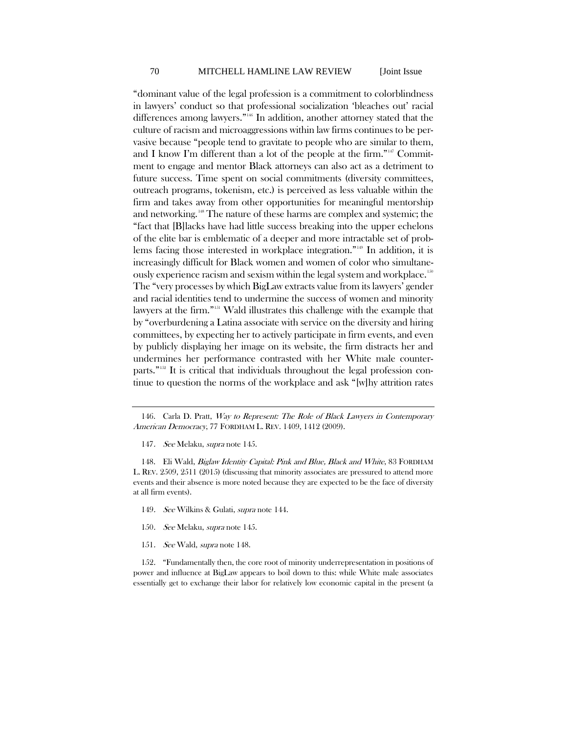"dominant value of the legal profession is a commitment to colorblindness in lawyers' conduct so that professional socialization 'bleaches out' racial differences among lawyers."[146] In addition, another attorney stated that the culture of racism and microaggressions within law firms continues to be pervasive because "people tend to gravitate to people who are similar to them, and I know I'm different than a lot of the people at the firm."[147] Commitment to engage and mentor Black attorneys can also act as a detriment to future success. Time spent on social commitments (diversity committees, outreach programs, tokenism, etc.) is perceived as less valuable within the firm and takes away from other opportunities for meaningful mentorship and networking.[148] The nature of these harms are complex and systemic; the "fact that [B]lacks have had little success breaking into the upper echelons of the elite bar is emblematic of a deeper and more intractable set of problems facing those interested in workplace integration."[149] In addition, it is increasingly difficult for Black women and women of color who simultaneously experience racism and sexism within the legal system and workplace.[150] The "very processes by which BigLaw extracts value from its lawyers' gender and racial identities tend to undermine the success of women and minority lawyers at the firm."[151] Wald illustrates this challenge with the example that by "overburdening a Latina associate with service on the diversity and hiring committees, by expecting her to actively participate in firm events, and even by publicly displaying her image on its website, the firm distracts her and undermines her performance contrasted with her White male counterparts."[152] It is critical that individuals throughout the legal profession continue to question the norms of the workplace and ask "[w]hy attrition rates

---

146. Carla D. Pratt, *Way to Represent: The Role of Black Lawyers in Contemporary American Democracy*, 77 FORDHAM L. REV. 1409, 1412 (2009).

147. *See* Melaku, *supra* note 145.

148. Eli Wald, *Biglaw Identity Capital: Pink and Blue, Black and White*, 83 FORDHAM L. REV. 2509, 2511 (2015) (discussing that minority associates are pressured to attend more events and their absence is more noted because they are expected to be the face of diversity at all firm events).

149. *See* Wilkins & Gulati, *supra* note 144.

150. *See* Melaku, *supra* note 145.

151. *See* Wald, *supra* note 148.

152. "Fundamentally then, the core root of minority underrepresentation in positions of power and influence at BigLaw appears to boil down to this: while White male associates essentially get to exchange their labor for relatively low economic capital in the present (a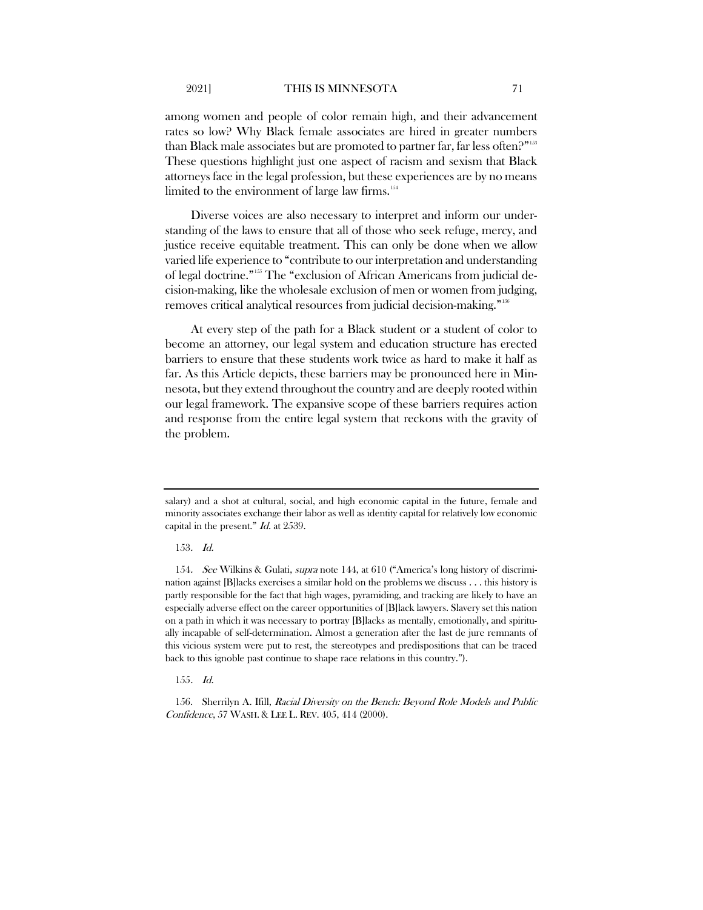among women and people of color remain high, and their advancement rates so low? Why Black female associates are hired in greater numbers than Black male associates but are promoted to partner far, far less often?"[153] These questions highlight just one aspect of racism and sexism that Black attorneys face in the legal profession, but these experiences are by no means limited to the environment of large law firms.[154]

Diverse voices are also necessary to interpret and inform our understanding of the laws to ensure that all of those who seek refuge, mercy, and justice receive equitable treatment. This can only be done when we allow varied life experience to "contribute to our interpretation and understanding of legal doctrine."[155] The "exclusion of African Americans from judicial decision-making, like the wholesale exclusion of men or women from judging, removes critical analytical resources from judicial decision-making."[156]

At every step of the path for a Black student or a student of color to become an attorney, our legal system and education structure has erected barriers to ensure that these students work twice as hard to make it half as far. As this Article depicts, these barriers may be pronounced here in Minnesota, but they extend throughout the country and are deeply rooted within our legal framework. The expansive scope of these barriers requires action and response from the entire legal system that reckons with the gravity of the problem.

---

salary) and a shot at cultural, social, and high economic capital in the future, female and minority associates exchange their labor as well as identity capital for relatively low economic capital in the present." *Id.* at 2539.

153. *Id.*

154. *See* Wilkins & Gulati, *supra* note 144, at 610 ("America's long history of discrimination against [B]lacks exercises a similar hold on the problems we discuss . . . this history is partly responsible for the fact that high wages, pyramiding, and tracking are likely to have an especially adverse effect on the career opportunities of [B]lack lawyers. Slavery set this nation on a path in which it was necessary to portray [B]lacks as mentally, emotionally, and spiritually incapable of self-determination. Almost a generation after the last de jure remnants of this vicious system were put to rest, the stereotypes and predispositions that can be traced back to this ignoble past continue to shape race relations in this country.").

155. *Id.*

156. Sherrilyn A. Ifill, *Racial Diversity on the Bench: Beyond Role Models and Public Confidence*, 57 WASH. & LEE L. REV. 405, 414 (2000).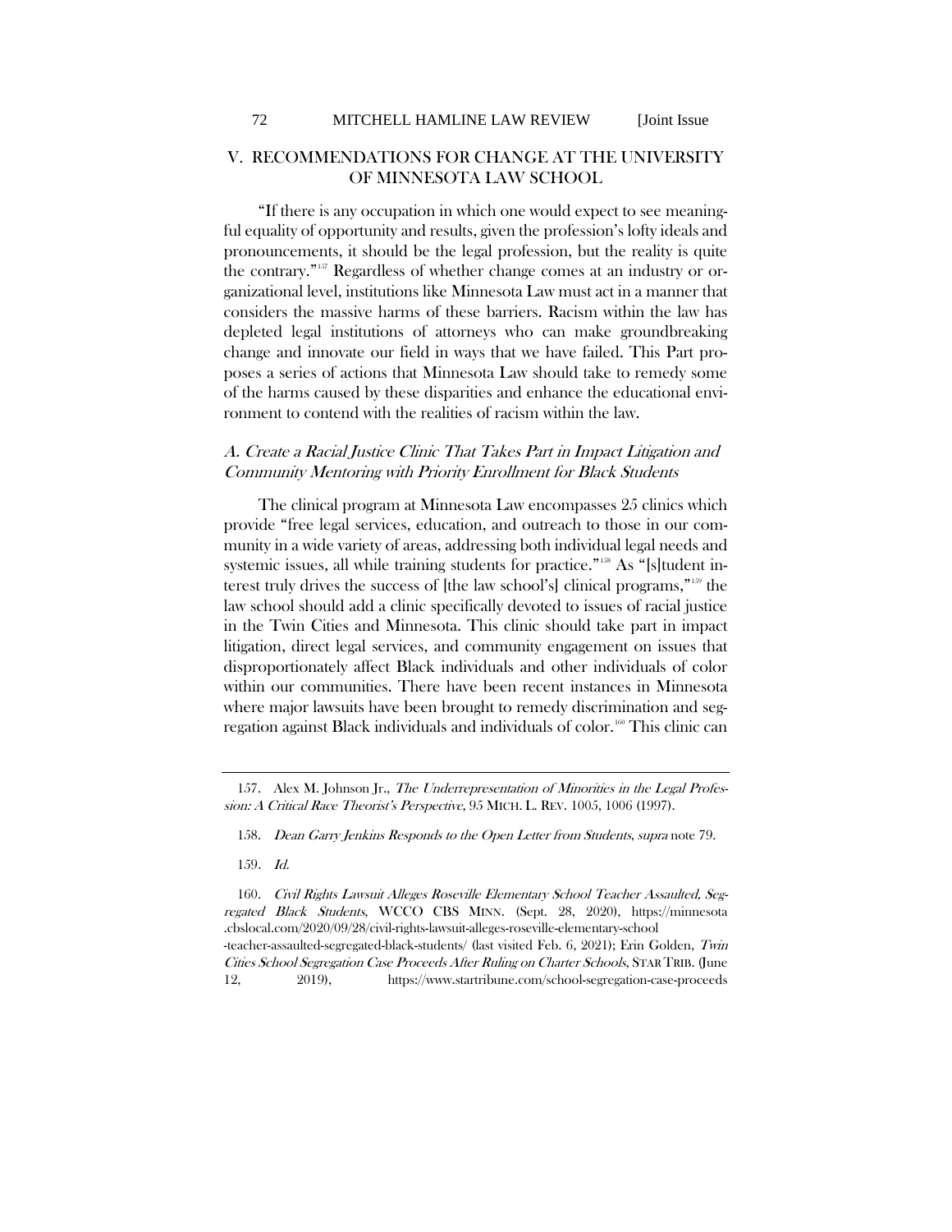## V. RECOMMENDATIONS FOR CHANGE AT THE UNIVERSITY OF MINNESOTA LAW SCHOOL

"If there is any occupation in which one would expect to see meaningful equality of opportunity and results, given the profession's lofty ideals and pronouncements, it should be the legal profession, but the reality is quite the contrary."[157] Regardless of whether change comes at an industry or organizational level, institutions like Minnesota Law must act in a manner that considers the massive harms of these barriers. Racism within the law has depleted legal institutions of attorneys who can make groundbreaking change and innovate our field in ways that we have failed. This Part proposes a series of actions that Minnesota Law should take to remedy some of the harms caused by these disparities and enhance the educational environment to contend with the realities of racism within the law.

### *A. Create a Racial Justice Clinic That Takes Part in Impact Litigation and Community Mentoring with Priority Enrollment for Black Students*

The clinical program at Minnesota Law encompasses 25 clinics which provide "free legal services, education, and outreach to those in our community in a wide variety of areas, addressing both individual legal needs and systemic issues, all while training students for practice."[158] As "[s]tudent interest truly drives the success of [the law school's] clinical programs,"[159] the law school should add a clinic specifically devoted to issues of racial justice in the Twin Cities and Minnesota. This clinic should take part in impact litigation, direct legal services, and community engagement on issues that disproportionately affect Black individuals and other individuals of color within our communities. There have been recent instances in Minnesota where major lawsuits have been brought to remedy discrimination and segregation against Black individuals and individuals of color.[160] This clinic can

---

157. Alex M. Johnson Jr., *The Underrepresentation of Minorities in the Legal Profession: A Critical Race Theorist's Perspective*, 95 MICH. L. REV. 1005, 1006 (1997).

158. *Dean Garry Jenkins Responds to the Open Letter from Students*, *supra* note 79.

159. *Id.*

160. *Civil Rights Lawsuit Alleges Roseville Elementary School Teacher Assaulted, Segregated Black Students*, WCCO CBS MINN. (Sept. 28, 2020), https://minnesota.cbslocal.com/2020/09/28/civil-rights-lawsuit-alleges-roseville-elementary-school-teacher-assaulted-segregated-black-students/ (last visited Feb. 6, 2021); Erin Golden, *Twin Cities School Segregation Case Proceeds After Ruling on Charter Schools*, STAR TRIB. (June 12, 2019), https://www.startribune.com/school-segregation-case-proceeds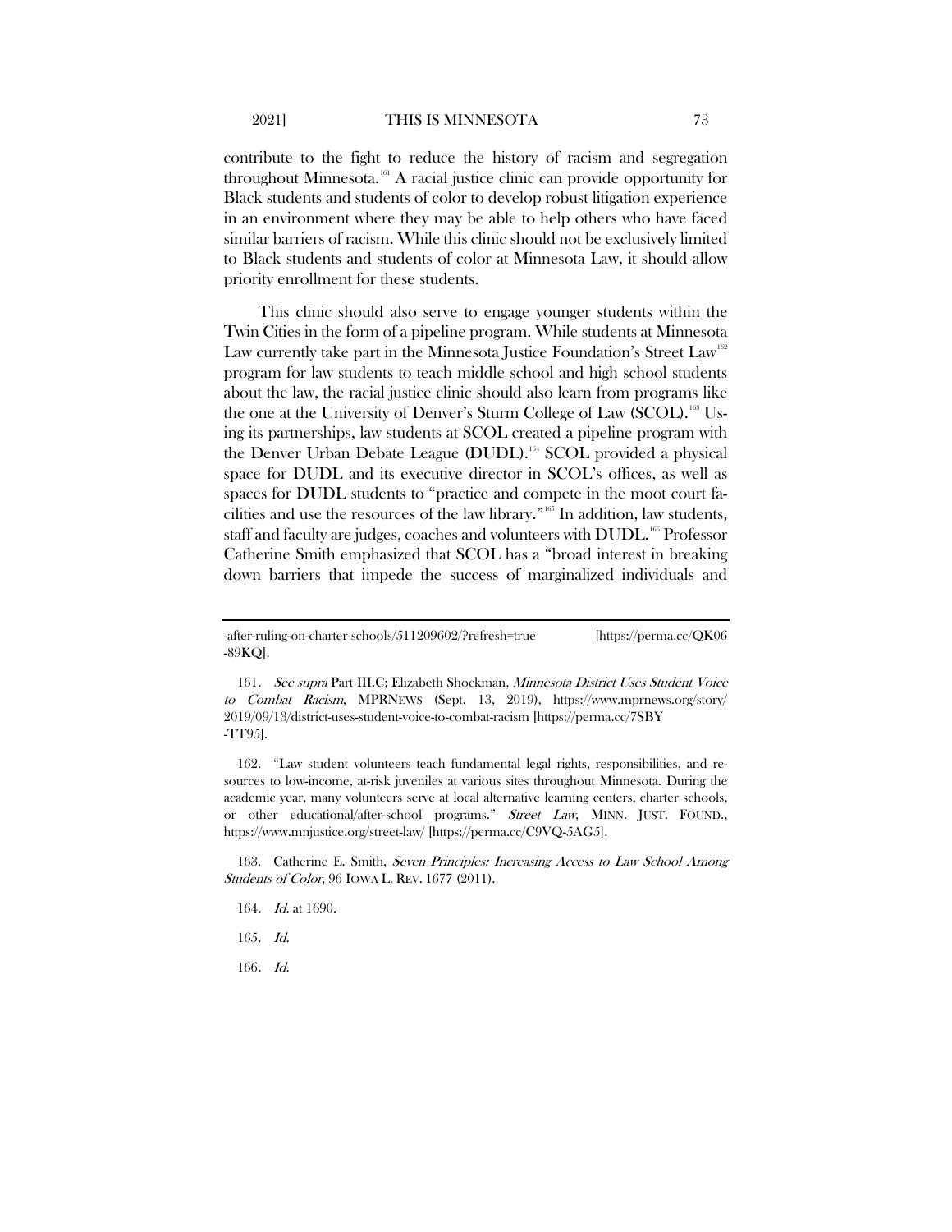contribute to the fight to reduce the history of racism and segregation throughout Minnesota.[161] A racial justice clinic can provide opportunity for Black students and students of color to develop robust litigation experience in an environment where they may be able to help others who have faced similar barriers of racism. While this clinic should not be exclusively limited to Black students and students of color at Minnesota Law, it should allow priority enrollment for these students.

This clinic should also serve to engage younger students within the Twin Cities in the form of a pipeline program. While students at Minnesota Law currently take part in the Minnesota Justice Foundation's Street Law[162] program for law students to teach middle school and high school students about the law, the racial justice clinic should also learn from programs like the one at the University of Denver's Sturm College of Law (SCOL).[163] Using its partnerships, law students at SCOL created a pipeline program with the Denver Urban Debate League (DUDL).[164] SCOL provided a physical space for DUDL and its executive director in SCOL's offices, as well as spaces for DUDL students to "practice and compete in the moot court facilities and use the resources of the law library."[165] In addition, law students, staff and faculty are judges, coaches and volunteers with DUDL.[166] Professor Catherine Smith emphasized that SCOL has a "broad interest in breaking down barriers that impede the success of marginalized individuals and

---

-after-ruling-on-charter-schools/511209602/?refresh=true [https://perma.cc/QK06-89KQ].

161. *See supra* Part III.C; Elizabeth Shockman, *Minnesota District Uses Student Voice to Combat Racism*, MPRNEWS (Sept. 13, 2019), https://www.mprnews.org/story/2019/09/13/district-uses-student-voice-to-combat-racism [https://perma.cc/7SBY-TT95].

162. "Law student volunteers teach fundamental legal rights, responsibilities, and resources to low-income, at-risk juveniles at various sites throughout Minnesota. During the academic year, many volunteers serve at local alternative learning centers, charter schools, or other educational/after-school programs." *Street Law*, MINN. JUST. FOUND., https://www.mnjustice.org/street-law/ [https://perma.cc/C9VQ-5AG5].

163. Catherine E. Smith, *Seven Principles: Increasing Access to Law School Among Students of Color*, 96 IOWA L. REV. 1677 (2011).

164. *Id.* at 1690.

165. *Id.*

166. *Id.*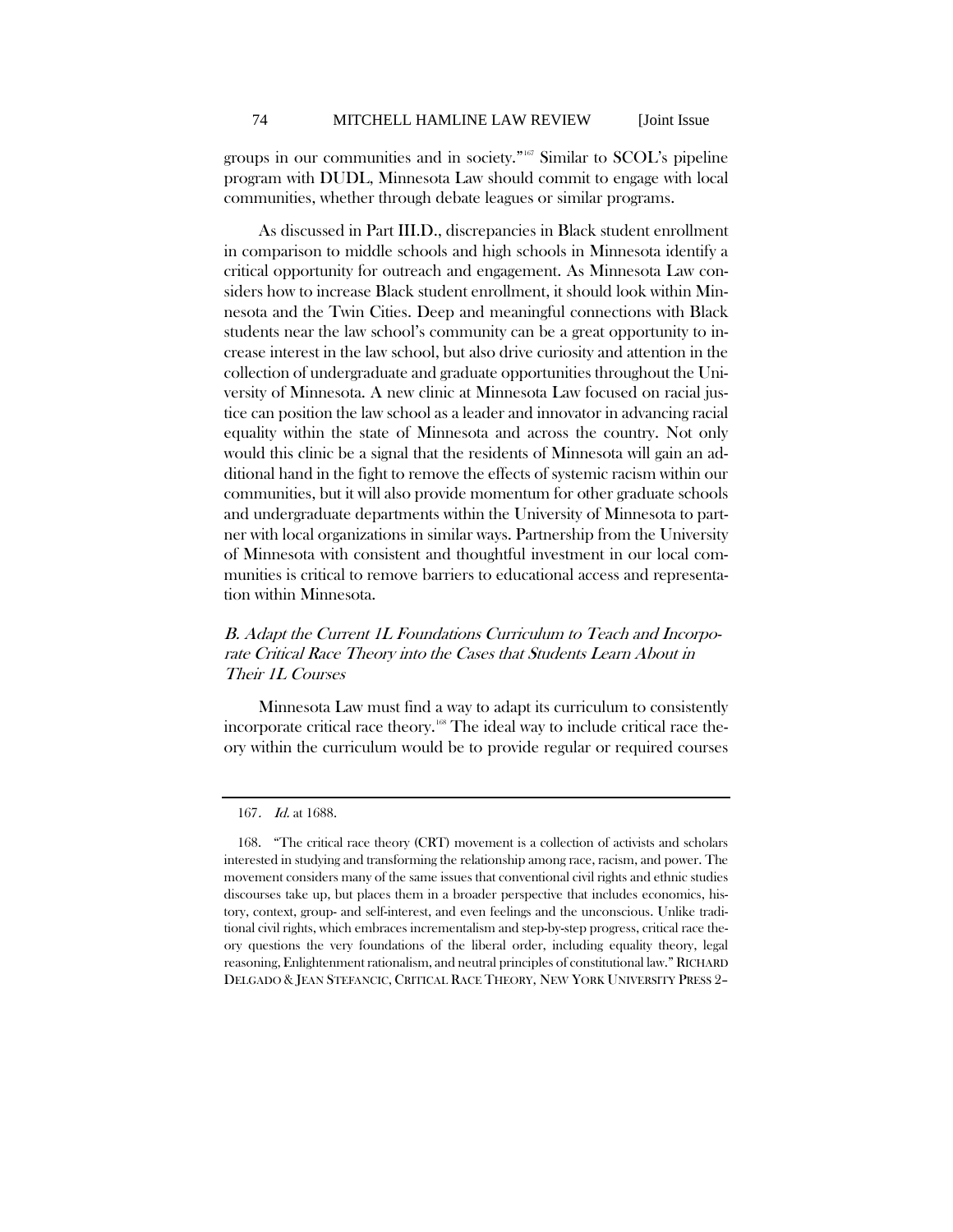groups in our communities and in society."[167] Similar to SCOL's pipeline program with DUDL, Minnesota Law should commit to engage with local communities, whether through debate leagues or similar programs.

As discussed in Part III.D., discrepancies in Black student enrollment in comparison to middle schools and high schools in Minnesota identify a critical opportunity for outreach and engagement. As Minnesota Law considers how to increase Black student enrollment, it should look within Minnesota and the Twin Cities. Deep and meaningful connections with Black students near the law school's community can be a great opportunity to increase interest in the law school, but also drive curiosity and attention in the collection of undergraduate and graduate opportunities throughout the University of Minnesota. A new clinic at Minnesota Law focused on racial justice can position the law school as a leader and innovator in advancing racial equality within the state of Minnesota and across the country. Not only would this clinic be a signal that the residents of Minnesota will gain an additional hand in the fight to remove the effects of systemic racism within our communities, but it will also provide momentum for other graduate schools and undergraduate departments within the University of Minnesota to partner with local organizations in similar ways. Partnership from the University of Minnesota with consistent and thoughtful investment in our local communities is critical to remove barriers to educational access and representation within Minnesota.

### *B. Adapt the Current 1L Foundations Curriculum to Teach and Incorporate Critical Race Theory into the Cases that Students Learn About in Their 1L Courses*

Minnesota Law must find a way to adapt its curriculum to consistently incorporate critical race theory.[168] The ideal way to include critical race theory within the curriculum would be to provide regular or required courses

---

167. *Id.* at 1688.

168. "The critical race theory (CRT) movement is a collection of activists and scholars interested in studying and transforming the relationship among race, racism, and power. The movement considers many of the same issues that conventional civil rights and ethnic studies discourses take up, but places them in a broader perspective that includes economics, history, context, group- and self-interest, and even feelings and the unconscious. Unlike traditional civil rights, which embraces incrementalism and step-by-step progress, critical race theory questions the very foundations of the liberal order, including equality theory, legal reasoning, Enlightenment rationalism, and neutral principles of constitutional law." RICHARD DELGADO & JEAN STEFANCIC, CRITICAL RACE THEORY, NEW YORK UNIVERSITY PRESS 2–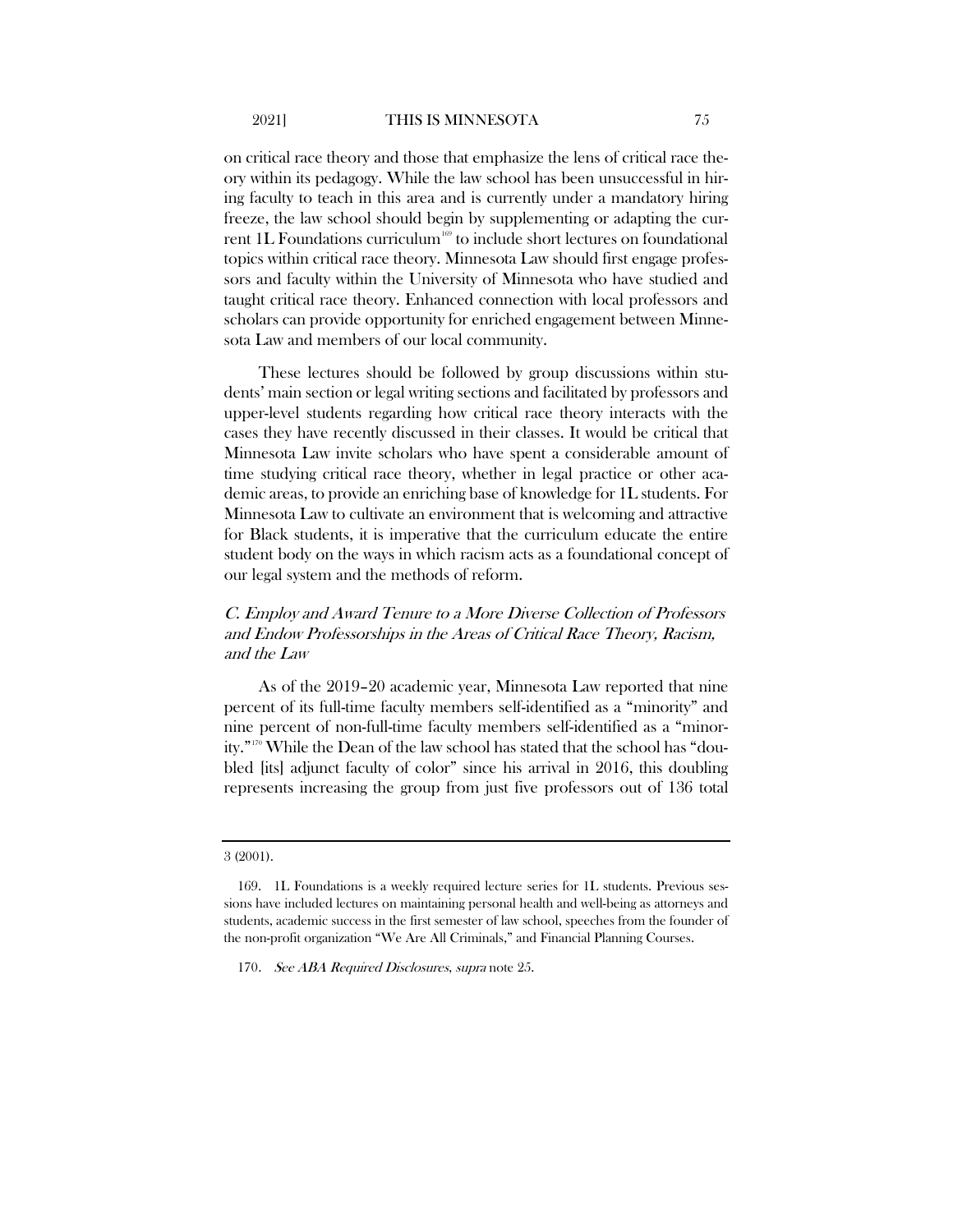on critical race theory and those that emphasize the lens of critical race theory within its pedagogy. While the law school has been unsuccessful in hiring faculty to teach in this area and is currently under a mandatory hiring freeze, the law school should begin by supplementing or adapting the current 1L Foundations curriculum[169] to include short lectures on foundational topics within critical race theory. Minnesota Law should first engage professors and faculty within the University of Minnesota who have studied and taught critical race theory. Enhanced connection with local professors and scholars can provide opportunity for enriched engagement between Minnesota Law and members of our local community.

These lectures should be followed by group discussions within students' main section or legal writing sections and facilitated by professors and upper-level students regarding how critical race theory interacts with the cases they have recently discussed in their classes. It would be critical that Minnesota Law invite scholars who have spent a considerable amount of time studying critical race theory, whether in legal practice or other academic areas, to provide an enriching base of knowledge for 1L students. For Minnesota Law to cultivate an environment that is welcoming and attractive for Black students, it is imperative that the curriculum educate the entire student body on the ways in which racism acts as a foundational concept of our legal system and the methods of reform.

### *C. Employ and Award Tenure to a More Diverse Collection of Professors and Endow Professorships in the Areas of Critical Race Theory, Racism, and the Law*

As of the 2019–20 academic year, Minnesota Law reported that nine percent of its full-time faculty members self-identified as a "minority" and nine percent of non-full-time faculty members self-identified as a "minority."[170] While the Dean of the law school has stated that the school has "doubled [its] adjunct faculty of color" since his arrival in 2016, this doubling represents increasing the group from just five professors out of 136 total

---

3 (2001).

169. 1L Foundations is a weekly required lecture series for 1L students. Previous sessions have included lectures on maintaining personal health and well-being as attorneys and students, academic success in the first semester of law school, speeches from the founder of the non-profit organization "We Are All Criminals," and Financial Planning Courses.

170. *See ABA Required Disclosures*, *supra* note 25.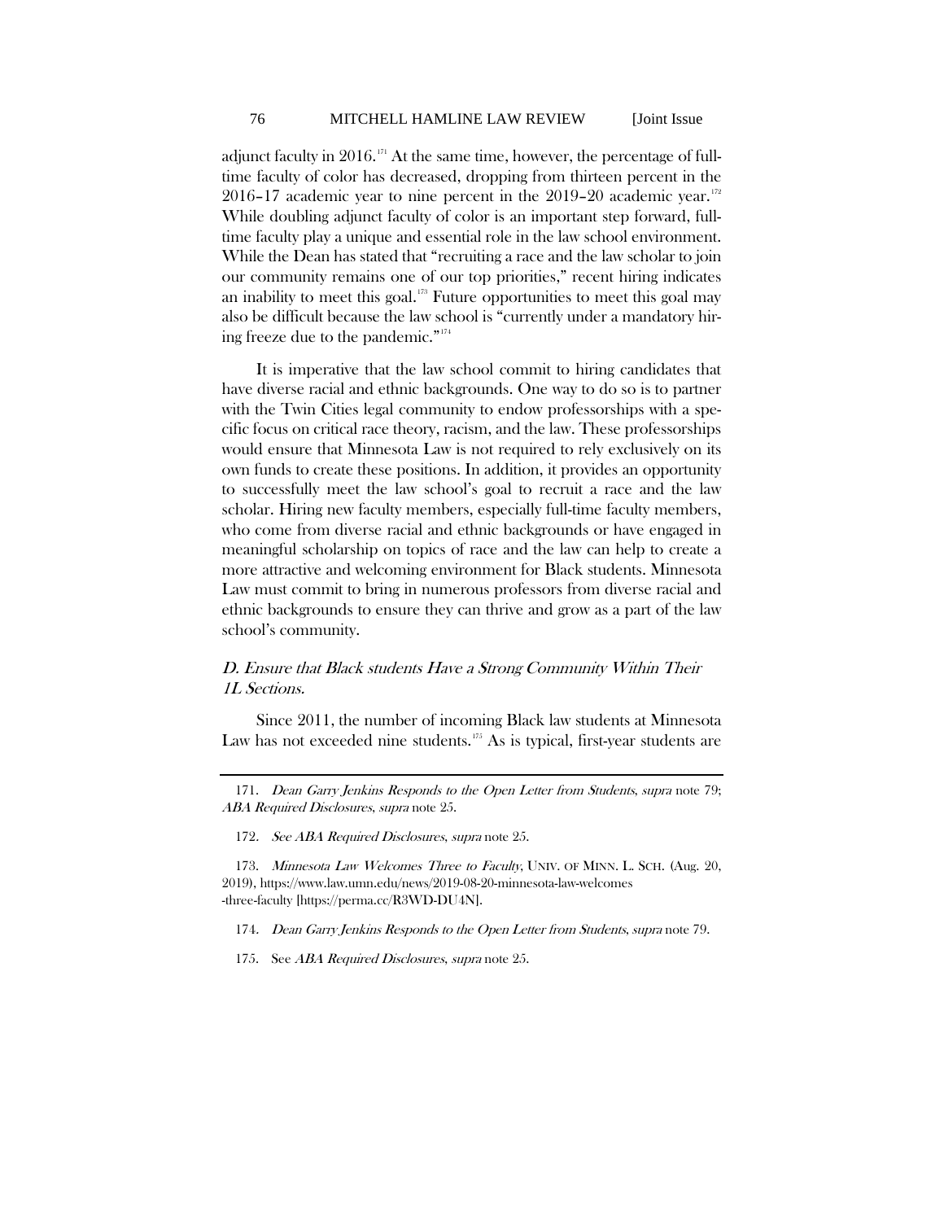adjunct faculty in 2016.[171] At the same time, however, the percentage of full-time faculty of color has decreased, dropping from thirteen percent in the 2016–17 academic year to nine percent in the 2019–20 academic year.[172] While doubling adjunct faculty of color is an important step forward, full-time faculty play a unique and essential role in the law school environment. While the Dean has stated that "recruiting a race and the law scholar to join our community remains one of our top priorities," recent hiring indicates an inability to meet this goal.[173] Future opportunities to meet this goal may also be difficult because the law school is "currently under a mandatory hiring freeze due to the pandemic."[174]

It is imperative that the law school commit to hiring candidates that have diverse racial and ethnic backgrounds. One way to do so is to partner with the Twin Cities legal community to endow professorships with a specific focus on critical race theory, racism, and the law. These professorships would ensure that Minnesota Law is not required to rely exclusively on its own funds to create these positions. In addition, it provides an opportunity to successfully meet the law school's goal to recruit a race and the law scholar. Hiring new faculty members, especially full-time faculty members, who come from diverse racial and ethnic backgrounds or have engaged in meaningful scholarship on topics of race and the law can help to create a more attractive and welcoming environment for Black students. Minnesota Law must commit to bring in numerous professors from diverse racial and ethnic backgrounds to ensure they can thrive and grow as a part of the law school's community.

### *D. Ensure that Black students Have a Strong Community Within Their 1L Sections.*

Since 2011, the number of incoming Black law students at Minnesota Law has not exceeded nine students.[175] As is typical, first-year students are

---

171. *Dean Garry Jenkins Responds to the Open Letter from Students*, *supra* note 79; *ABA Required Disclosures*, *supra* note 25.

172. *See ABA Required Disclosures*, *supra* note 25.

173. *Minnesota Law Welcomes Three to Faculty*, UNIV. OF MINN. L. SCH. (Aug. 20, 2019), https://www.law.umn.edu/news/2019-08-20-minnesota-law-welcomes-three-faculty [https://perma.cc/R3WD-DU4N].

174. *Dean Garry Jenkins Responds to the Open Letter from Students*, *supra* note 79.

175. See *ABA Required Disclosures*, *supra* note 25.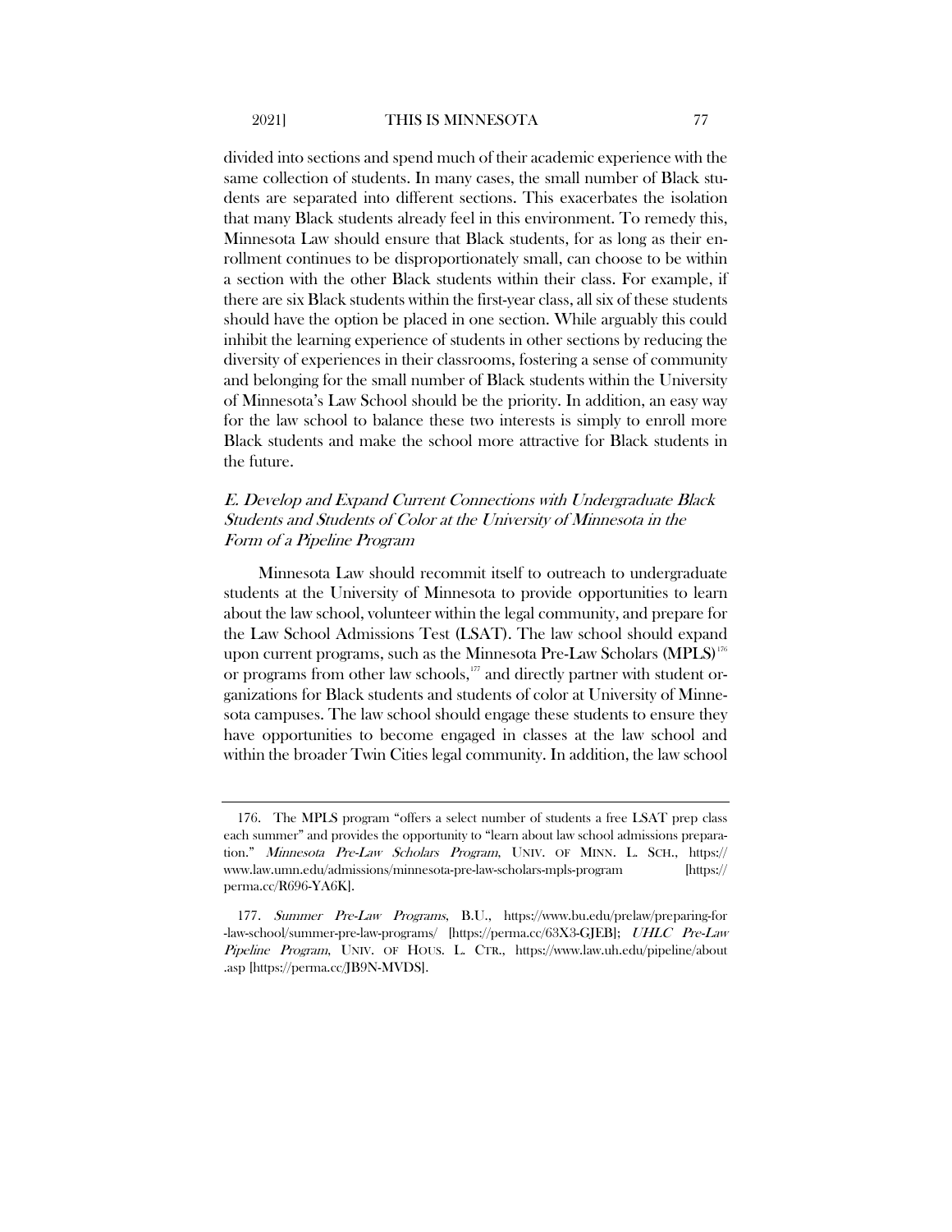divided into sections and spend much of their academic experience with the same collection of students. In many cases, the small number of Black students are separated into different sections. This exacerbates the isolation that many Black students already feel in this environment. To remedy this, Minnesota Law should ensure that Black students, for as long as their enrollment continues to be disproportionately small, can choose to be within a section with the other Black students within their class. For example, if there are six Black students within the first-year class, all six of these students should have the option be placed in one section. While arguably this could inhibit the learning experience of students in other sections by reducing the diversity of experiences in their classrooms, fostering a sense of community and belonging for the small number of Black students within the University of Minnesota's Law School should be the priority. In addition, an easy way for the law school to balance these two interests is simply to enroll more Black students and make the school more attractive for Black students in the future.

### *E. Develop and Expand Current Connections with Undergraduate Black Students and Students of Color at the University of Minnesota in the Form of a Pipeline Program*

Minnesota Law should recommit itself to outreach to undergraduate students at the University of Minnesota to provide opportunities to learn about the law school, volunteer within the legal community, and prepare for the Law School Admissions Test (LSAT). The law school should expand upon current programs, such as the Minnesota Pre-Law Scholars (MPLS)[176] or programs from other law schools,[177] and directly partner with student organizations for Black students and students of color at University of Minnesota campuses. The law school should engage these students to ensure they have opportunities to become engaged in classes at the law school and within the broader Twin Cities legal community. In addition, the law school

---

176. The MPLS program "offers a select number of students a free LSAT prep class each summer" and provides the opportunity to "learn about law school admissions preparation." *Minnesota Pre-Law Scholars Program*, UNIV. OF MINN. L. SCH., https://www.law.umn.edu/admissions/minnesota-pre-law-scholars-mpls-program [https://perma.cc/R696-YA6K].

177. *Summer Pre-Law Programs*, B.U., https://www.bu.edu/prelaw/preparing-for-law-school/summer-pre-law-programs/ [https://perma.cc/63X3-GJEB]; *UHLC Pre-Law Pipeline Program*, UNIV. OF HOUS. L. CTR., https://www.law.uh.edu/pipeline/about.asp [https://perma.cc/JB9N-MVDS].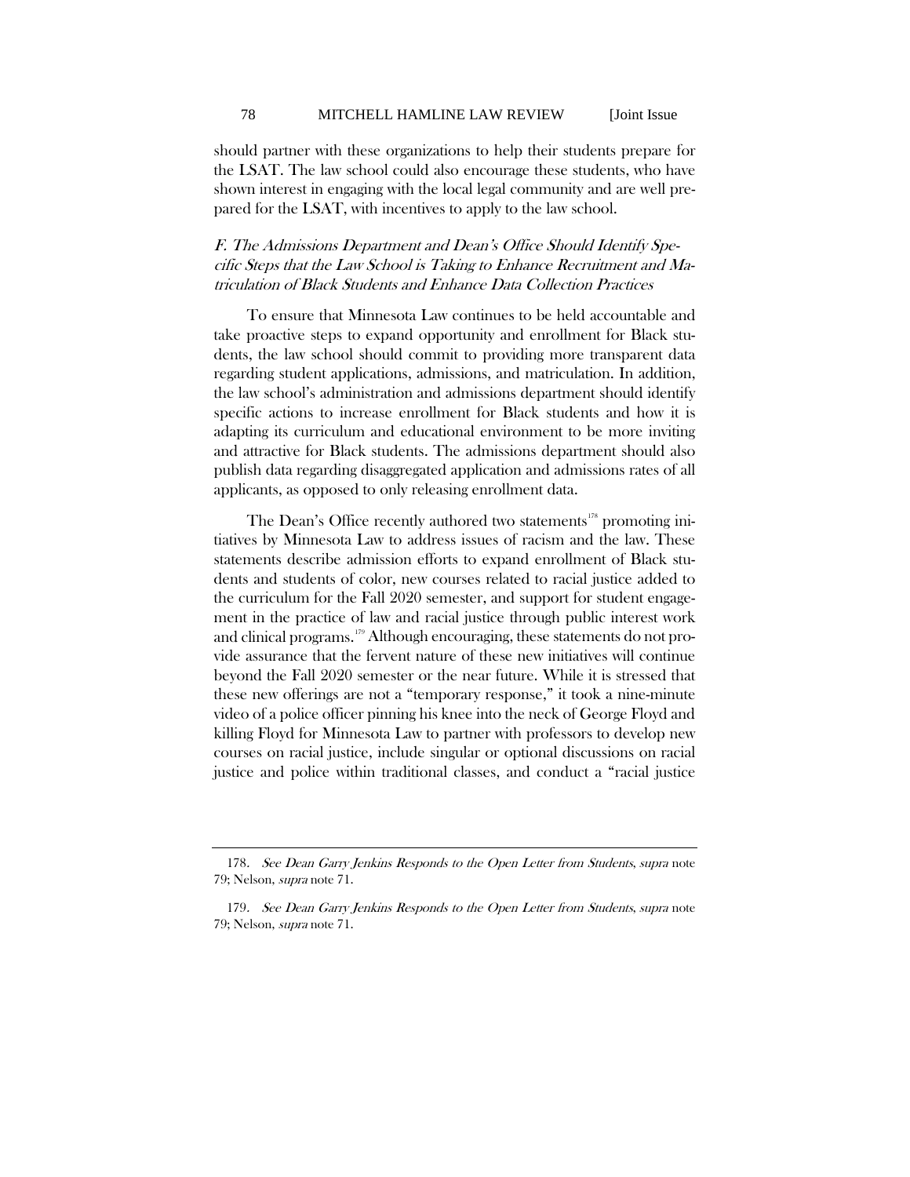should partner with these organizations to help their students prepare for the LSAT. The law school could also encourage these students, who have shown interest in engaging with the local legal community and are well prepared for the LSAT, with incentives to apply to the law school.

### *F. The Admissions Department and Dean's Office Should Identify Specific Steps that the Law School is Taking to Enhance Recruitment and Matriculation of Black Students and Enhance Data Collection Practices*

To ensure that Minnesota Law continues to be held accountable and take proactive steps to expand opportunity and enrollment for Black students, the law school should commit to providing more transparent data regarding student applications, admissions, and matriculation. In addition, the law school's administration and admissions department should identify specific actions to increase enrollment for Black students and how it is adapting its curriculum and educational environment to be more inviting and attractive for Black students. The admissions department should also publish data regarding disaggregated application and admissions rates of all applicants, as opposed to only releasing enrollment data.

The Dean's Office recently authored two statements[178] promoting initiatives by Minnesota Law to address issues of racism and the law. These statements describe admission efforts to expand enrollment of Black students and students of color, new courses related to racial justice added to the curriculum for the Fall 2020 semester, and support for student engagement in the practice of law and racial justice through public interest work and clinical programs.[179] Although encouraging, these statements do not provide assurance that the fervent nature of these new initiatives will continue beyond the Fall 2020 semester or the near future. While it is stressed that these new offerings are not a "temporary response," it took a nine-minute video of a police officer pinning his knee into the neck of George Floyd and killing Floyd for Minnesota Law to partner with professors to develop new courses on racial justice, include singular or optional discussions on racial justice and police within traditional classes, and conduct a "racial justice

---

178. *See Dean Garry Jenkins Responds to the Open Letter from Students*, *supra* note 79; Nelson, *supra* note 71.

179. *See Dean Garry Jenkins Responds to the Open Letter from Students*, *supra* note 79; Nelson, *supra* note 71.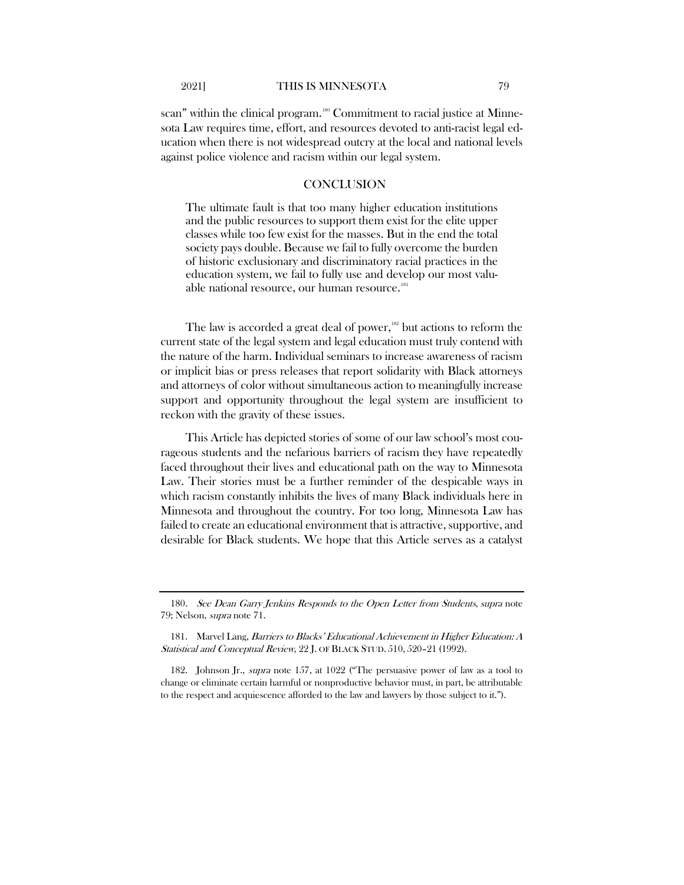scan" within the clinical program.[180] Commitment to racial justice at Minnesota Law requires time, effort, and resources devoted to anti-racist legal education when there is not widespread outcry at the local and national levels against police violence and racism within our legal system.

## CONCLUSION

> The ultimate fault is that too many higher education institutions and the public resources to support them exist for the elite upper classes while too few exist for the masses. But in the end the total society pays double. Because we fail to fully overcome the burden of historic exclusionary and discriminatory racial practices in the education system, we fail to fully use and develop our most valuable national resource, our human resource.[181]

The law is accorded a great deal of power,[182] but actions to reform the current state of the legal system and legal education must truly contend with the nature of the harm. Individual seminars to increase awareness of racism or implicit bias or press releases that report solidarity with Black attorneys and attorneys of color without simultaneous action to meaningfully increase support and opportunity throughout the legal system are insufficient to reckon with the gravity of these issues.

This Article has depicted stories of some of our law school's most courageous students and the nefarious barriers of racism they have repeatedly faced throughout their lives and educational path on the way to Minnesota Law. Their stories must be a further reminder of the despicable ways in which racism constantly inhibits the lives of many Black individuals here in Minnesota and throughout the country. For too long, Minnesota Law has failed to create an educational environment that is attractive, supportive, and desirable for Black students. We hope that this Article serves as a catalyst

---

180. *See Dean Garry Jenkins Responds to the Open Letter from Students*, *supra* note 79; Nelson, *supra* note 71.

181. Marvel Lang, *Barriers to Blacks' Educational Achievement in Higher Education: A Statistical and Conceptual Review*, 22 J. OF BLACK STUD. 510, 520–21 (1992).

182. Johnson Jr., *supra* note 157, at 1022 ("The persuasive power of law as a tool to change or eliminate certain harmful or nonproductive behavior must, in part, be attributable to the respect and acquiescence afforded to the law and lawyers by those subject to it.").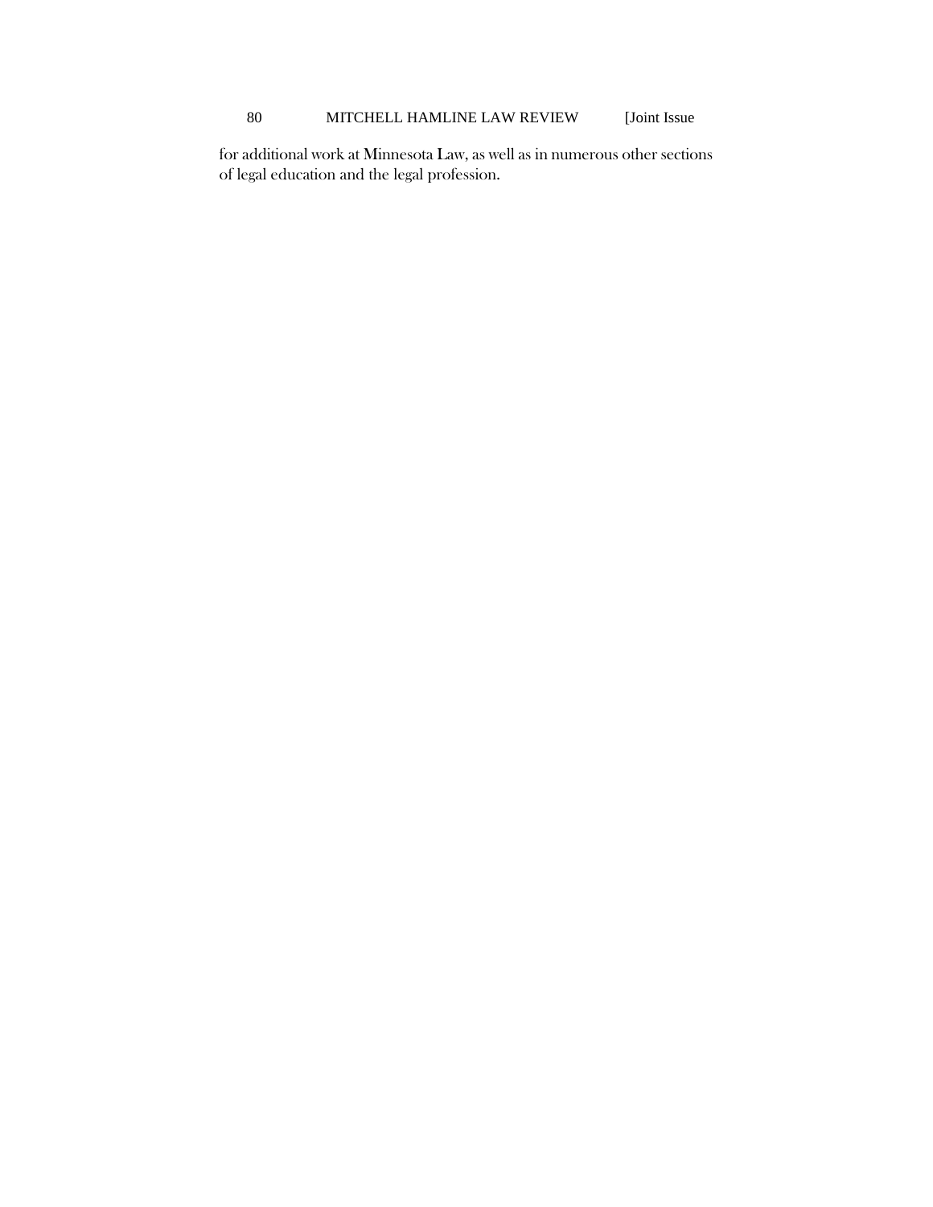for additional work at Minnesota Law, as well as in numerous other sections of legal education and the legal profession.